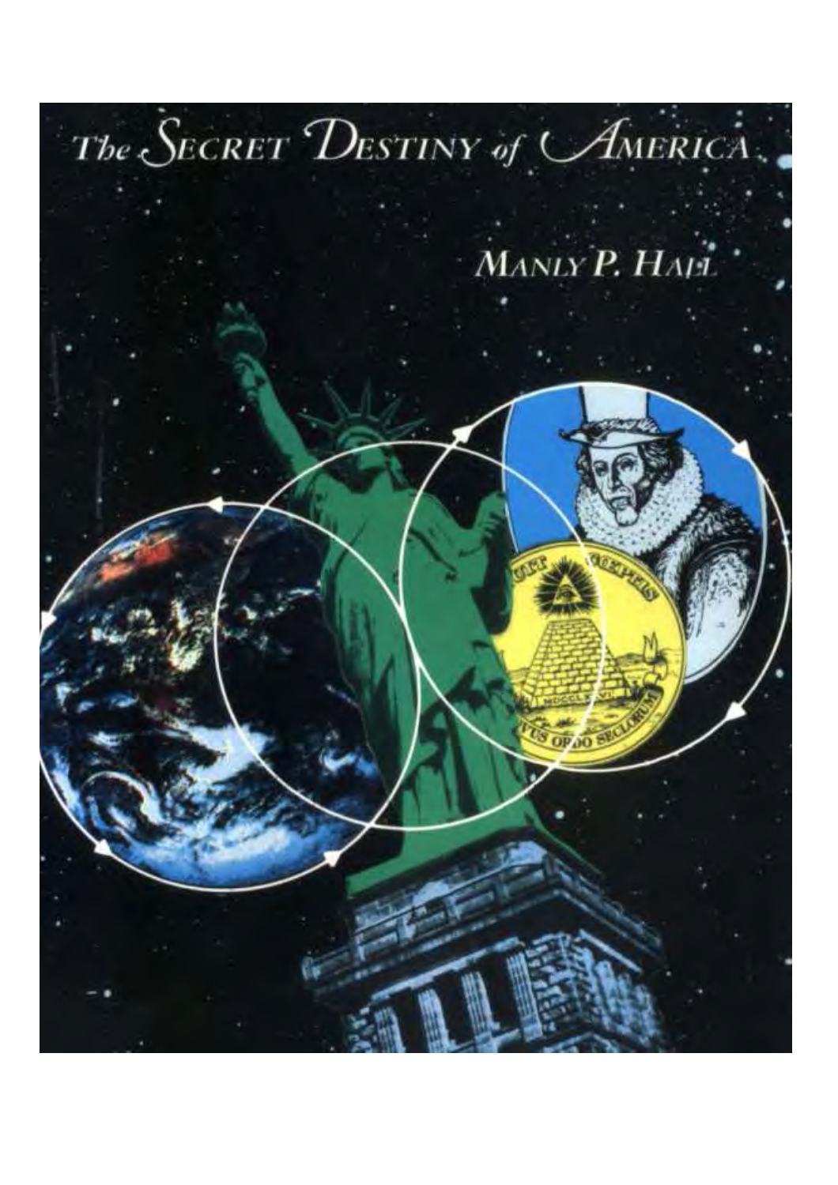# The Secret Destiny of America

## Manly P. Hall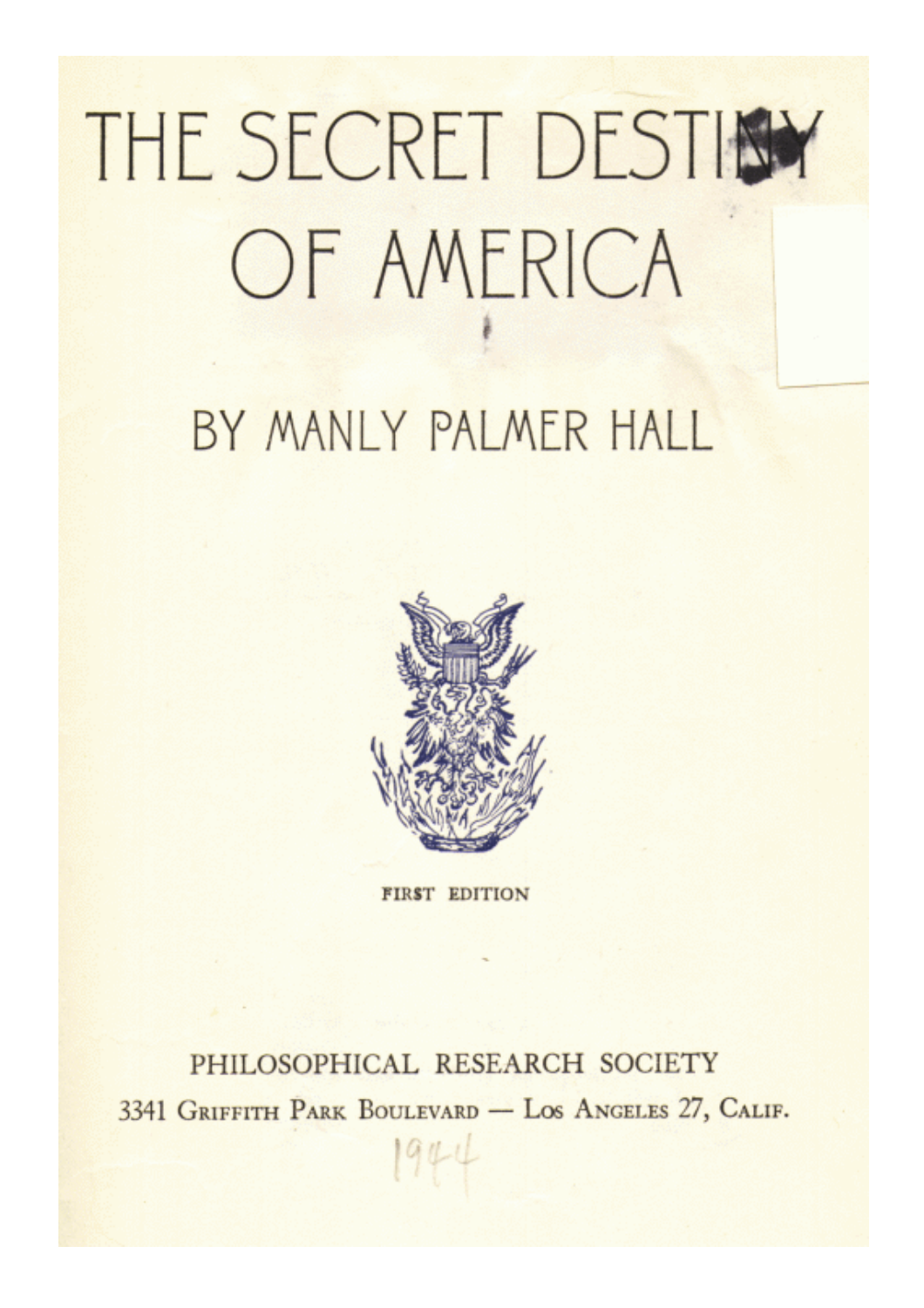# THE SECRET DESTINY OF AMERICA

## BY MANLY PALMER HALL

FIRST EDITION

PHILOSOPHICAL RESEARCH SOCIETY

3341 Griffith Park Boulevard — Los Angeles 27, Calif.

1944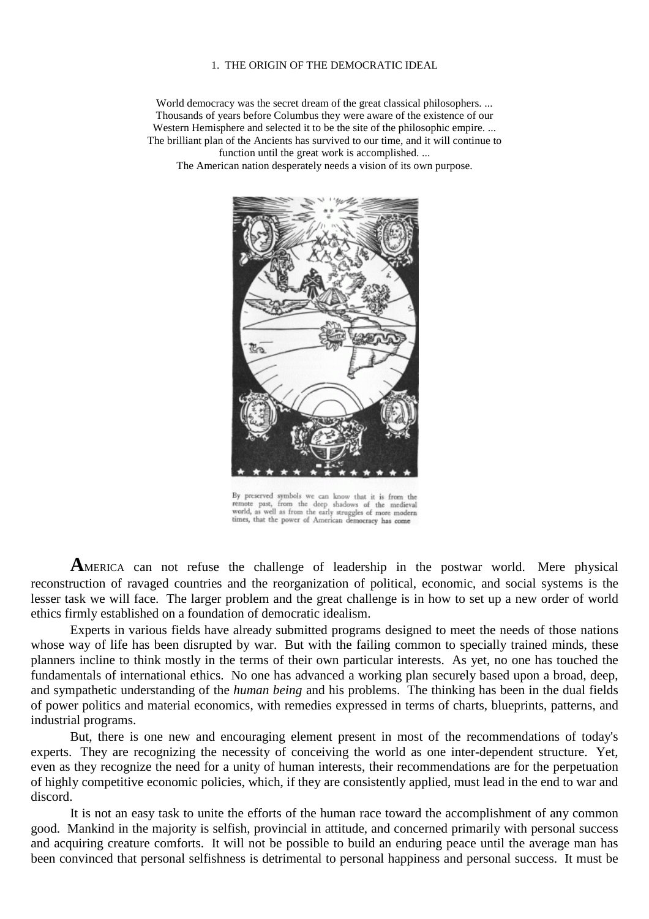# 1. THE ORIGIN OF THE DEMOCRATIC IDEAL

World democracy was the secret dream of the great classical philosophers. ...
Thousands of years before Columbus they were aware of the existence of our Western Hemisphere and selected it to be the site of the philosophic empire. ...
The brilliant plan of the Ancients has survived to our time, and it will continue to function until the great work is accomplished. ...
The American nation desperately needs a vision of its own purpose.

By preserved symbols we can know that it is from the remote past, from the deep shadows of the medieval world, as well as from the early struggles of more modern times, that the power of American democracy has come

**A**MERICA can not refuse the challenge of leadership in the postwar world. Mere physical reconstruction of ravaged countries and the reorganization of political, economic, and social systems is the lesser task we will face. The larger problem and the great challenge is in how to set up a new order of world ethics firmly established on a foundation of democratic idealism.

Experts in various fields have already submitted programs designed to meet the needs of those nations whose way of life has been disrupted by war. But with the failing common to specially trained minds, these planners incline to think mostly in the terms of their own particular interests. As yet, no one has touched the fundamentals of international ethics. No one has advanced a working plan securely based upon a broad, deep, and sympathetic understanding of the *human being* and his problems. The thinking has been in the dual fields of power politics and material economics, with remedies expressed in terms of charts, blueprints, patterns, and industrial programs.

But, there is one new and encouraging element present in most of the recommendations of today's experts. They are recognizing the necessity of conceiving the world as one inter-dependent structure. Yet, even as they recognize the need for a unity of human interests, their recommendations are for the perpetuation of highly competitive economic policies, which, if they are consistently applied, must lead in the end to war and discord.

It is not an easy task to unite the efforts of the human race toward the accomplishment of any common good. Mankind in the majority is selfish, provincial in attitude, and concerned primarily with personal success and acquiring creature comforts. It will not be possible to build an enduring peace until the average man has been convinced that personal selfishness is detrimental to personal happiness and personal success. It must be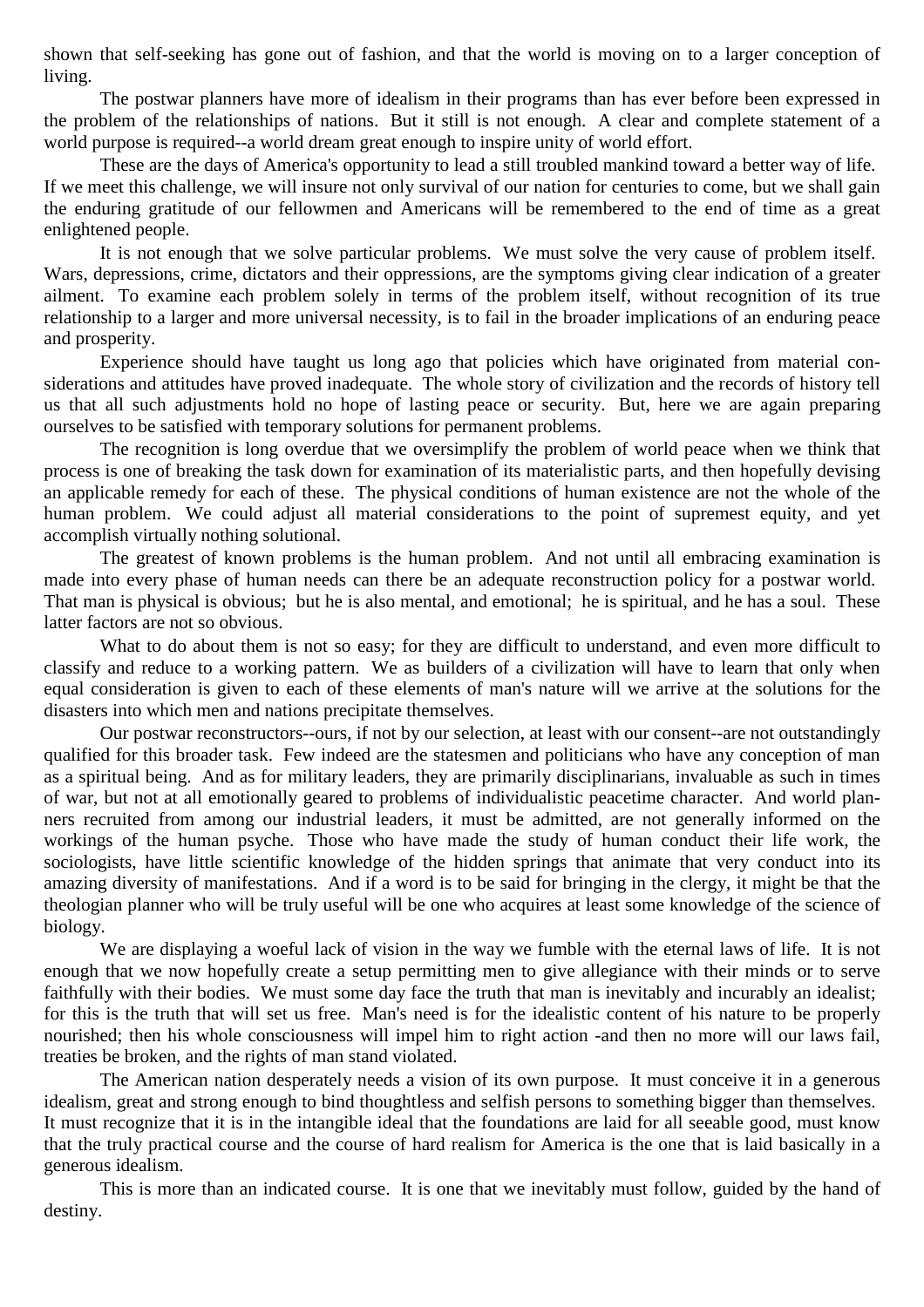shown that self-seeking has gone out of fashion, and that the world is moving on to a larger conception of living.

The postwar planners have more of idealism in their programs than has ever before been expressed in the problem of the relationships of nations. But it still is not enough. A clear and complete statement of a world purpose is required--a world dream great enough to inspire unity of world effort.

These are the days of America's opportunity to lead a still troubled mankind toward a better way of life. If we meet this challenge, we will insure not only survival of our nation for centuries to come, but we shall gain the enduring gratitude of our fellowmen and Americans will be remembered to the end of time as a great enlightened people.

It is not enough that we solve particular problems. We must solve the very cause of problem itself. Wars, depressions, crime, dictators and their oppressions, are the symptoms giving clear indication of a greater ailment. To examine each problem solely in terms of the problem itself, without recognition of its true relationship to a larger and more universal necessity, is to fail in the broader implications of an enduring peace and prosperity.

Experience should have taught us long ago that policies which have originated from material considerations and attitudes have proved inadequate. The whole story of civilization and the records of history tell us that all such adjustments hold no hope of lasting peace or security. But, here we are again preparing ourselves to be satisfied with temporary solutions for permanent problems.

The recognition is long overdue that we oversimplify the problem of world peace when we think that process is one of breaking the task down for examination of its materialistic parts, and then hopefully devising an applicable remedy for each of these. The physical conditions of human existence are not the whole of the human problem. We could adjust all material considerations to the point of supremest equity, and yet accomplish virtually nothing solutional.

The greatest of known problems is the human problem. And not until all embracing examination is made into every phase of human needs can there be an adequate reconstruction policy for a postwar world. That man is physical is obvious; but he is also mental, and emotional; he is spiritual, and he has a soul. These latter factors are not so obvious.

What to do about them is not so easy; for they are difficult to understand, and even more difficult to classify and reduce to a working pattern. We as builders of a civilization will have to learn that only when equal consideration is given to each of these elements of man's nature will we arrive at the solutions for the disasters into which men and nations precipitate themselves.

Our postwar reconstructors--ours, if not by our selection, at least with our consent--are not outstandingly qualified for this broader task. Few indeed are the statesmen and politicians who have any conception of man as a spiritual being. And as for military leaders, they are primarily disciplinarians, invaluable as such in times of war, but not at all emotionally geared to problems of individualistic peacetime character. And world planners recruited from among our industrial leaders, it must be admitted, are not generally informed on the workings of the human psyche. Those who have made the study of human conduct their life work, the sociologists, have little scientific knowledge of the hidden springs that animate that very conduct into its amazing diversity of manifestations. And if a word is to be said for bringing in the clergy, it might be that the theologian planner who will be truly useful will be one who acquires at least some knowledge of the science of biology.

We are displaying a woeful lack of vision in the way we fumble with the eternal laws of life. It is not enough that we now hopefully create a setup permitting men to give allegiance with their minds or to serve faithfully with their bodies. We must some day face the truth that man is inevitably and incurably an idealist; for this is the truth that will set us free. Man's need is for the idealistic content of his nature to be properly nourished; then his whole consciousness will impel him to right action -and then no more will our laws fail, treaties be broken, and the rights of man stand violated.

The American nation desperately needs a vision of its own purpose. It must conceive it in a generous idealism, great and strong enough to bind thoughtless and selfish persons to something bigger than themselves. It must recognize that it is in the intangible ideal that the foundations are laid for all seeable good, must know that the truly practical course and the course of hard realism for America is the one that is laid basically in a generous idealism.

This is more than an indicated course. It is one that we inevitably must follow, guided by the hand of destiny.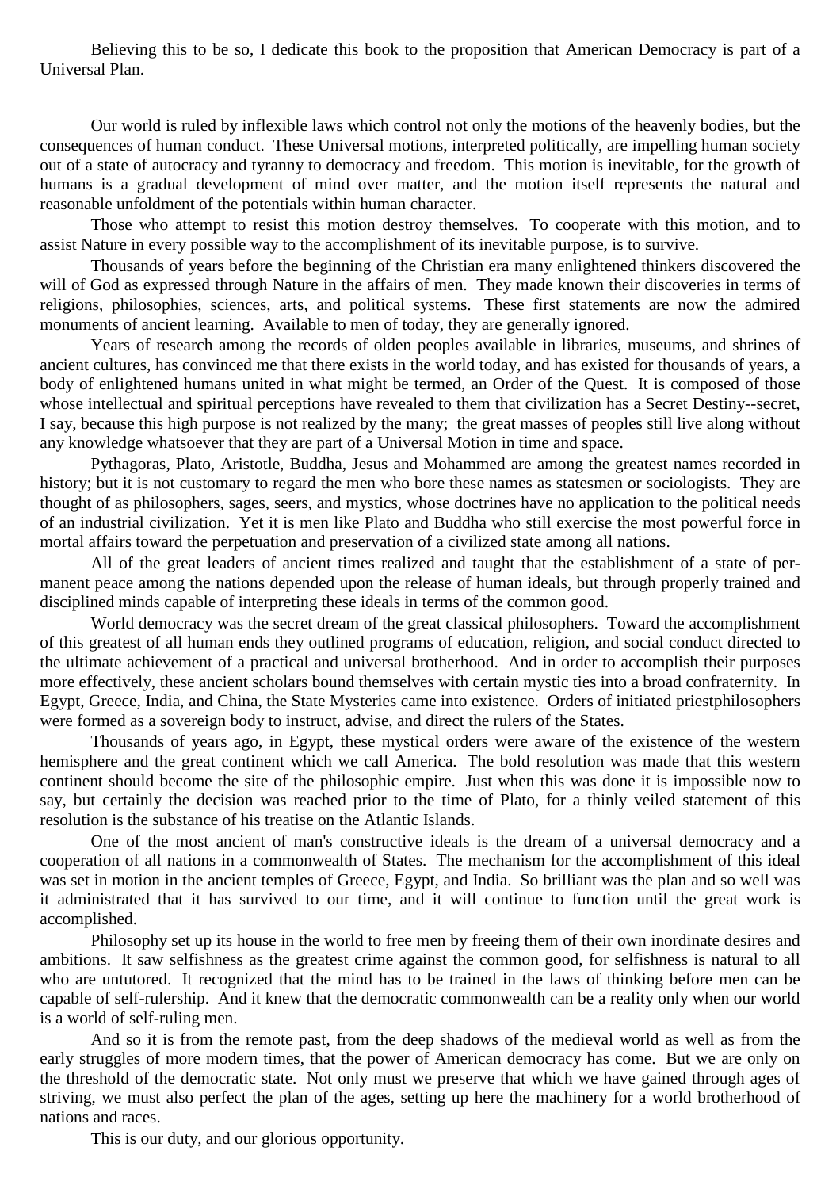Believing this to be so, I dedicate this book to the proposition that American Democracy is part of a Universal Plan.

Our world is ruled by inflexible laws which control not only the motions of the heavenly bodies, but the consequences of human conduct. These Universal motions, interpreted politically, are impelling human society out of a state of autocracy and tyranny to democracy and freedom. This motion is inevitable, for the growth of humans is a gradual development of mind over matter, and the motion itself represents the natural and reasonable unfoldment of the potentials within human character.

Those who attempt to resist this motion destroy themselves. To cooperate with this motion, and to assist Nature in every possible way to the accomplishment of its inevitable purpose, is to survive.

Thousands of years before the beginning of the Christian era many enlightened thinkers discovered the will of God as expressed through Nature in the affairs of men. They made known their discoveries in terms of religions, philosophies, sciences, arts, and political systems. These first statements are now the admired monuments of ancient learning. Available to men of today, they are generally ignored.

Years of research among the records of olden peoples available in libraries, museums, and shrines of ancient cultures, has convinced me that there exists in the world today, and has existed for thousands of years, a body of enlightened humans united in what might be termed, an Order of the Quest. It is composed of those whose intellectual and spiritual perceptions have revealed to them that civilization has a Secret Destiny--secret, I say, because this high purpose is not realized by the many; the great masses of peoples still live along without any knowledge whatsoever that they are part of a Universal Motion in time and space.

Pythagoras, Plato, Aristotle, Buddha, Jesus and Mohammed are among the greatest names recorded in history; but it is not customary to regard the men who bore these names as statesmen or sociologists. They are thought of as philosophers, sages, seers, and mystics, whose doctrines have no application to the political needs of an industrial civilization. Yet it is men like Plato and Buddha who still exercise the most powerful force in mortal affairs toward the perpetuation and preservation of a civilized state among all nations.

All of the great leaders of ancient times realized and taught that the establishment of a state of permanent peace among the nations depended upon the release of human ideals, but through properly trained and disciplined minds capable of interpreting these ideals in terms of the common good.

World democracy was the secret dream of the great classical philosophers. Toward the accomplishment of this greatest of all human ends they outlined programs of education, religion, and social conduct directed to the ultimate achievement of a practical and universal brotherhood. And in order to accomplish their purposes more effectively, these ancient scholars bound themselves with certain mystic ties into a broad confraternity. In Egypt, Greece, India, and China, the State Mysteries came into existence. Orders of initiated priestphilosophers were formed as a sovereign body to instruct, advise, and direct the rulers of the States.

Thousands of years ago, in Egypt, these mystical orders were aware of the existence of the western hemisphere and the great continent which we call America. The bold resolution was made that this western continent should become the site of the philosophic empire. Just when this was done it is impossible now to say, but certainly the decision was reached prior to the time of Plato, for a thinly veiled statement of this resolution is the substance of his treatise on the Atlantic Islands.

One of the most ancient of man's constructive ideals is the dream of a universal democracy and a cooperation of all nations in a commonwealth of States. The mechanism for the accomplishment of this ideal was set in motion in the ancient temples of Greece, Egypt, and India. So brilliant was the plan and so well was it administrated that it has survived to our time, and it will continue to function until the great work is accomplished.

Philosophy set up its house in the world to free men by freeing them of their own inordinate desires and ambitions. It saw selfishness as the greatest crime against the common good, for selfishness is natural to all who are untutored. It recognized that the mind has to be trained in the laws of thinking before men can be capable of self-rulership. And it knew that the democratic commonwealth can be a reality only when our world is a world of self-ruling men.

And so it is from the remote past, from the deep shadows of the medieval world as well as from the early struggles of more modern times, that the power of American democracy has come. But we are only on the threshold of the democratic state. Not only must we preserve that which we have gained through ages of striving, we must also perfect the plan of the ages, setting up here the machinery for a world brotherhood of nations and races.

This is our duty, and our glorious opportunity.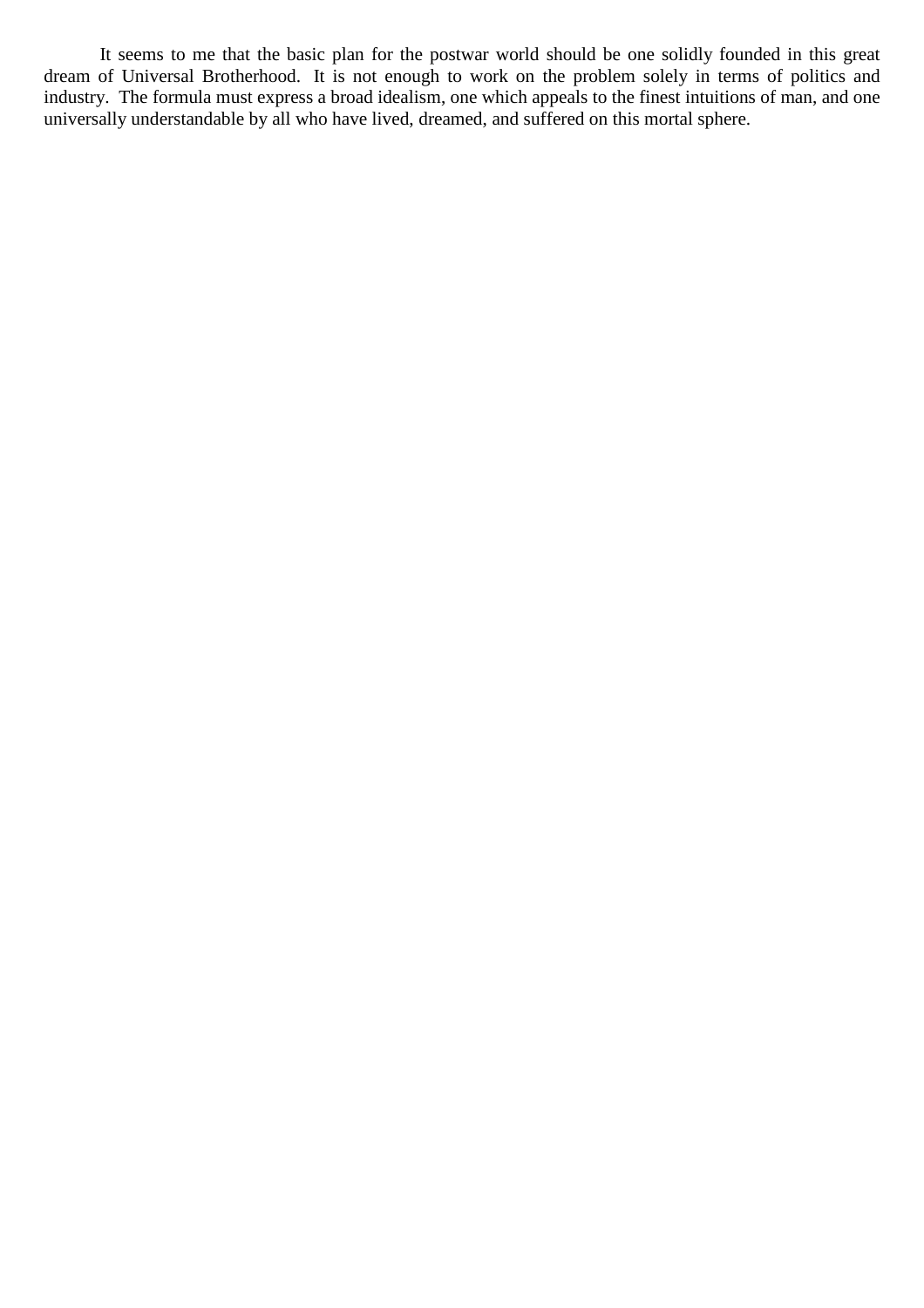It seems to me that the basic plan for the postwar world should be one solidly founded in this great dream of Universal Brotherhood. It is not enough to work on the problem solely in terms of politics and industry. The formula must express a broad idealism, one which appeals to the finest intuitions of man, and one universally understandable by all who have lived, dreamed, and suffered on this mortal sphere.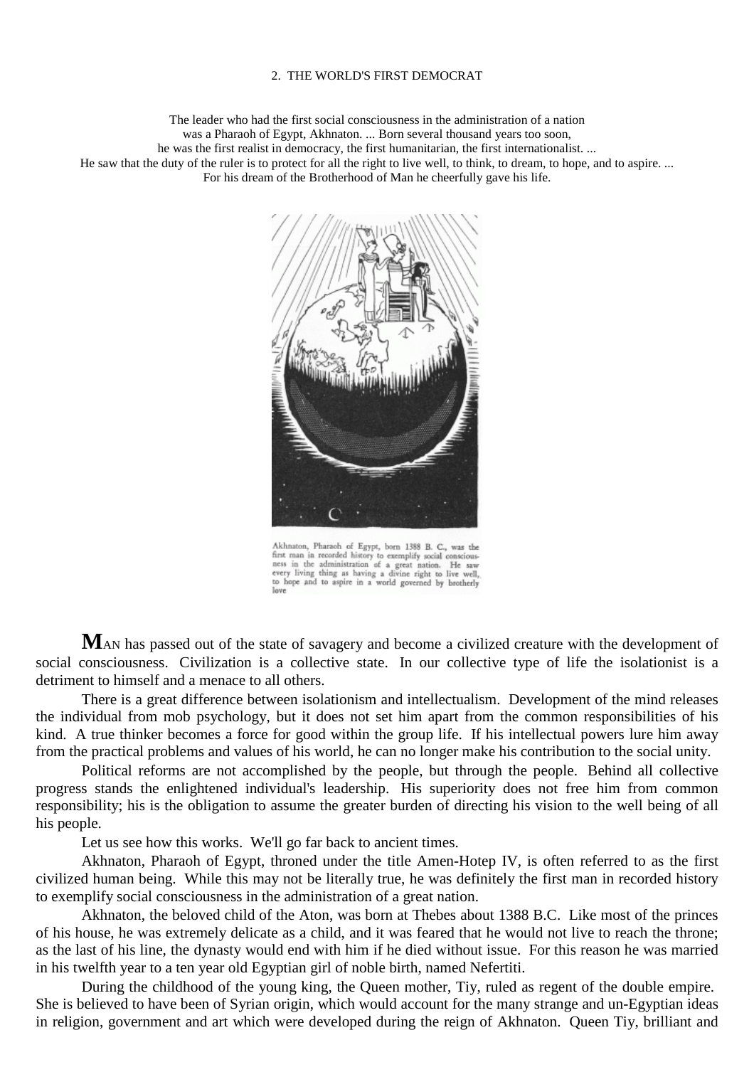## 2. THE WORLD'S FIRST DEMOCRAT

The leader who had the first social consciousness in the administration of a nation was a Pharaoh of Egypt, Akhnaton. ... Born several thousand years too soon, he was the first realist in democracy, the first humanitarian, the first internationalist. ... He saw that the duty of the ruler is to protect for all the right to live well, to think, to dream, to hope, and to aspire. ... For his dream of the Brotherhood of Man he cheerfully gave his life.

Akhnaton, Pharaoh of Egypt, born 1388 B. C., was the first man in recorded history to exemplify social consciousness in the administration of a great nation. He saw every living thing as having a divine right to live well, to hope and to aspire in a world governed by brotherly love

**M**AN has passed out of the state of savagery and become a civilized creature with the development of social consciousness. Civilization is a collective state. In our collective type of life the isolationist is a detriment to himself and a menace to all others.

There is a great difference between isolationism and intellectualism. Development of the mind releases the individual from mob psychology, but it does not set him apart from the common responsibilities of his kind. A true thinker becomes a force for good within the group life. If his intellectual powers lure him away from the practical problems and values of his world, he can no longer make his contribution to the social unity.

Political reforms are not accomplished by the people, but through the people. Behind all collective progress stands the enlightened individual's leadership. His superiority does not free him from common responsibility; his is the obligation to assume the greater burden of directing his vision to the well being of all his people.

Let us see how this works. We'll go far back to ancient times.

Akhnaton, Pharaoh of Egypt, throned under the title Amen-Hotep IV, is often referred to as the first civilized human being. While this may not be literally true, he was definitely the first man in recorded history to exemplify social consciousness in the administration of a great nation.

Akhnaton, the beloved child of the Aton, was born at Thebes about 1388 B.C. Like most of the princes of his house, he was extremely delicate as a child, and it was feared that he would not live to reach the throne; as the last of his line, the dynasty would end with him if he died without issue. For this reason he was married in his twelfth year to a ten year old Egyptian girl of noble birth, named Nefertiti.

During the childhood of the young king, the Queen mother, Tiy, ruled as regent of the double empire. She is believed to have been of Syrian origin, which would account for the many strange and un-Egyptian ideas in religion, government and art which were developed during the reign of Akhnaton. Queen Tiy, brilliant and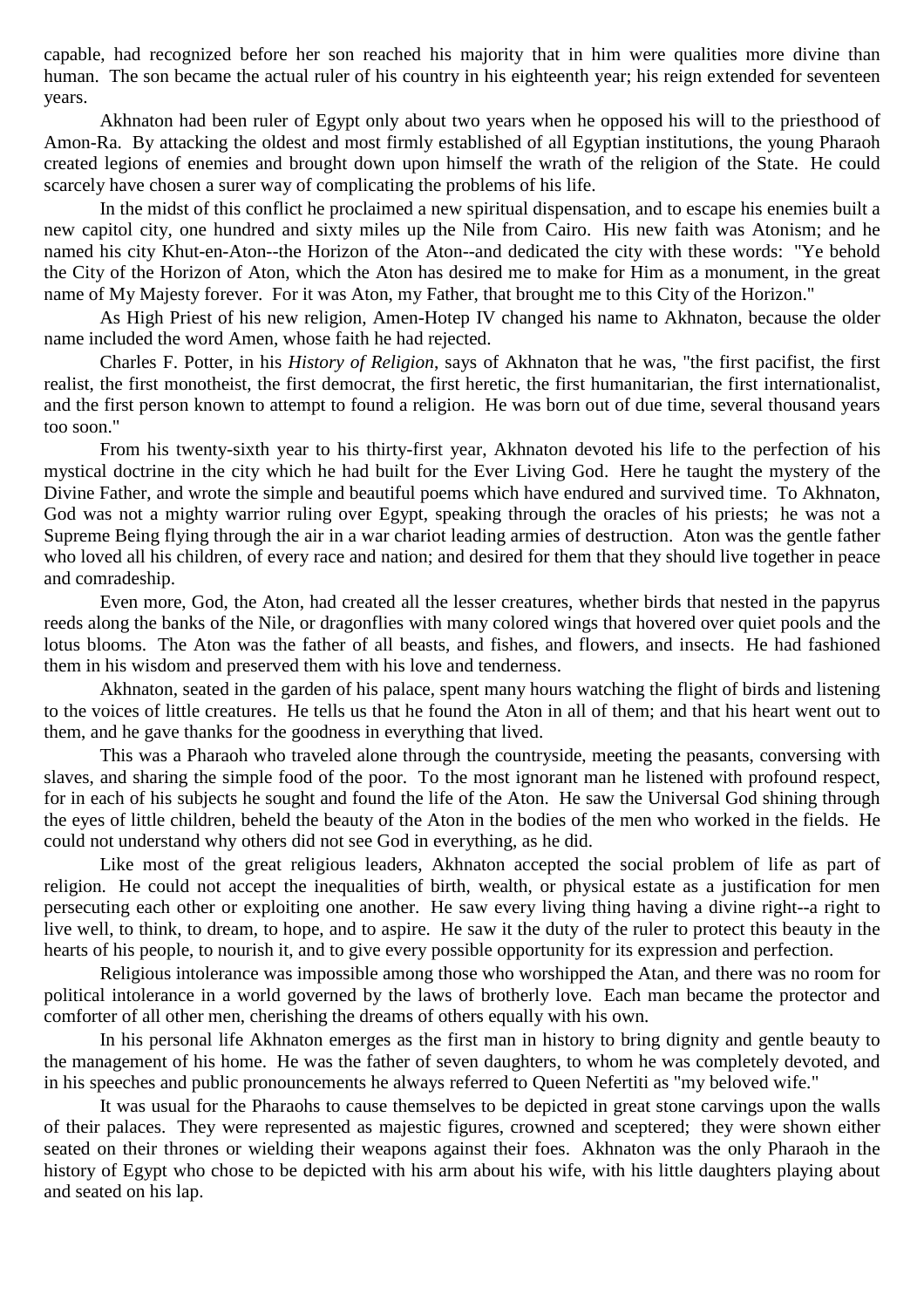capable, had recognized before her son reached his majority that in him were qualities more divine than human. The son became the actual ruler of his country in his eighteenth year; his reign extended for seventeen years.

Akhnaton had been ruler of Egypt only about two years when he opposed his will to the priesthood of Amon-Ra. By attacking the oldest and most firmly established of all Egyptian institutions, the young Pharaoh created legions of enemies and brought down upon himself the wrath of the religion of the State. He could scarcely have chosen a surer way of complicating the problems of his life.

In the midst of this conflict he proclaimed a new spiritual dispensation, and to escape his enemies built a new capitol city, one hundred and sixty miles up the Nile from Cairo. His new faith was Atonism; and he named his city Khut-en-Aton--the Horizon of the Aton--and dedicated the city with these words: "Ye behold the City of the Horizon of Aton, which the Aton has desired me to make for Him as a monument, in the great name of My Majesty forever. For it was Aton, my Father, that brought me to this City of the Horizon."

As High Priest of his new religion, Amen-Hotep IV changed his name to Akhnaton, because the older name included the word Amen, whose faith he had rejected.

Charles F. Potter, in his *History of Religion*, says of Akhnaton that he was, "the first pacifist, the first realist, the first monotheist, the first democrat, the first heretic, the first humanitarian, the first internationalist, and the first person known to attempt to found a religion. He was born out of due time, several thousand years too soon."

From his twenty-sixth year to his thirty-first year, Akhnaton devoted his life to the perfection of his mystical doctrine in the city which he had built for the Ever Living God. Here he taught the mystery of the Divine Father, and wrote the simple and beautiful poems which have endured and survived time. To Akhnaton, God was not a mighty warrior ruling over Egypt, speaking through the oracles of his priests; he was not a Supreme Being flying through the air in a war chariot leading armies of destruction. Aton was the gentle father who loved all his children, of every race and nation; and desired for them that they should live together in peace and comradeship.

Even more, God, the Aton, had created all the lesser creatures, whether birds that nested in the papyrus reeds along the banks of the Nile, or dragonflies with many colored wings that hovered over quiet pools and the lotus blooms. The Aton was the father of all beasts, and fishes, and flowers, and insects. He had fashioned them in his wisdom and preserved them with his love and tenderness.

Akhnaton, seated in the garden of his palace, spent many hours watching the flight of birds and listening to the voices of little creatures. He tells us that he found the Aton in all of them; and that his heart went out to them, and he gave thanks for the goodness in everything that lived.

This was a Pharaoh who traveled alone through the countryside, meeting the peasants, conversing with slaves, and sharing the simple food of the poor. To the most ignorant man he listened with profound respect, for in each of his subjects he sought and found the life of the Aton. He saw the Universal God shining through the eyes of little children, beheld the beauty of the Aton in the bodies of the men who worked in the fields. He could not understand why others did not see God in everything, as he did.

Like most of the great religious leaders, Akhnaton accepted the social problem of life as part of religion. He could not accept the inequalities of birth, wealth, or physical estate as a justification for men persecuting each other or exploiting one another. He saw every living thing having a divine right--a right to live well, to think, to dream, to hope, and to aspire. He saw it the duty of the ruler to protect this beauty in the hearts of his people, to nourish it, and to give every possible opportunity for its expression and perfection.

Religious intolerance was impossible among those who worshipped the Atan, and there was no room for political intolerance in a world governed by the laws of brotherly love. Each man became the protector and comforter of all other men, cherishing the dreams of others equally with his own.

In his personal life Akhnaton emerges as the first man in history to bring dignity and gentle beauty to the management of his home. He was the father of seven daughters, to whom he was completely devoted, and in his speeches and public pronouncements he always referred to Queen Nefertiti as "my beloved wife."

It was usual for the Pharaohs to cause themselves to be depicted in great stone carvings upon the walls of their palaces. They were represented as majestic figures, crowned and sceptered; they were shown either seated on their thrones or wielding their weapons against their foes. Akhnaton was the only Pharaoh in the history of Egypt who chose to be depicted with his arm about his wife, with his little daughters playing about and seated on his lap.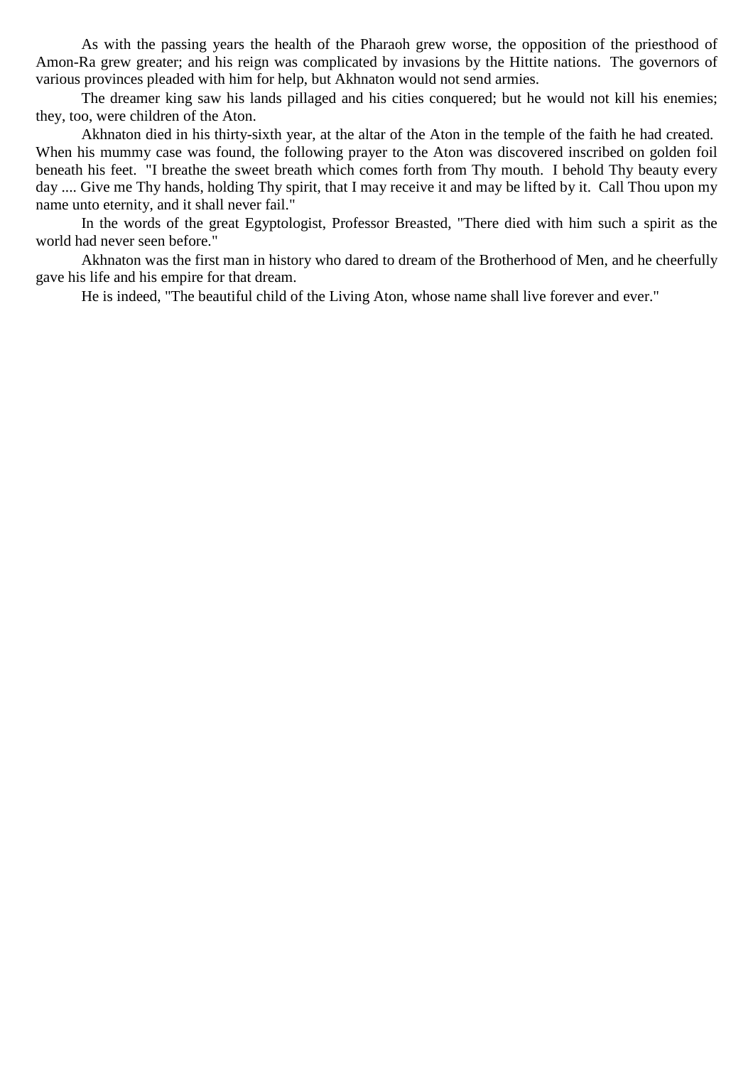As with the passing years the health of the Pharaoh grew worse, the opposition of the priesthood of Amon-Ra grew greater; and his reign was complicated by invasions by the Hittite nations. The governors of various provinces pleaded with him for help, but Akhnaton would not send armies.

The dreamer king saw his lands pillaged and his cities conquered; but he would not kill his enemies; they, too, were children of the Aton.

Akhnaton died in his thirty-sixth year, at the altar of the Aton in the temple of the faith he had created. When his mummy case was found, the following prayer to the Aton was discovered inscribed on golden foil beneath his feet. "I breathe the sweet breath which comes forth from Thy mouth. I behold Thy beauty every day .... Give me Thy hands, holding Thy spirit, that I may receive it and may be lifted by it. Call Thou upon my name unto eternity, and it shall never fail."

In the words of the great Egyptologist, Professor Breasted, "There died with him such a spirit as the world had never seen before."

Akhnaton was the first man in history who dared to dream of the Brotherhood of Men, and he cheerfully gave his life and his empire for that dream.

He is indeed, "The beautiful child of the Living Aton, whose name shall live forever and ever."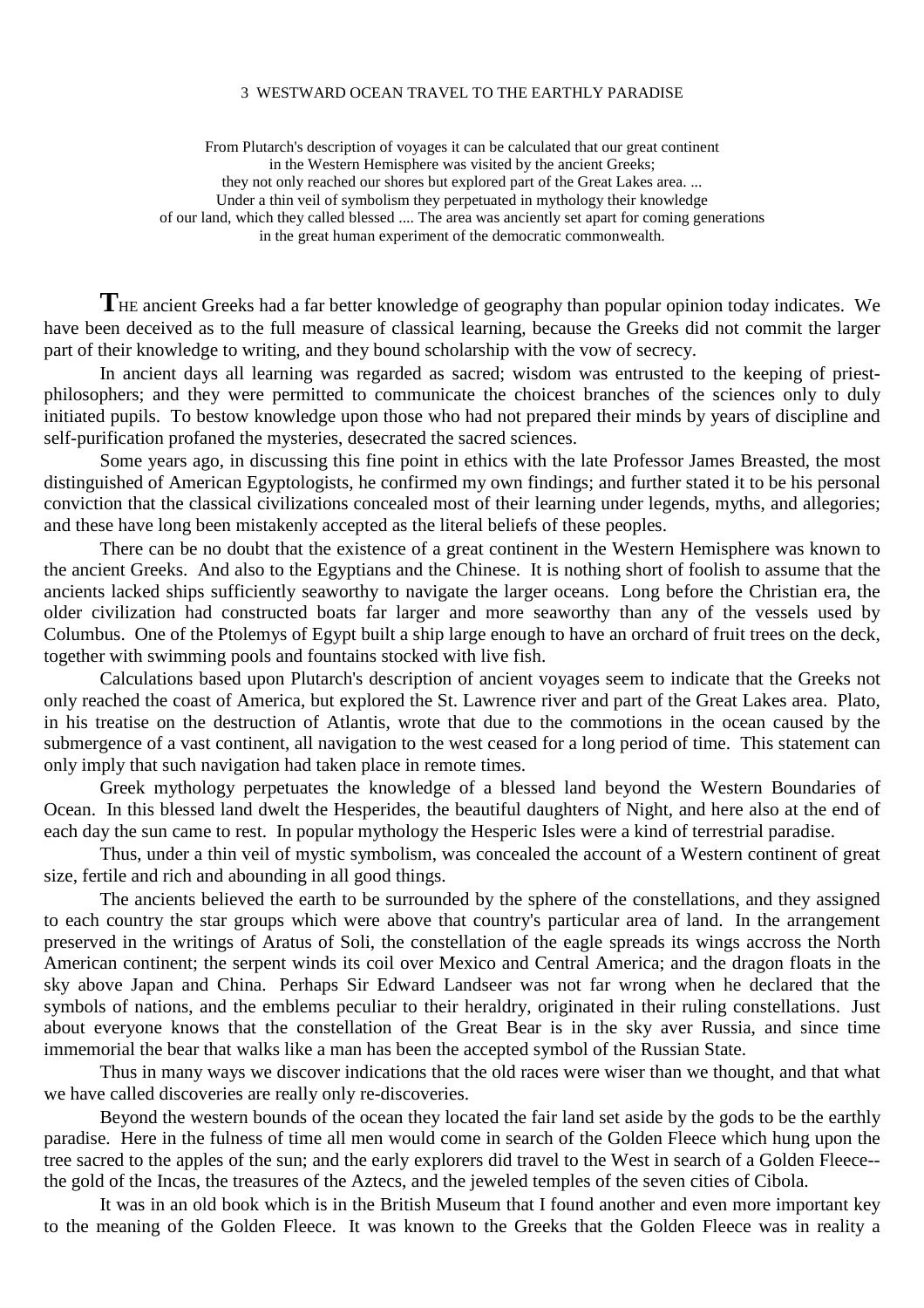## 3 WESTWARD OCEAN TRAVEL TO THE EARTHLY PARADISE

From Plutarch's description of voyages it can be calculated that our great continent
in the Western Hemisphere was visited by the ancient Greeks;
they not only reached our shores but explored part of the Great Lakes area. ...
Under a thin veil of symbolism they perpetuated in mythology their knowledge
of our land, which they called blessed .... The area was anciently set apart for coming generations
in the great human experiment of the democratic commonwealth.

**T**HE ancient Greeks had a far better knowledge of geography than popular opinion today indicates. We have been deceived as to the full measure of classical learning, because the Greeks did not commit the larger part of their knowledge to writing, and they bound scholarship with the vow of secrecy.

In ancient days all learning was regarded as sacred; wisdom was entrusted to the keeping of priest-philosophers; and they were permitted to communicate the choicest branches of the sciences only to duly initiated pupils. To bestow knowledge upon those who had not prepared their minds by years of discipline and self-purification profaned the mysteries, desecrated the sacred sciences.

Some years ago, in discussing this fine point in ethics with the late Professor James Breasted, the most distinguished of American Egyptologists, he confirmed my own findings; and further stated it to be his personal conviction that the classical civilizations concealed most of their learning under legends, myths, and allegories; and these have long been mistakenly accepted as the literal beliefs of these peoples.

There can be no doubt that the existence of a great continent in the Western Hemisphere was known to the ancient Greeks. And also to the Egyptians and the Chinese. It is nothing short of foolish to assume that the ancients lacked ships sufficiently seaworthy to navigate the larger oceans. Long before the Christian era, the older civilization had constructed boats far larger and more seaworthy than any of the vessels used by Columbus. One of the Ptolemys of Egypt built a ship large enough to have an orchard of fruit trees on the deck, together with swimming pools and fountains stocked with live fish.

Calculations based upon Plutarch's description of ancient voyages seem to indicate that the Greeks not only reached the coast of America, but explored the St. Lawrence river and part of the Great Lakes area. Plato, in his treatise on the destruction of Atlantis, wrote that due to the commotions in the ocean caused by the submergence of a vast continent, all navigation to the west ceased for a long period of time. This statement can only imply that such navigation had taken place in remote times.

Greek mythology perpetuates the knowledge of a blessed land beyond the Western Boundaries of Ocean. In this blessed land dwelt the Hesperides, the beautiful daughters of Night, and here also at the end of each day the sun came to rest. In popular mythology the Hesperic Isles were a kind of terrestrial paradise.

Thus, under a thin veil of mystic symbolism, was concealed the account of a Western continent of great size, fertile and rich and abounding in all good things.

The ancients believed the earth to be surrounded by the sphere of the constellations, and they assigned to each country the star groups which were above that country's particular area of land. In the arrangement preserved in the writings of Aratus of Soli, the constellation of the eagle spreads its wings accross the North American continent; the serpent winds its coil over Mexico and Central America; and the dragon floats in the sky above Japan and China. Perhaps Sir Edward Landseer was not far wrong when he declared that the symbols of nations, and the emblems peculiar to their heraldry, originated in their ruling constellations. Just about everyone knows that the constellation of the Great Bear is in the sky aver Russia, and since time immemorial the bear that walks like a man has been the accepted symbol of the Russian State.

Thus in many ways we discover indications that the old races were wiser than we thought, and that what we have called discoveries are really only re-discoveries.

Beyond the western bounds of the ocean they located the fair land set aside by the gods to be the earthly paradise. Here in the fulness of time all men would come in search of the Golden Fleece which hung upon the tree sacred to the apples of the sun; and the early explorers did travel to the West in search of a Golden Fleece--the gold of the Incas, the treasures of the Aztecs, and the jeweled temples of the seven cities of Cibola.

It was in an old book which is in the British Museum that I found another and even more important key to the meaning of the Golden Fleece. It was known to the Greeks that the Golden Fleece was in reality a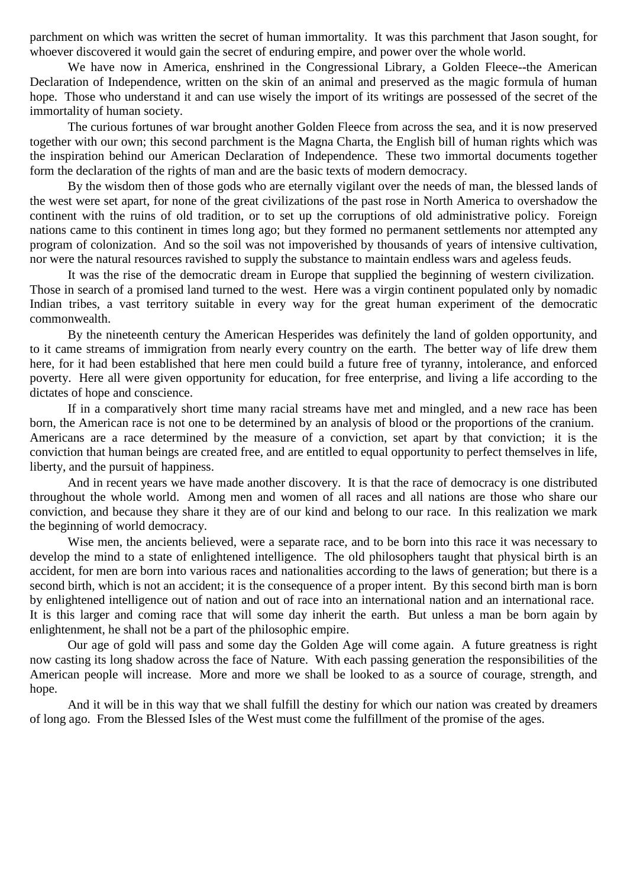parchment on which was written the secret of human immortality. It was this parchment that Jason sought, for whoever discovered it would gain the secret of enduring empire, and power over the whole world.

We have now in America, enshrined in the Congressional Library, a Golden Fleece--the American Declaration of Independence, written on the skin of an animal and preserved as the magic formula of human hope. Those who understand it and can use wisely the import of its writings are possessed of the secret of the immortality of human society.

The curious fortunes of war brought another Golden Fleece from across the sea, and it is now preserved together with our own; this second parchment is the Magna Charta, the English bill of human rights which was the inspiration behind our American Declaration of Independence. These two immortal documents together form the declaration of the rights of man and are the basic texts of modern democracy.

By the wisdom then of those gods who are eternally vigilant over the needs of man, the blessed lands of the west were set apart, for none of the great civilizations of the past rose in North America to overshadow the continent with the ruins of old tradition, or to set up the corruptions of old administrative policy. Foreign nations came to this continent in times long ago; but they formed no permanent settlements nor attempted any program of colonization. And so the soil was not impoverished by thousands of years of intensive cultivation, nor were the natural resources ravished to supply the substance to maintain endless wars and ageless feuds.

It was the rise of the democratic dream in Europe that supplied the beginning of western civilization. Those in search of a promised land turned to the west. Here was a virgin continent populated only by nomadic Indian tribes, a vast territory suitable in every way for the great human experiment of the democratic commonwealth.

By the nineteenth century the American Hesperides was definitely the land of golden opportunity, and to it came streams of immigration from nearly every country on the earth. The better way of life drew them here, for it had been established that here men could build a future free of tyranny, intolerance, and enforced poverty. Here all were given opportunity for education, for free enterprise, and living a life according to the dictates of hope and conscience.

If in a comparatively short time many racial streams have met and mingled, and a new race has been born, the American race is not one to be determined by an analysis of blood or the proportions of the cranium. Americans are a race determined by the measure of a conviction, set apart by that conviction; it is the conviction that human beings are created free, and are entitled to equal opportunity to perfect themselves in life, liberty, and the pursuit of happiness.

And in recent years we have made another discovery. It is that the race of democracy is one distributed throughout the whole world. Among men and women of all races and all nations are those who share our conviction, and because they share it they are of our kind and belong to our race. In this realization we mark the beginning of world democracy.

Wise men, the ancients believed, were a separate race, and to be born into this race it was necessary to develop the mind to a state of enlightened intelligence. The old philosophers taught that physical birth is an accident, for men are born into various races and nationalities according to the laws of generation; but there is a second birth, which is not an accident; it is the consequence of a proper intent. By this second birth man is born by enlightened intelligence out of nation and out of race into an international nation and an international race. It is this larger and coming race that will some day inherit the earth. But unless a man be born again by enlightenment, he shall not be a part of the philosophic empire.

Our age of gold will pass and some day the Golden Age will come again. A future greatness is right now casting its long shadow across the face of Nature. With each passing generation the responsibilities of the American people will increase. More and more we shall be looked to as a source of courage, strength, and hope.

And it will be in this way that we shall fulfill the destiny for which our nation was created by dreamers of long ago. From the Blessed Isles of the West must come the fulfillment of the promise of the ages.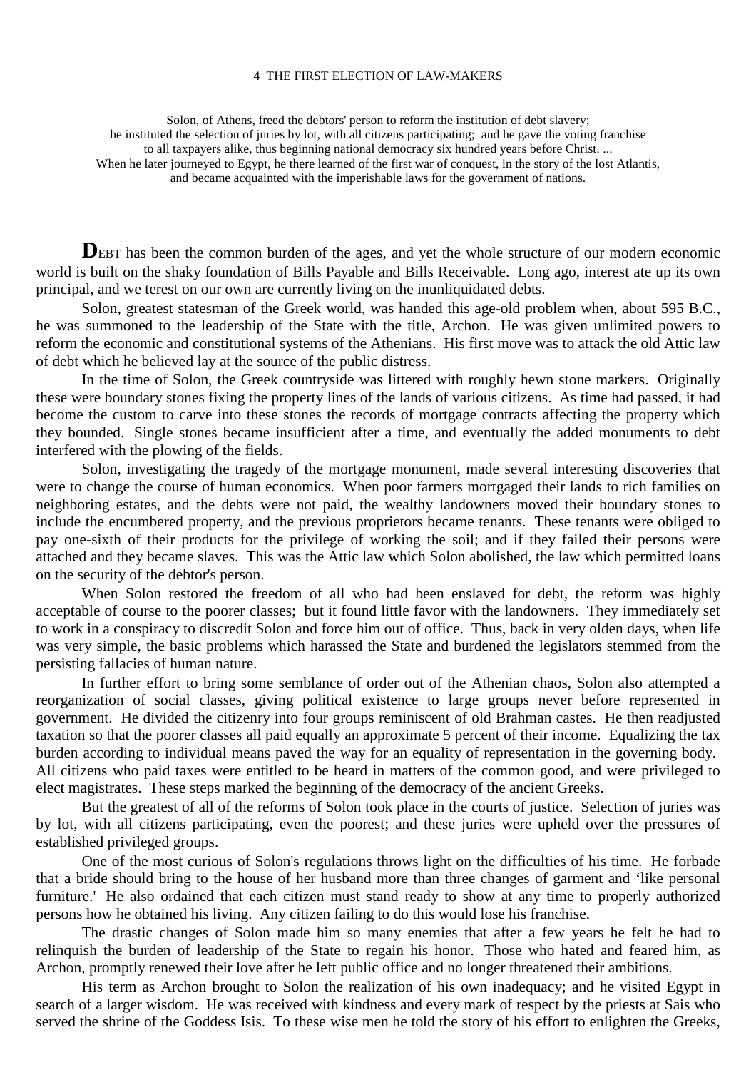# 4 THE FIRST ELECTION OF LAW-MAKERS

Solon, of Athens, freed the debtors' person to reform the institution of debt slavery;
he instituted the selection of juries by lot, with all citizens participating; and he gave the voting franchise
to all taxpayers alike, thus beginning national democracy six hundred years before Christ. ...
When he later journeyed to Egypt, he there learned of the first war of conquest, in the story of the lost Atlantis,
and became acquainted with the imperishable laws for the government of nations.

**D**EBT has been the common burden of the ages, and yet the whole structure of our modern economic world is built on the shaky foundation of Bills Payable and Bills Receivable. Long ago, interest ate up its own principal, and we terest on our own are currently living on the inunliquidated debts.

Solon, greatest statesman of the Greek world, was handed this age-old problem when, about 595 B.C., he was summoned to the leadership of the State with the title, Archon. He was given unlimited powers to reform the economic and constitutional systems of the Athenians. His first move was to attack the old Attic law of debt which he believed lay at the source of the public distress.

In the time of Solon, the Greek countryside was littered with roughly hewn stone markers. Originally these were boundary stones fixing the property lines of the lands of various citizens. As time had passed, it had become the custom to carve into these stones the records of mortgage contracts affecting the property which they bounded. Single stones became insufficient after a time, and eventually the added monuments to debt interfered with the plowing of the fields.

Solon, investigating the tragedy of the mortgage monument, made several interesting discoveries that were to change the course of human economics. When poor farmers mortgaged their lands to rich families on neighboring estates, and the debts were not paid, the wealthy landowners moved their boundary stones to include the encumbered property, and the previous proprietors became tenants. These tenants were obliged to pay one-sixth of their products for the privilege of working the soil; and if they failed their persons were attached and they became slaves. This was the Attic law which Solon abolished, the law which permitted loans on the security of the debtor's person.

When Solon restored the freedom of all who had been enslaved for debt, the reform was highly acceptable of course to the poorer classes; but it found little favor with the landowners. They immediately set to work in a conspiracy to discredit Solon and force him out of office. Thus, back in very olden days, when life was very simple, the basic problems which harassed the State and burdened the legislators stemmed from the persisting fallacies of human nature.

In further effort to bring some semblance of order out of the Athenian chaos, Solon also attempted a reorganization of social classes, giving political existence to large groups never before represented in government. He divided the citizenry into four groups reminiscent of old Brahman castes. He then readjusted taxation so that the poorer classes all paid equally an approximate 5 percent of their income. Equalizing the tax burden according to individual means paved the way for an equality of representation in the governing body. All citizens who paid taxes were entitled to be heard in matters of the common good, and were privileged to elect magistrates. These steps marked the beginning of the democracy of the ancient Greeks.

But the greatest of all of the reforms of Solon took place in the courts of justice. Selection of juries was by lot, with all citizens participating, even the poorest; and these juries were upheld over the pressures of established privileged groups.

One of the most curious of Solon's regulations throws light on the difficulties of his time. He forbade that a bride should bring to the house of her husband more than three changes of garment and 'like personal furniture.' He also ordained that each citizen must stand ready to show at any time to properly authorized persons how he obtained his living. Any citizen failing to do this would lose his franchise.

The drastic changes of Solon made him so many enemies that after a few years he felt he had to relinquish the burden of leadership of the State to regain his honor. Those who hated and feared him, as Archon, promptly renewed their love after he left public office and no longer threatened their ambitions.

His term as Archon brought to Solon the realization of his own inadequacy; and he visited Egypt in search of a larger wisdom. He was received with kindness and every mark of respect by the priests at Sais who served the shrine of the Goddess Isis. To these wise men he told the story of his effort to enlighten the Greeks,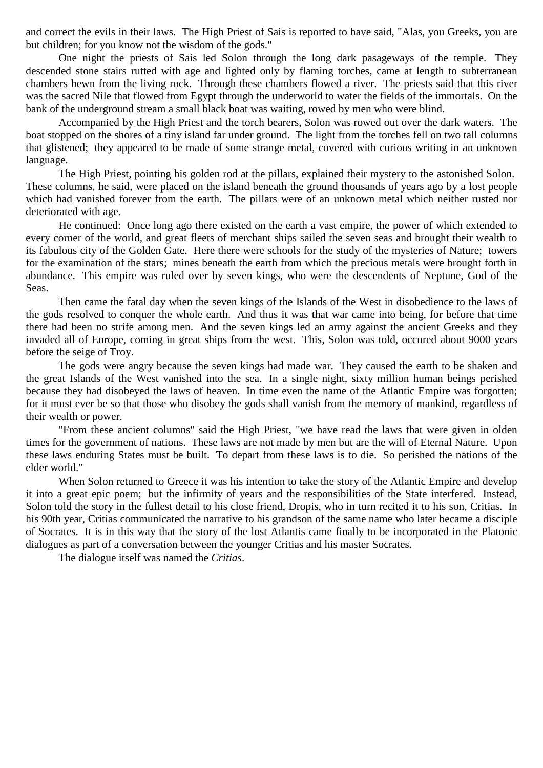and correct the evils in their laws. The High Priest of Sais is reported to have said, "Alas, you Greeks, you are but children; for you know not the wisdom of the gods."

One night the priests of Sais led Solon through the long dark pasageways of the temple. They descended stone stairs rutted with age and lighted only by flaming torches, came at length to subterranean chambers hewn from the living rock. Through these chambers flowed a river. The priests said that this river was the sacred Nile that flowed from Egypt through the underworld to water the fields of the immortals. On the bank of the underground stream a small black boat was waiting, rowed by men who were blind.

Accompanied by the High Priest and the torch bearers, Solon was rowed out over the dark waters. The boat stopped on the shores of a tiny island far under ground. The light from the torches fell on two tall columns that glistened; they appeared to be made of some strange metal, covered with curious writing in an unknown language.

The High Priest, pointing his golden rod at the pillars, explained their mystery to the astonished Solon. These columns, he said, were placed on the island beneath the ground thousands of years ago by a lost people which had vanished forever from the earth. The pillars were of an unknown metal which neither rusted nor deteriorated with age.

He continued: Once long ago there existed on the earth a vast empire, the power of which extended to every corner of the world, and great fleets of merchant ships sailed the seven seas and brought their wealth to its fabulous city of the Golden Gate. Here there were schools for the study of the mysteries of Nature; towers for the examination of the stars; mines beneath the earth from which the precious metals were brought forth in abundance. This empire was ruled over by seven kings, who were the descendents of Neptune, God of the Seas.

Then came the fatal day when the seven kings of the Islands of the West in disobedience to the laws of the gods resolved to conquer the whole earth. And thus it was that war came into being, for before that time there had been no strife among men. And the seven kings led an army against the ancient Greeks and they invaded all of Europe, coming in great ships from the west. This, Solon was told, occured about 9000 years before the seige of Troy.

The gods were angry because the seven kings had made war. They caused the earth to be shaken and the great Islands of the West vanished into the sea. In a single night, sixty million human beings perished because they had disobeyed the laws of heaven. In time even the name of the Atlantic Empire was forgotten; for it must ever be so that those who disobey the gods shall vanish from the memory of mankind, regardless of their wealth or power.

"From these ancient columns" said the High Priest, "we have read the laws that were given in olden times for the government of nations. These laws are not made by men but are the will of Eternal Nature. Upon these laws enduring States must be built. To depart from these laws is to die. So perished the nations of the elder world."

When Solon returned to Greece it was his intention to take the story of the Atlantic Empire and develop it into a great epic poem; but the infirmity of years and the responsibilities of the State interfered. Instead, Solon told the story in the fullest detail to his close friend, Dropis, who in turn recited it to his son, Critias. In his 90th year, Critias communicated the narrative to his grandson of the same name who later became a disciple of Socrates. It is in this way that the story of the lost Atlantis came finally to be incorporated in the Platonic dialogues as part of a conversation between the younger Critias and his master Socrates.

The dialogue itself was named the *Critias*.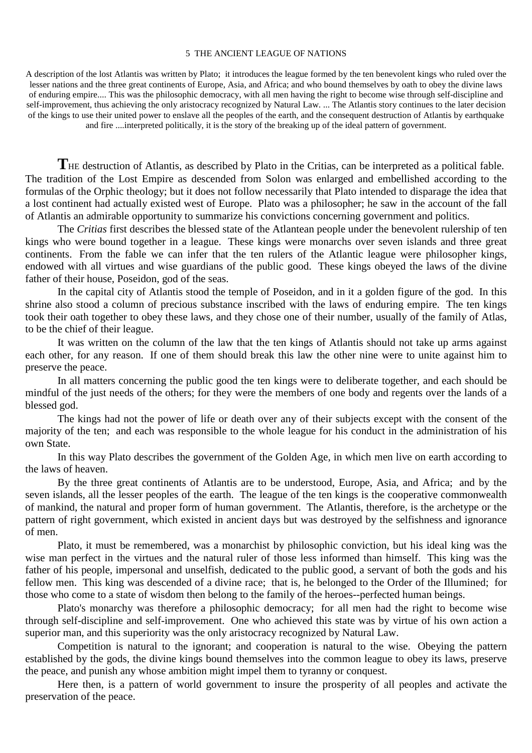# 5 THE ANCIENT LEAGUE OF NATIONS

A description of the lost Atlantis was written by Plato; it introduces the league formed by the ten benevolent kings who ruled over the lesser nations and the three great continents of Europe, Asia, and Africa; and who bound themselves by oath to obey the divine laws of enduring empire.... This was the philosophic democracy, with all men having the right to become wise through self-discipline and self-improvement, thus achieving the only aristocracy recognized by Natural Law. ... The Atlantis story continues to the later decision of the kings to use their united power to enslave all the peoples of the earth, and the consequent destruction of Atlantis by earthquake and fire ....interpreted politically, it is the story of the breaking up of the ideal pattern of government.

**T**HE destruction of Atlantis, as described by Plato in the Critias, can be interpreted as a political fable. The tradition of the Lost Empire as descended from Solon was enlarged and embellished according to the formulas of the Orphic theology; but it does not follow necessarily that Plato intended to disparage the idea that a lost continent had actually existed west of Europe. Plato was a philosopher; he saw in the account of the fall of Atlantis an admirable opportunity to summarize his convictions concerning government and politics.

The *Critias* first describes the blessed state of the Atlantean people under the benevolent rulership of ten kings who were bound together in a league. These kings were monarchs over seven islands and three great continents. From the fable we can infer that the ten rulers of the Atlantic league were philosopher kings, endowed with all virtues and wise guardians of the public good. These kings obeyed the laws of the divine father of their house, Poseidon, god of the seas.

In the capital city of Atlantis stood the temple of Poseidon, and in it a golden figure of the god. In this shrine also stood a column of precious substance inscribed with the laws of enduring empire. The ten kings took their oath together to obey these laws, and they chose one of their number, usually of the family of Atlas, to be the chief of their league.

It was written on the column of the law that the ten kings of Atlantis should not take up arms against each other, for any reason. If one of them should break this law the other nine were to unite against him to preserve the peace.

In all matters concerning the public good the ten kings were to deliberate together, and each should be mindful of the just needs of the others; for they were the members of one body and regents over the lands of a blessed god.

The kings had not the power of life or death over any of their subjects except with the consent of the majority of the ten; and each was responsible to the whole league for his conduct in the administration of his own State.

In this way Plato describes the government of the Golden Age, in which men live on earth according to the laws of heaven.

By the three great continents of Atlantis are to be understood, Europe, Asia, and Africa; and by the seven islands, all the lesser peoples of the earth. The league of the ten kings is the cooperative commonwealth of mankind, the natural and proper form of human government. The Atlantis, therefore, is the archetype or the pattern of right government, which existed in ancient days but was destroyed by the selfishness and ignorance of men.

Plato, it must be remembered, was a monarchist by philosophic conviction, but his ideal king was the wise man perfect in the virtues and the natural ruler of those less informed than himself. This king was the father of his people, impersonal and unselfish, dedicated to the public good, a servant of both the gods and his fellow men. This king was descended of a divine race; that is, he belonged to the Order of the Illumined; for those who come to a state of wisdom then belong to the family of the heroes--perfected human beings.

Plato's monarchy was therefore a philosophic democracy; for all men had the right to become wise through self-discipline and self-improvement. One who achieved this state was by virtue of his own action a superior man, and this superiority was the only aristocracy recognized by Natural Law.

Competition is natural to the ignorant; and cooperation is natural to the wise. Obeying the pattern established by the gods, the divine kings bound themselves into the common league to obey its laws, preserve the peace, and punish any whose ambition might impel them to tyranny or conquest.

Here then, is a pattern of world government to insure the prosperity of all peoples and activate the preservation of the peace.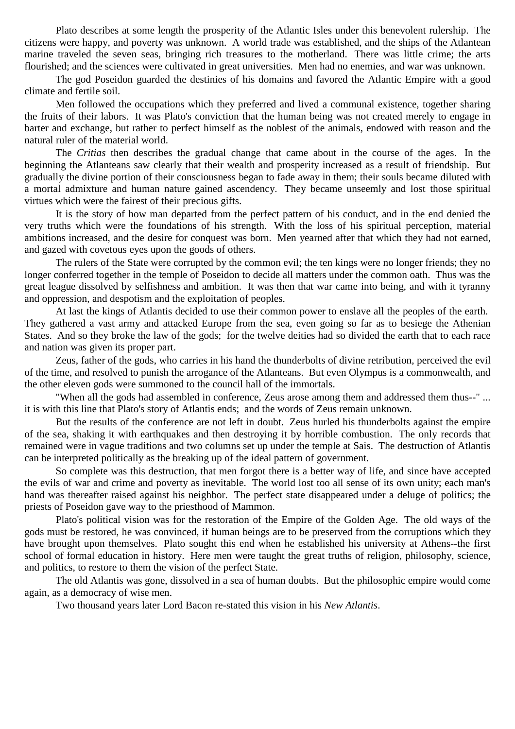Plato describes at some length the prosperity of the Atlantic Isles under this benevolent rulership. The citizens were happy, and poverty was unknown. A world trade was established, and the ships of the Atlantean marine traveled the seven seas, bringing rich treasures to the motherland. There was little crime; the arts flourished; and the sciences were cultivated in great universities. Men had no enemies, and war was unknown.

The god Poseidon guarded the destinies of his domains and favored the Atlantic Empire with a good climate and fertile soil.

Men followed the occupations which they preferred and lived a communal existence, together sharing the fruits of their labors. It was Plato's conviction that the human being was not created merely to engage in barter and exchange, but rather to perfect himself as the noblest of the animals, endowed with reason and the natural ruler of the material world.

The *Critias* then describes the gradual change that came about in the course of the ages. In the beginning the Atlanteans saw clearly that their wealth and prosperity increased as a result of friendship. But gradually the divine portion of their consciousness began to fade away in them; their souls became diluted with a mortal admixture and human nature gained ascendency. They became unseemly and lost those spiritual virtues which were the fairest of their precious gifts.

It is the story of how man departed from the perfect pattern of his conduct, and in the end denied the very truths which were the foundations of his strength. With the loss of his spiritual perception, material ambitions increased, and the desire for conquest was born. Men yearned after that which they had not earned, and gazed with covetous eyes upon the goods of others.

The rulers of the State were corrupted by the common evil; the ten kings were no longer friends; they no longer conferred together in the temple of Poseidon to decide all matters under the common oath. Thus was the great league dissolved by selfishness and ambition. It was then that war came into being, and with it tyranny and oppression, and despotism and the exploitation of peoples.

At last the kings of Atlantis decided to use their common power to enslave all the peoples of the earth. They gathered a vast army and attacked Europe from the sea, even going so far as to besiege the Athenian States. And so they broke the law of the gods; for the twelve deities had so divided the earth that to each race and nation was given its proper part.

Zeus, father of the gods, who carries in his hand the thunderbolts of divine retribution, perceived the evil of the time, and resolved to punish the arrogance of the Atlanteans. But even Olympus is a commonwealth, and the other eleven gods were summoned to the council hall of the immortals.

"When all the gods had assembled in conference, Zeus arose among them and addressed them thus--" ... it is with this line that Plato's story of Atlantis ends; and the words of Zeus remain unknown.

But the results of the conference are not left in doubt. Zeus hurled his thunderbolts against the empire of the sea, shaking it with earthquakes and then destroying it by horrible combustion. The only records that remained were in vague traditions and two columns set up under the temple at Sais. The destruction of Atlantis can be interpreted politically as the breaking up of the ideal pattern of government.

So complete was this destruction, that men forgot there is a better way of life, and since have accepted the evils of war and crime and poverty as inevitable. The world lost too all sense of its own unity; each man's hand was thereafter raised against his neighbor. The perfect state disappeared under a deluge of politics; the priests of Poseidon gave way to the priesthood of Mammon.

Plato's political vision was for the restoration of the Empire of the Golden Age. The old ways of the gods must be restored, he was convinced, if human beings are to be preserved from the corruptions which they have brought upon themselves. Plato sought this end when he established his university at Athens--the first school of formal education in history. Here men were taught the great truths of religion, philosophy, science, and politics, to restore to them the vision of the perfect State.

The old Atlantis was gone, dissolved in a sea of human doubts. But the philosophic empire would come again, as a democracy of wise men.

Two thousand years later Lord Bacon re-stated this vision in his *New Atlantis*.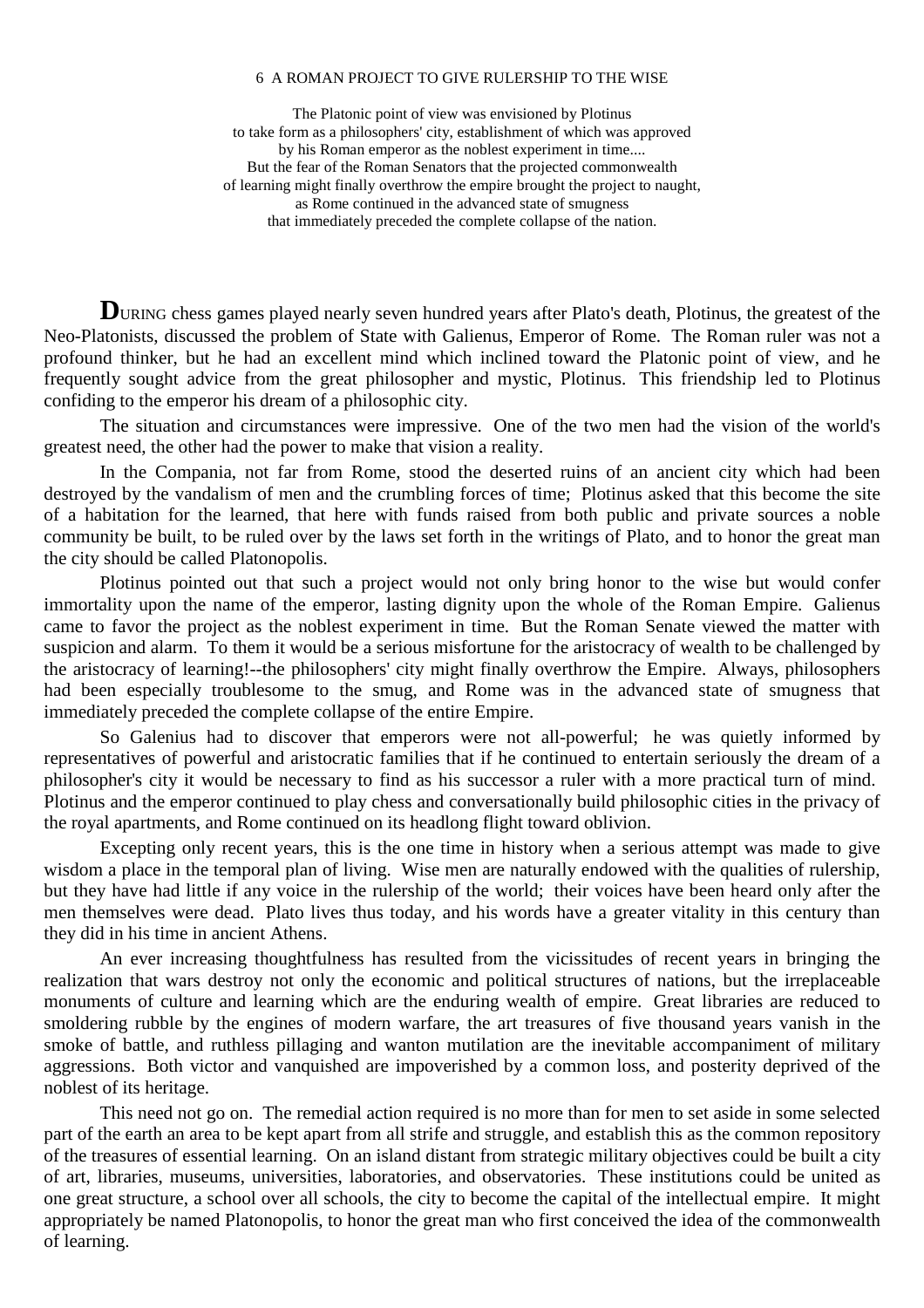## 6 A ROMAN PROJECT TO GIVE RULERSHIP TO THE WISE

The Platonic point of view was envisioned by Plotinus
to take form as a philosophers' city, establishment of which was approved
by his Roman emperor as the noblest experiment in time....
But the fear of the Roman Senators that the projected commonwealth
of learning might finally overthrow the empire brought the project to naught,
as Rome continued in the advanced state of smugness
that immediately preceded the complete collapse of the nation.

**D**URING chess games played nearly seven hundred years after Plato's death, Plotinus, the greatest of the Neo-Platonists, discussed the problem of State with Galienus, Emperor of Rome. The Roman ruler was not a profound thinker, but he had an excellent mind which inclined toward the Platonic point of view, and he frequently sought advice from the great philosopher and mystic, Plotinus. This friendship led to Plotinus confiding to the emperor his dream of a philosophic city.

The situation and circumstances were impressive. One of the two men had the vision of the world's greatest need, the other had the power to make that vision a reality.

In the Compania, not far from Rome, stood the deserted ruins of an ancient city which had been destroyed by the vandalism of men and the crumbling forces of time; Plotinus asked that this become the site of a habitation for the learned, that here with funds raised from both public and private sources a noble community be built, to be ruled over by the laws set forth in the writings of Plato, and to honor the great man the city should be called Platonopolis.

Plotinus pointed out that such a project would not only bring honor to the wise but would confer immortality upon the name of the emperor, lasting dignity upon the whole of the Roman Empire. Galienus came to favor the project as the noblest experiment in time. But the Roman Senate viewed the matter with suspicion and alarm. To them it would be a serious misfortune for the aristocracy of wealth to be challenged by the aristocracy of learning!--the philosophers' city might finally overthrow the Empire. Always, philosophers had been especially troublesome to the smug, and Rome was in the advanced state of smugness that immediately preceded the complete collapse of the entire Empire.

So Galenius had to discover that emperors were not all-powerful; he was quietly informed by representatives of powerful and aristocratic families that if he continued to entertain seriously the dream of a philosopher's city it would be necessary to find as his successor a ruler with a more practical turn of mind. Plotinus and the emperor continued to play chess and conversationally build philosophic cities in the privacy of the royal apartments, and Rome continued on its headlong flight toward oblivion.

Excepting only recent years, this is the one time in history when a serious attempt was made to give wisdom a place in the temporal plan of living. Wise men are naturally endowed with the qualities of rulership, but they have had little if any voice in the rulership of the world; their voices have been heard only after the men themselves were dead. Plato lives thus today, and his words have a greater vitality in this century than they did in his time in ancient Athens.

An ever increasing thoughtfulness has resulted from the vicissitudes of recent years in bringing the realization that wars destroy not only the economic and political structures of nations, but the irreplaceable monuments of culture and learning which are the enduring wealth of empire. Great libraries are reduced to smoldering rubble by the engines of modern warfare, the art treasures of five thousand years vanish in the smoke of battle, and ruthless pillaging and wanton mutilation are the inevitable accompaniment of military aggressions. Both victor and vanquished are impoverished by a common loss, and posterity deprived of the noblest of its heritage.

This need not go on. The remedial action required is no more than for men to set aside in some selected part of the earth an area to be kept apart from all strife and struggle, and establish this as the common repository of the treasures of essential learning. On an island distant from strategic military objectives could be built a city of art, libraries, museums, universities, laboratories, and observatories. These institutions could be united as one great structure, a school over all schools, the city to become the capital of the intellectual empire. It might appropriately be named Platonopolis, to honor the great man who first conceived the idea of the commonwealth of learning.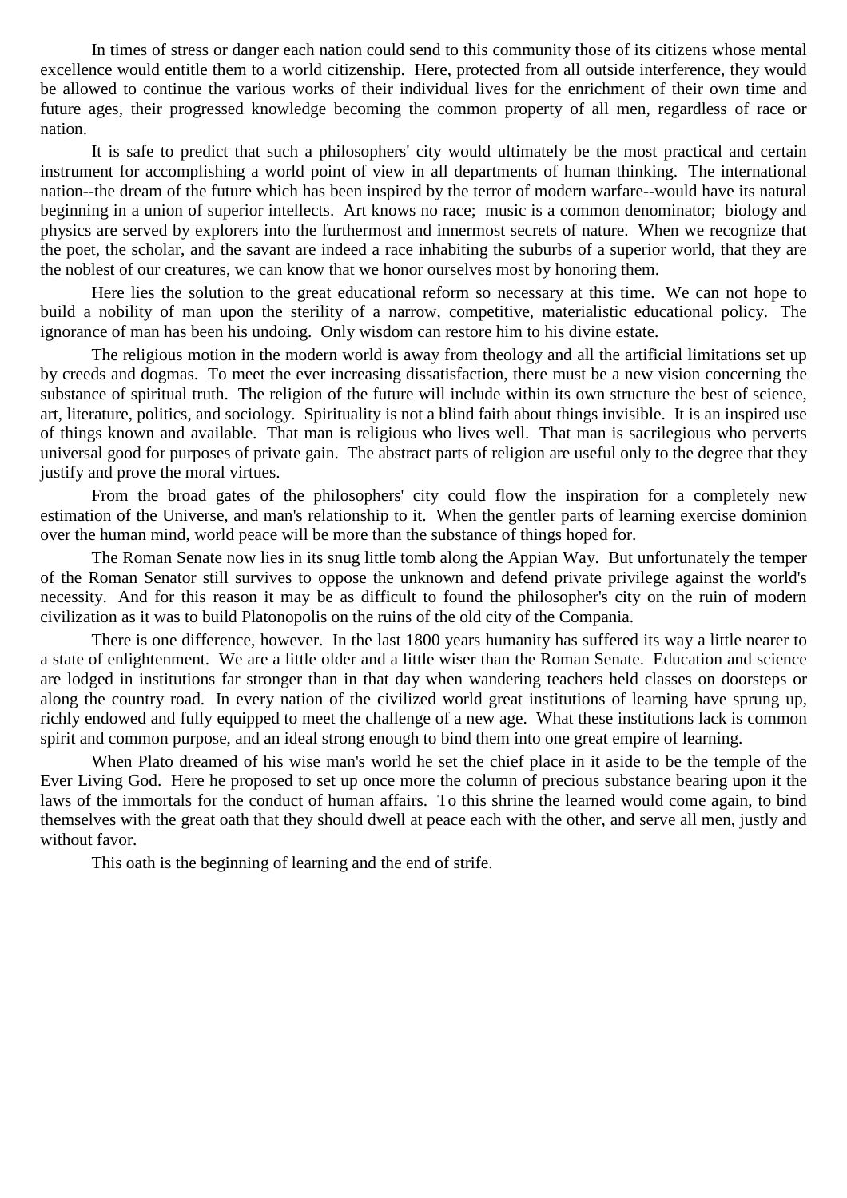In times of stress or danger each nation could send to this community those of its citizens whose mental excellence would entitle them to a world citizenship. Here, protected from all outside interference, they would be allowed to continue the various works of their individual lives for the enrichment of their own time and future ages, their progressed knowledge becoming the common property of all men, regardless of race or nation.

It is safe to predict that such a philosophers' city would ultimately be the most practical and certain instrument for accomplishing a world point of view in all departments of human thinking. The international nation--the dream of the future which has been inspired by the terror of modern warfare--would have its natural beginning in a union of superior intellects. Art knows no race; music is a common denominator; biology and physics are served by explorers into the furthermost and innermost secrets of nature. When we recognize that the poet, the scholar, and the savant are indeed a race inhabiting the suburbs of a superior world, that they are the noblest of our creatures, we can know that we honor ourselves most by honoring them.

Here lies the solution to the great educational reform so necessary at this time. We can not hope to build a nobility of man upon the sterility of a narrow, competitive, materialistic educational policy. The ignorance of man has been his undoing. Only wisdom can restore him to his divine estate.

The religious motion in the modern world is away from theology and all the artificial limitations set up by creeds and dogmas. To meet the ever increasing dissatisfaction, there must be a new vision concerning the substance of spiritual truth. The religion of the future will include within its own structure the best of science, art, literature, politics, and sociology. Spirituality is not a blind faith about things invisible. It is an inspired use of things known and available. That man is religious who lives well. That man is sacrilegious who perverts universal good for purposes of private gain. The abstract parts of religion are useful only to the degree that they justify and prove the moral virtues.

From the broad gates of the philosophers' city could flow the inspiration for a completely new estimation of the Universe, and man's relationship to it. When the gentler parts of learning exercise dominion over the human mind, world peace will be more than the substance of things hoped for.

The Roman Senate now lies in its snug little tomb along the Appian Way. But unfortunately the temper of the Roman Senator still survives to oppose the unknown and defend private privilege against the world's necessity. And for this reason it may be as difficult to found the philosopher's city on the ruin of modern civilization as it was to build Platonopolis on the ruins of the old city of the Compania.

There is one difference, however. In the last 1800 years humanity has suffered its way a little nearer to a state of enlightenment. We are a little older and a little wiser than the Roman Senate. Education and science are lodged in institutions far stronger than in that day when wandering teachers held classes on doorsteps or along the country road. In every nation of the civilized world great institutions of learning have sprung up, richly endowed and fully equipped to meet the challenge of a new age. What these institutions lack is common spirit and common purpose, and an ideal strong enough to bind them into one great empire of learning.

When Plato dreamed of his wise man's world he set the chief place in it aside to be the temple of the Ever Living God. Here he proposed to set up once more the column of precious substance bearing upon it the laws of the immortals for the conduct of human affairs. To this shrine the learned would come again, to bind themselves with the great oath that they should dwell at peace each with the other, and serve all men, justly and without favor.

This oath is the beginning of learning and the end of strife.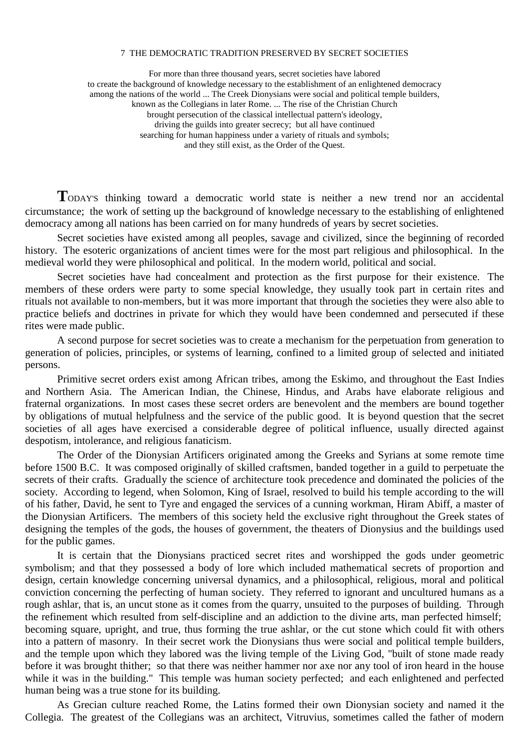# 7 THE DEMOCRATIC TRADITION PRESERVED BY SECRET SOCIETIES

For more than three thousand years, secret societies have labored
to create the background of knowledge necessary to the establishment of an enlightened democracy
among the nations of the world ... The Creek Dionysians were social and political temple builders,
known as the Collegians in later Rome. ... The rise of the Christian Church
brought persecution of the classical intellectual pattern's ideology,
driving the guilds into greater secrecy; but all have continued
searching for human happiness under a variety of rituals and symbols;
and they still exist, as the Order of the Quest.

**T**ODAY'S thinking toward a democratic world state is neither a new trend nor an accidental circumstance; the work of setting up the background of knowledge necessary to the establishing of enlightened democracy among all nations has been carried on for many hundreds of years by secret societies.

Secret societies have existed among all peoples, savage and civilized, since the beginning of recorded history. The esoteric organizations of ancient times were for the most part religious and philosophical. In the medieval world they were philosophical and political. In the modern world, political and social.

Secret societies have had concealment and protection as the first purpose for their existence. The members of these orders were party to some special knowledge, they usually took part in certain rites and rituals not available to non-members, but it was more important that through the societies they were also able to practice beliefs and doctrines in private for which they would have been condemned and persecuted if these rites were made public.

A second purpose for secret societies was to create a mechanism for the perpetuation from generation to generation of policies, principles, or systems of learning, confined to a limited group of selected and initiated persons.

Primitive secret orders exist among African tribes, among the Eskimo, and throughout the East Indies and Northern Asia. The American Indian, the Chinese, Hindus, and Arabs have elaborate religious and fraternal organizations. In most cases these secret orders are benevolent and the members are bound together by obligations of mutual helpfulness and the service of the public good. It is beyond question that the secret societies of all ages have exercised a considerable degree of political influence, usually directed against despotism, intolerance, and religious fanaticism.

The Order of the Dionysian Artificers originated among the Greeks and Syrians at some remote time before 1500 B.C. It was composed originally of skilled craftsmen, banded together in a guild to perpetuate the secrets of their crafts. Gradually the science of architecture took precedence and dominated the policies of the society. According to legend, when Solomon, King of Israel, resolved to build his temple according to the will of his father, David, he sent to Tyre and engaged the services of a cunning workman, Hiram Abiff, a master of the Dionysian Artificers. The members of this society held the exclusive right throughout the Greek states of designing the temples of the gods, the houses of government, the theaters of Dionysius and the buildings used for the public games.

It is certain that the Dionysians practiced secret rites and worshipped the gods under geometric symbolism; and that they possessed a body of lore which included mathematical secrets of proportion and design, certain knowledge concerning universal dynamics, and a philosophical, religious, moral and political conviction concerning the perfecting of human society. They referred to ignorant and uncultured humans as a rough ashlar, that is, an uncut stone as it comes from the quarry, unsuited to the purposes of building. Through the refinement which resulted from self-discipline and an addiction to the divine arts, man perfected himself; becoming square, upright, and true, thus forming the true ashlar, or the cut stone which could fit with others into a pattern of masonry. In their secret work the Dionysians thus were social and political temple builders, and the temple upon which they labored was the living temple of the Living God, "built of stone made ready before it was brought thither; so that there was neither hammer nor axe nor any tool of iron heard in the house while it was in the building." This temple was human society perfected; and each enlightened and perfected human being was a true stone for its building.

As Grecian culture reached Rome, the Latins formed their own Dionysian society and named it the Collegia. The greatest of the Collegians was an architect, Vitruvius, sometimes called the father of modern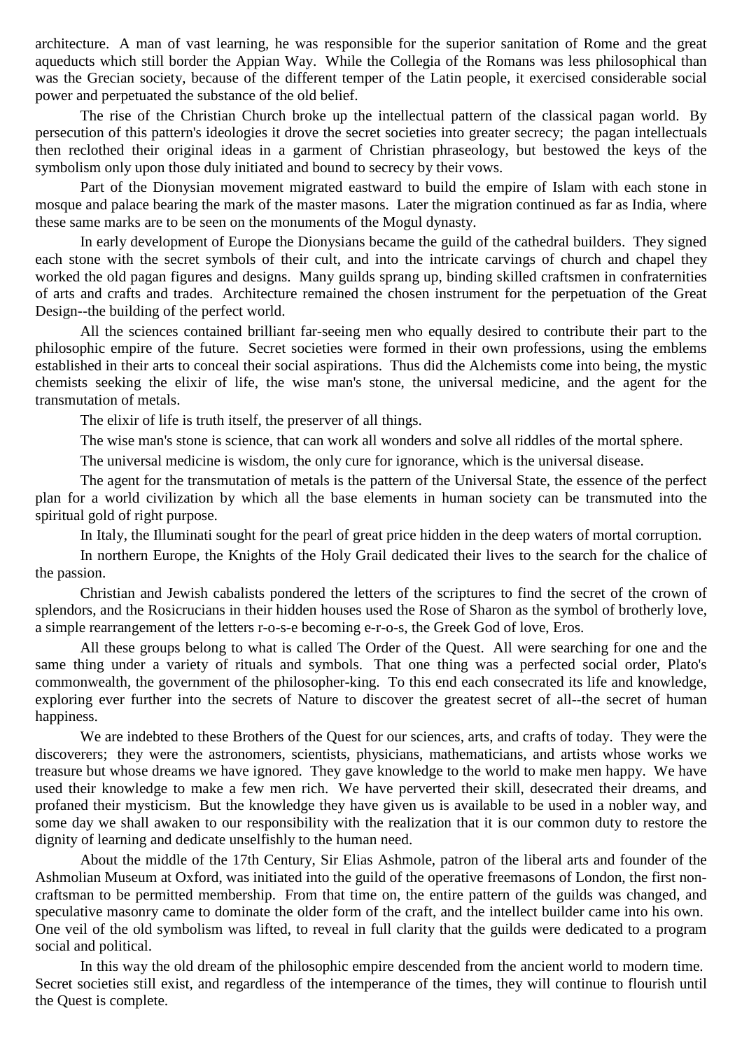architecture. A man of vast learning, he was responsible for the superior sanitation of Rome and the great aqueducts which still border the Appian Way. While the Collegia of the Romans was less philosophical than was the Grecian society, because of the different temper of the Latin people, it exercised considerable social power and perpetuated the substance of the old belief.

The rise of the Christian Church broke up the intellectual pattern of the classical pagan world. By persecution of this pattern's ideologies it drove the secret societies into greater secrecy; the pagan intellectuals then reclothed their original ideas in a garment of Christian phraseology, but bestowed the keys of the symbolism only upon those duly initiated and bound to secrecy by their vows.

Part of the Dionysian movement migrated eastward to build the empire of Islam with each stone in mosque and palace bearing the mark of the master masons. Later the migration continued as far as India, where these same marks are to be seen on the monuments of the Mogul dynasty.

In early development of Europe the Dionysians became the guild of the cathedral builders. They signed each stone with the secret symbols of their cult, and into the intricate carvings of church and chapel they worked the old pagan figures and designs. Many guilds sprang up, binding skilled craftsmen in confraternities of arts and crafts and trades. Architecture remained the chosen instrument for the perpetuation of the Great Design--the building of the perfect world.

All the sciences contained brilliant far-seeing men who equally desired to contribute their part to the philosophic empire of the future. Secret societies were formed in their own professions, using the emblems established in their arts to conceal their social aspirations. Thus did the Alchemists come into being, the mystic chemists seeking the elixir of life, the wise man's stone, the universal medicine, and the agent for the transmutation of metals.

The elixir of life is truth itself, the preserver of all things.

The wise man's stone is science, that can work all wonders and solve all riddles of the mortal sphere.

The universal medicine is wisdom, the only cure for ignorance, which is the universal disease.

The agent for the transmutation of metals is the pattern of the Universal State, the essence of the perfect plan for a world civilization by which all the base elements in human society can be transmuted into the spiritual gold of right purpose.

In Italy, the Illuminati sought for the pearl of great price hidden in the deep waters of mortal corruption.

In northern Europe, the Knights of the Holy Grail dedicated their lives to the search for the chalice of the passion.

Christian and Jewish cabalists pondered the letters of the scriptures to find the secret of the crown of splendors, and the Rosicrucians in their hidden houses used the Rose of Sharon as the symbol of brotherly love, a simple rearrangement of the letters r-o-s-e becoming e-r-o-s, the Greek God of love, Eros.

All these groups belong to what is called The Order of the Quest. All were searching for one and the same thing under a variety of rituals and symbols. That one thing was a perfected social order, Plato's commonwealth, the government of the philosopher-king. To this end each consecrated its life and knowledge, exploring ever further into the secrets of Nature to discover the greatest secret of all--the secret of human happiness.

We are indebted to these Brothers of the Quest for our sciences, arts, and crafts of today. They were the discoverers; they were the astronomers, scientists, physicians, mathematicians, and artists whose works we treasure but whose dreams we have ignored. They gave knowledge to the world to make men happy. We have used their knowledge to make a few men rich. We have perverted their skill, desecrated their dreams, and profaned their mysticism. But the knowledge they have given us is available to be used in a nobler way, and some day we shall awaken to our responsibility with the realization that it is our common duty to restore the dignity of learning and dedicate unselfishly to the human need.

About the middle of the 17th Century, Sir Elias Ashmole, patron of the liberal arts and founder of the Ashmolian Museum at Oxford, was initiated into the guild of the operative freemasons of London, the first non-craftsman to be permitted membership. From that time on, the entire pattern of the guilds was changed, and speculative masonry came to dominate the older form of the craft, and the intellect builder came into his own. One veil of the old symbolism was lifted, to reveal in full clarity that the guilds were dedicated to a program social and political.

In this way the old dream of the philosophic empire descended from the ancient world to modern time. Secret societies still exist, and regardless of the intemperance of the times, they will continue to flourish until the Quest is complete.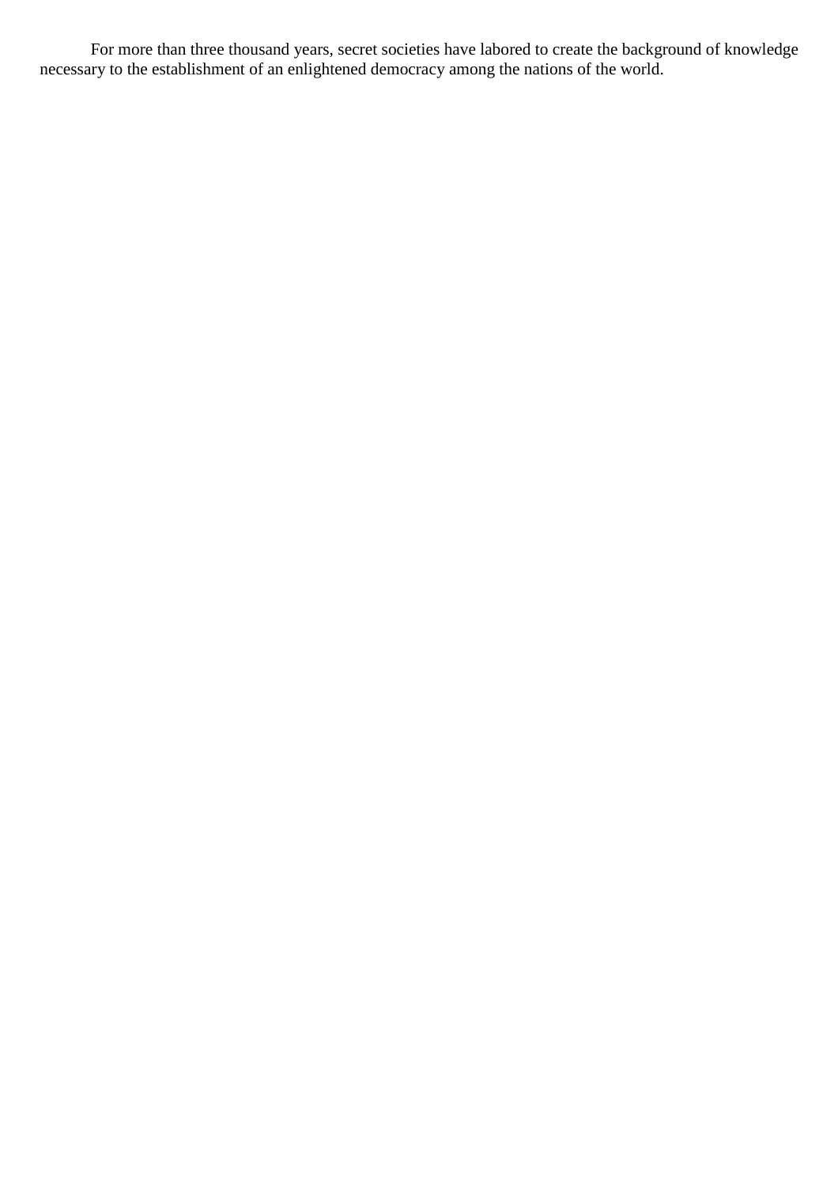For more than three thousand years, secret societies have labored to create the background of knowledge necessary to the establishment of an enlightened democracy among the nations of the world.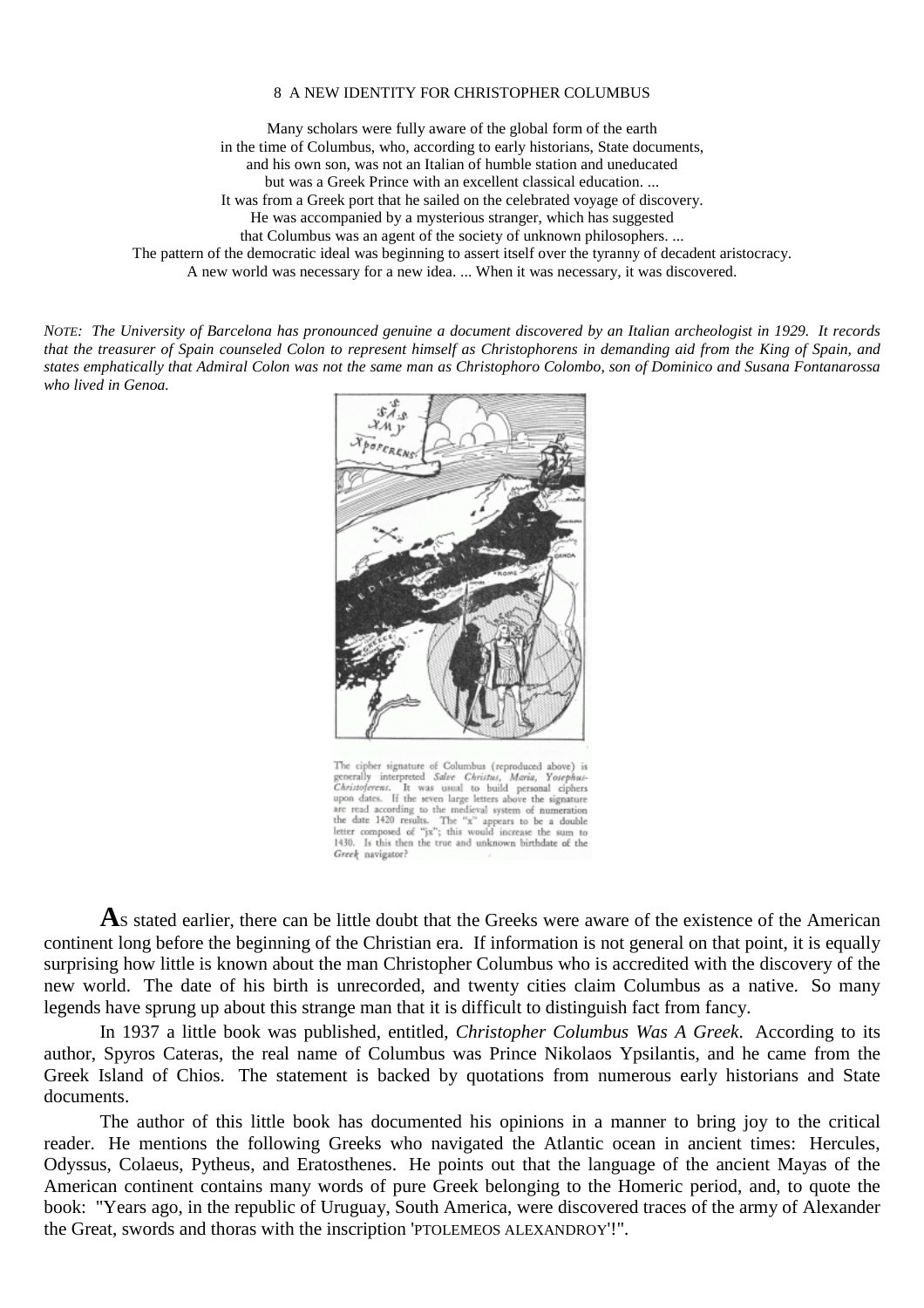# 8 A NEW IDENTITY FOR CHRISTOPHER COLUMBUS

Many scholars were fully aware of the global form of the earth
in the time of Columbus, who, according to early historians, State documents,
and his own son, was not an Italian of humble station and uneducated
but was a Greek Prince with an excellent classical education. ...
It was from a Greek port that he sailed on the celebrated voyage of discovery.
He was accompanied by a mysterious stranger, which has suggested
that Columbus was an agent of the society of unknown philosophers. ...
The pattern of the democratic ideal was beginning to assert itself over the tyranny of decadent aristocracy.
A new world was necessary for a new idea. ... When it was necessary, it was discovered.

*NOTE: The University of Barcelona has pronounced genuine a document discovered by an Italian archeologist in 1929. It records that the treasurer of Spain counseled Colon to represent himself as Christophorens in demanding aid from the King of Spain, and states emphatically that Admiral Colon was not the same man as Christophoro Colombo, son of Dominico and Susana Fontanarossa who lived in Genoa.*

The cipher signature of Columbus (reproduced above) is generally interpreted *Salve Christus, Maria, Yosephus-Christoferens*. It was usual to build personal ciphers upon dates. If the seven large letters above the signature are read according to the medieval system of numeration the date 1420 results. The "x" appears to be a double letter composed of "jx"; this would increase the sum to 1430. Is this then the true and unknown birthdate of the *Greek* navigator?

**A**s stated earlier, there can be little doubt that the Greeks were aware of the existence of the American continent long before the beginning of the Christian era. If information is not general on that point, it is equally surprising how little is known about the man Christopher Columbus who is accredited with the discovery of the new world. The date of his birth is unrecorded, and twenty cities claim Columbus as a native. So many legends have sprung up about this strange man that it is difficult to distinguish fact from fancy.

In 1937 a little book was published, entitled, *Christopher Columbus Was A Greek*. According to its author, Spyros Cateras, the real name of Columbus was Prince Nikolaos Ypsilantis, and he came from the Greek Island of Chios. The statement is backed by quotations from numerous early historians and State documents.

The author of this little book has documented his opinions in a manner to bring joy to the critical reader. He mentions the following Greeks who navigated the Atlantic ocean in ancient times: Hercules, Odyssus, Colaeus, Pytheus, and Eratosthenes. He points out that the language of the ancient Mayas of the American continent contains many words of pure Greek belonging to the Homeric period, and, to quote the book: "Years ago, in the republic of Uruguay, South America, were discovered traces of the army of Alexander the Great, swords and thoras with the inscription 'PTOLEMEOS ALEXANDROY'!".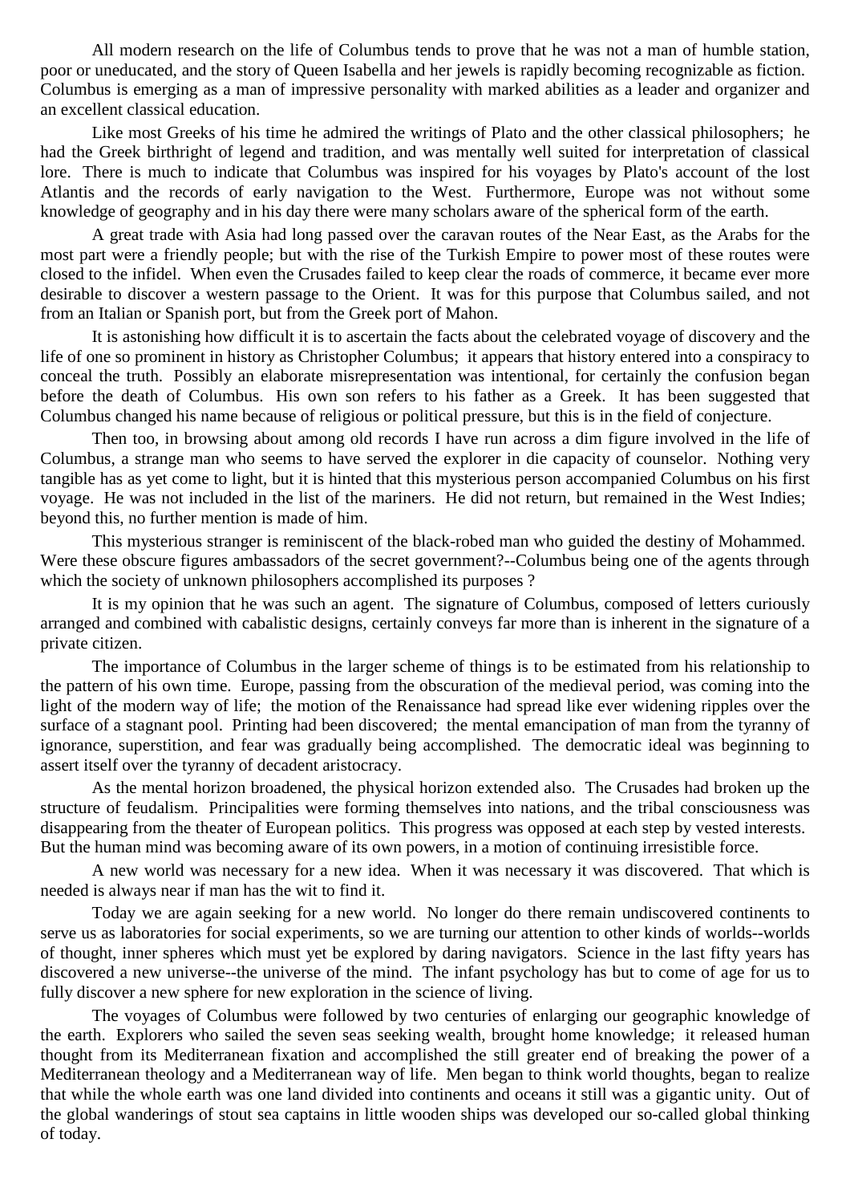All modern research on the life of Columbus tends to prove that he was not a man of humble station, poor or uneducated, and the story of Queen Isabella and her jewels is rapidly becoming recognizable as fiction. Columbus is emerging as a man of impressive personality with marked abilities as a leader and organizer and an excellent classical education.

Like most Greeks of his time he admired the writings of Plato and the other classical philosophers; he had the Greek birthright of legend and tradition, and was mentally well suited for interpretation of classical lore. There is much to indicate that Columbus was inspired for his voyages by Plato's account of the lost Atlantis and the records of early navigation to the West. Furthermore, Europe was not without some knowledge of geography and in his day there were many scholars aware of the spherical form of the earth.

A great trade with Asia had long passed over the caravan routes of the Near East, as the Arabs for the most part were a friendly people; but with the rise of the Turkish Empire to power most of these routes were closed to the infidel. When even the Crusades failed to keep clear the roads of commerce, it became ever more desirable to discover a western passage to the Orient. It was for this purpose that Columbus sailed, and not from an Italian or Spanish port, but from the Greek port of Mahon.

It is astonishing how difficult it is to ascertain the facts about the celebrated voyage of discovery and the life of one so prominent in history as Christopher Columbus; it appears that history entered into a conspiracy to conceal the truth. Possibly an elaborate misrepresentation was intentional, for certainly the confusion began before the death of Columbus. His own son refers to his father as a Greek. It has been suggested that Columbus changed his name because of religious or political pressure, but this is in the field of conjecture.

Then too, in browsing about among old records I have run across a dim figure involved in the life of Columbus, a strange man who seems to have served the explorer in die capacity of counselor. Nothing very tangible has as yet come to light, but it is hinted that this mysterious person accompanied Columbus on his first voyage. He was not included in the list of the mariners. He did not return, but remained in the West Indies; beyond this, no further mention is made of him.

This mysterious stranger is reminiscent of the black-robed man who guided the destiny of Mohammed. Were these obscure figures ambassadors of the secret government?--Columbus being one of the agents through which the society of unknown philosophers accomplished its purposes ?

It is my opinion that he was such an agent. The signature of Columbus, composed of letters curiously arranged and combined with cabalistic designs, certainly conveys far more than is inherent in the signature of a private citizen.

The importance of Columbus in the larger scheme of things is to be estimated from his relationship to the pattern of his own time. Europe, passing from the obscuration of the medieval period, was coming into the light of the modern way of life; the motion of the Renaissance had spread like ever widening ripples over the surface of a stagnant pool. Printing had been discovered; the mental emancipation of man from the tyranny of ignorance, superstition, and fear was gradually being accomplished. The democratic ideal was beginning to assert itself over the tyranny of decadent aristocracy.

As the mental horizon broadened, the physical horizon extended also. The Crusades had broken up the structure of feudalism. Principalities were forming themselves into nations, and the tribal consciousness was disappearing from the theater of European politics. This progress was opposed at each step by vested interests. But the human mind was becoming aware of its own powers, in a motion of continuing irresistible force.

A new world was necessary for a new idea. When it was necessary it was discovered. That which is needed is always near if man has the wit to find it.

Today we are again seeking for a new world. No longer do there remain undiscovered continents to serve us as laboratories for social experiments, so we are turning our attention to other kinds of worlds--worlds of thought, inner spheres which must yet be explored by daring navigators. Science in the last fifty years has discovered a new universe--the universe of the mind. The infant psychology has but to come of age for us to fully discover a new sphere for new exploration in the science of living.

The voyages of Columbus were followed by two centuries of enlarging our geographic knowledge of the earth. Explorers who sailed the seven seas seeking wealth, brought home knowledge; it released human thought from its Mediterranean fixation and accomplished the still greater end of breaking the power of a Mediterranean theology and a Mediterranean way of life. Men began to think world thoughts, began to realize that while the whole earth was one land divided into continents and oceans it still was a gigantic unity. Out of the global wanderings of stout sea captains in little wooden ships was developed our so-called global thinking of today.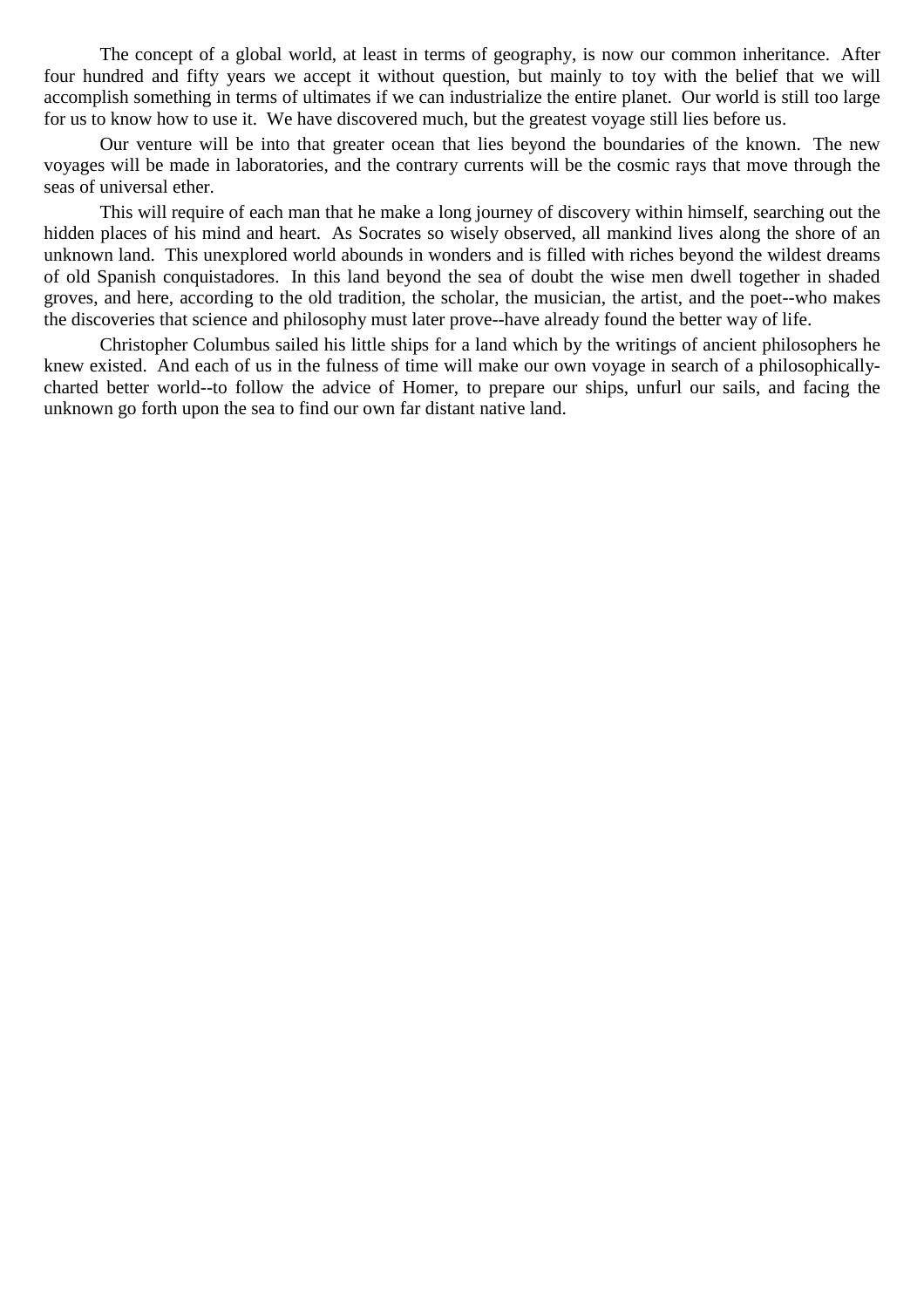The concept of a global world, at least in terms of geography, is now our common inheritance. After four hundred and fifty years we accept it without question, but mainly to toy with the belief that we will accomplish something in terms of ultimates if we can industrialize the entire planet. Our world is still too large for us to know how to use it. We have discovered much, but the greatest voyage still lies before us.

Our venture will be into that greater ocean that lies beyond the boundaries of the known. The new voyages will be made in laboratories, and the contrary currents will be the cosmic rays that move through the seas of universal ether.

This will require of each man that he make a long journey of discovery within himself, searching out the hidden places of his mind and heart. As Socrates so wisely observed, all mankind lives along the shore of an unknown land. This unexplored world abounds in wonders and is filled with riches beyond the wildest dreams of old Spanish conquistadores. In this land beyond the sea of doubt the wise men dwell together in shaded groves, and here, according to the old tradition, the scholar, the musician, the artist, and the poet--who makes the discoveries that science and philosophy must later prove--have already found the better way of life.

Christopher Columbus sailed his little ships for a land which by the writings of ancient philosophers he knew existed. And each of us in the fulness of time will make our own voyage in search of a philosophically-charted better world--to follow the advice of Homer, to prepare our ships, unfurl our sails, and facing the unknown go forth upon the sea to find our own far distant native land.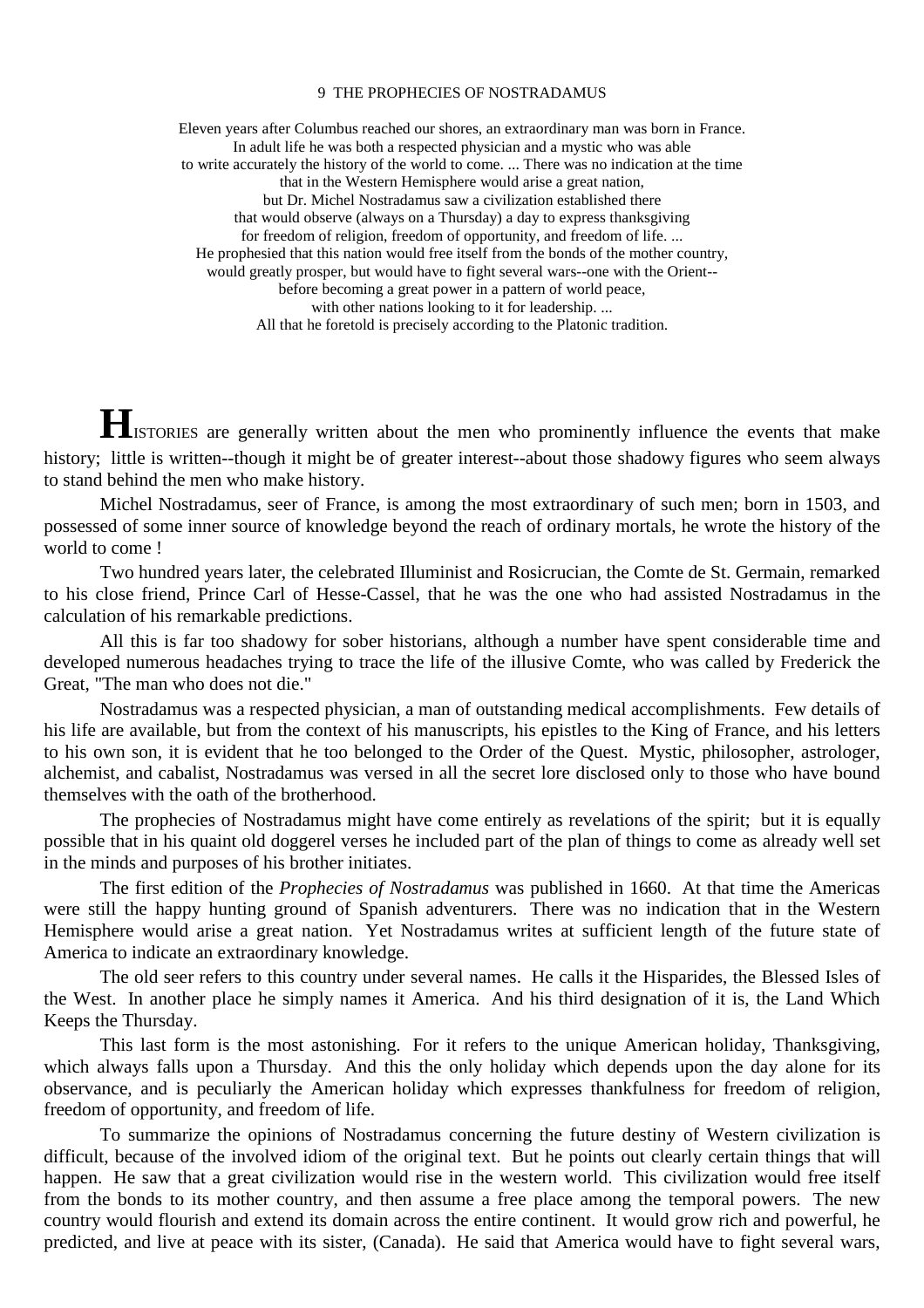# 9 THE PROPHECIES OF NOSTRADAMUS

Eleven years after Columbus reached our shores, an extraordinary man was born in France.
In adult life he was both a respected physician and a mystic who was able
to write accurately the history of the world to come. ... There was no indication at the time
that in the Western Hemisphere would arise a great nation,
but Dr. Michel Nostradamus saw a civilization established there
that would observe (always on a Thursday) a day to express thanksgiving
for freedom of religion, freedom of opportunity, and freedom of life. ...
He prophesied that this nation would free itself from the bonds of the mother country,
would greatly prosper, but would have to fight several wars--one with the Orient--
before becoming a great power in a pattern of world peace,
with other nations looking to it for leadership. ...
All that he foretold is precisely according to the Platonic tradition.

**H**ISTORIES are generally written about the men who prominently influence the events that make history; little is written--though it might be of greater interest--about those shadowy figures who seem always to stand behind the men who make history.

Michel Nostradamus, seer of France, is among the most extraordinary of such men; born in 1503, and possessed of some inner source of knowledge beyond the reach of ordinary mortals, he wrote the history of the world to come !

Two hundred years later, the celebrated Illuminist and Rosicrucian, the Comte de St. Germain, remarked to his close friend, Prince Carl of Hesse-Cassel, that he was the one who had assisted Nostradamus in the calculation of his remarkable predictions.

All this is far too shadowy for sober historians, although a number have spent considerable time and developed numerous headaches trying to trace the life of the illusive Comte, who was called by Frederick the Great, "The man who does not die."

Nostradamus was a respected physician, a man of outstanding medical accomplishments. Few details of his life are available, but from the context of his manuscripts, his epistles to the King of France, and his letters to his own son, it is evident that he too belonged to the Order of the Quest. Mystic, philosopher, astrologer, alchemist, and cabalist, Nostradamus was versed in all the secret lore disclosed only to those who have bound themselves with the oath of the brotherhood.

The prophecies of Nostradamus might have come entirely as revelations of the spirit; but it is equally possible that in his quaint old doggerel verses he included part of the plan of things to come as already well set in the minds and purposes of his brother initiates.

The first edition of the *Prophecies of Nostradamus* was published in 1660. At that time the Americas were still the happy hunting ground of Spanish adventurers. There was no indication that in the Western Hemisphere would arise a great nation. Yet Nostradamus writes at sufficient length of the future state of America to indicate an extraordinary knowledge.

The old seer refers to this country under several names. He calls it the Hisparides, the Blessed Isles of the West. In another place he simply names it America. And his third designation of it is, the Land Which Keeps the Thursday.

This last form is the most astonishing. For it refers to the unique American holiday, Thanksgiving, which always falls upon a Thursday. And this the only holiday which depends upon the day alone for its observance, and is peculiarly the American holiday which expresses thankfulness for freedom of religion, freedom of opportunity, and freedom of life.

To summarize the opinions of Nostradamus concerning the future destiny of Western civilization is difficult, because of the involved idiom of the original text. But he points out clearly certain things that will happen. He saw that a great civilization would rise in the western world. This civilization would free itself from the bonds to its mother country, and then assume a free place among the temporal powers. The new country would flourish and extend its domain across the entire continent. It would grow rich and powerful, he predicted, and live at peace with its sister, (Canada). He said that America would have to fight several wars,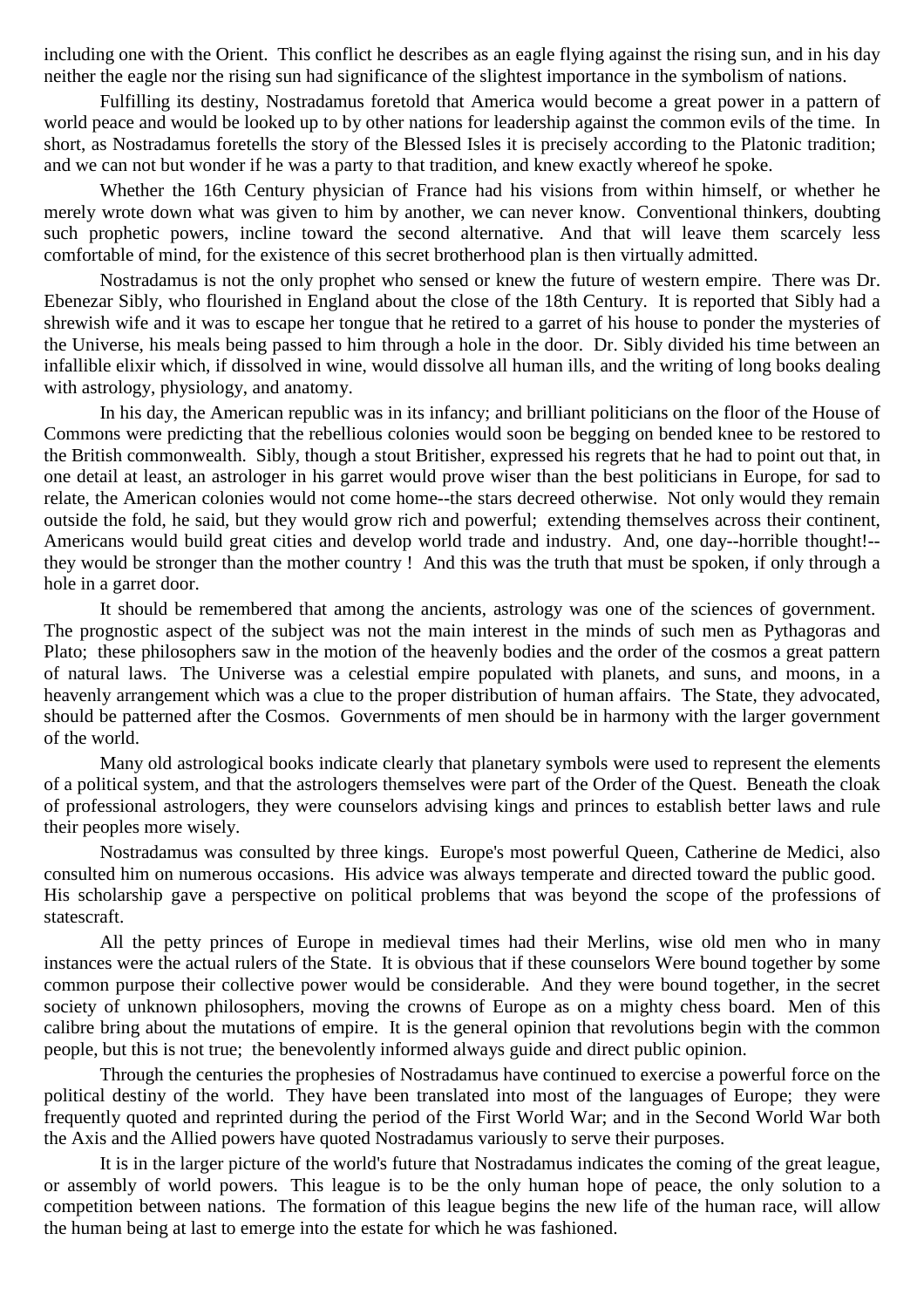including one with the Orient. This conflict he describes as an eagle flying against the rising sun, and in his day neither the eagle nor the rising sun had significance of the slightest importance in the symbolism of nations.

Fulfilling its destiny, Nostradamus foretold that America would become a great power in a pattern of world peace and would be looked up to by other nations for leadership against the common evils of the time. In short, as Nostradamus foretells the story of the Blessed Isles it is precisely according to the Platonic tradition; and we can not but wonder if he was a party to that tradition, and knew exactly whereof he spoke.

Whether the 16th Century physician of France had his visions from within himself, or whether he merely wrote down what was given to him by another, we can never know. Conventional thinkers, doubting such prophetic powers, incline toward the second alternative. And that will leave them scarcely less comfortable of mind, for the existence of this secret brotherhood plan is then virtually admitted.

Nostradamus is not the only prophet who sensed or knew the future of western empire. There was Dr. Ebenezar Sibly, who flourished in England about the close of the 18th Century. It is reported that Sibly had a shrewish wife and it was to escape her tongue that he retired to a garret of his house to ponder the mysteries of the Universe, his meals being passed to him through a hole in the door. Dr. Sibly divided his time between an infallible elixir which, if dissolved in wine, would dissolve all human ills, and the writing of long books dealing with astrology, physiology, and anatomy.

In his day, the American republic was in its infancy; and brilliant politicians on the floor of the House of Commons were predicting that the rebellious colonies would soon be begging on bended knee to be restored to the British commonwealth. Sibly, though a stout Britisher, expressed his regrets that he had to point out that, in one detail at least, an astrologer in his garret would prove wiser than the best politicians in Europe, for sad to relate, the American colonies would not come home--the stars decreed otherwise. Not only would they remain outside the fold, he said, but they would grow rich and powerful; extending themselves across their continent, Americans would build great cities and develop world trade and industry. And, one day--horrible thought!--they would be stronger than the mother country ! And this was the truth that must be spoken, if only through a hole in a garret door.

It should be remembered that among the ancients, astrology was one of the sciences of government. The prognostic aspect of the subject was not the main interest in the minds of such men as Pythagoras and Plato; these philosophers saw in the motion of the heavenly bodies and the order of the cosmos a great pattern of natural laws. The Universe was a celestial empire populated with planets, and suns, and moons, in a heavenly arrangement which was a clue to the proper distribution of human affairs. The State, they advocated, should be patterned after the Cosmos. Governments of men should be in harmony with the larger government of the world.

Many old astrological books indicate clearly that planetary symbols were used to represent the elements of a political system, and that the astrologers themselves were part of the Order of the Quest. Beneath the cloak of professional astrologers, they were counselors advising kings and princes to establish better laws and rule their peoples more wisely.

Nostradamus was consulted by three kings. Europe's most powerful Queen, Catherine de Medici, also consulted him on numerous occasions. His advice was always temperate and directed toward the public good. His scholarship gave a perspective on political problems that was beyond the scope of the professions of statescraft.

All the petty princes of Europe in medieval times had their Merlins, wise old men who in many instances were the actual rulers of the State. It is obvious that if these counselors Were bound together by some common purpose their collective power would be considerable. And they were bound together, in the secret society of unknown philosophers, moving the crowns of Europe as on a mighty chess board. Men of this calibre bring about the mutations of empire. It is the general opinion that revolutions begin with the common people, but this is not true; the benevolently informed always guide and direct public opinion.

Through the centuries the prophesies of Nostradamus have continued to exercise a powerful force on the political destiny of the world. They have been translated into most of the languages of Europe; they were frequently quoted and reprinted during the period of the First World War; and in the Second World War both the Axis and the Allied powers have quoted Nostradamus variously to serve their purposes.

It is in the larger picture of the world's future that Nostradamus indicates the coming of the great league, or assembly of world powers. This league is to be the only human hope of peace, the only solution to a competition between nations. The formation of this league begins the new life of the human race, will allow the human being at last to emerge into the estate for which he was fashioned.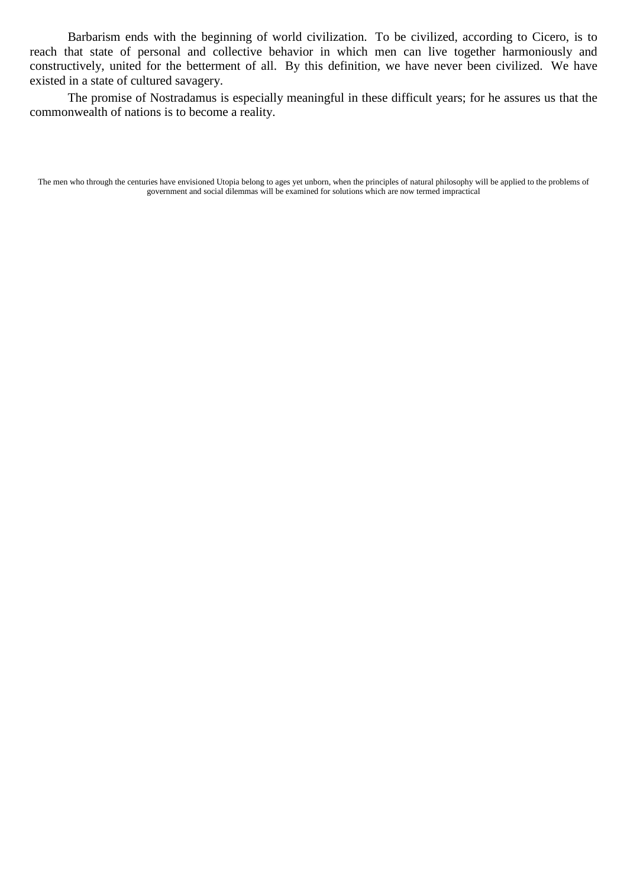Barbarism ends with the beginning of world civilization. To be civilized, according to Cicero, is to reach that state of personal and collective behavior in which men can live together harmoniously and constructively, united for the betterment of all. By this definition, we have never been civilized. We have existed in a state of cultured savagery.

The promise of Nostradamus is especially meaningful in these difficult years; for he assures us that the commonwealth of nations is to become a reality.

The men who through the centuries have envisioned Utopia belong to ages yet unborn, when the principles of natural philosophy will be applied to the problems of government and social dilemmas will be examined for solutions which are now termed impractical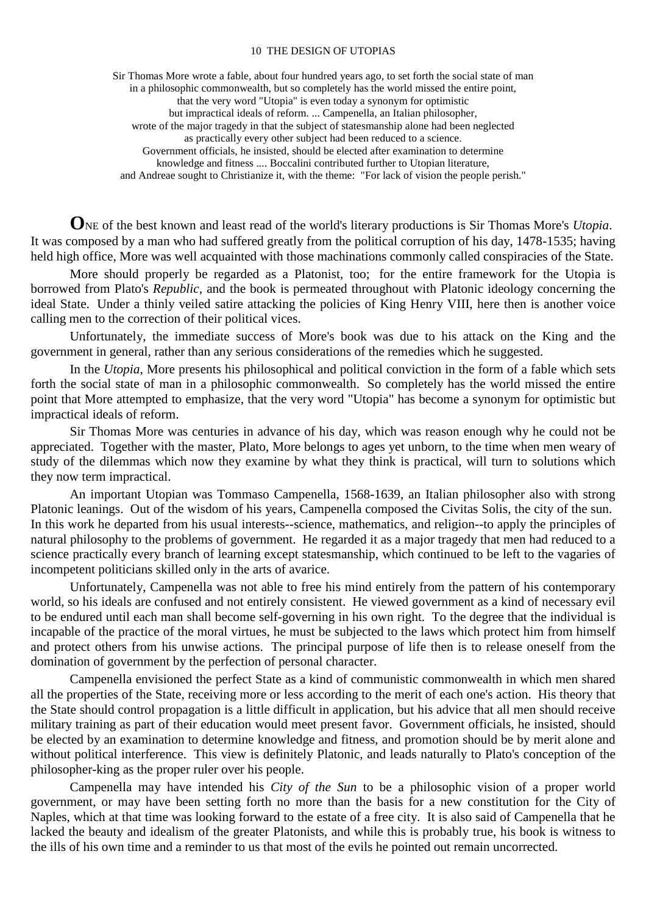Sir Thomas More wrote a fable, about four hundred years ago, to set forth the social state of man in a philosophic commonwealth, but so completely has the world missed the entire point, that the very word "Utopia" is even today a synonym for optimistic but impractical ideals of reform. ... Campenella, an Italian philosopher, wrote of the major tragedy in that the subject of statesmanship alone had been neglected as practically every other subject had been reduced to a science. Government officials, he insisted, should be elected after examination to determine knowledge and fitness .... Boccalini contributed further to Utopian literature, and Andreae sought to Christianize it, with the theme: "For lack of vision the people perish."

**O**NE of the best known and least read of the world's literary productions is Sir Thomas More's *Utopia*. It was composed by a man who had suffered greatly from the political corruption of his day, 1478-1535; having held high office, More was well acquainted with those machinations commonly called conspiracies of the State.

More should properly be regarded as a Platonist, too; for the entire framework for the Utopia is borrowed from Plato's *Republic*, and the book is permeated throughout with Platonic ideology concerning the ideal State. Under a thinly veiled satire attacking the policies of King Henry VIII, here then is another voice calling men to the correction of their political vices.

Unfortunately, the immediate success of More's book was due to his attack on the King and the government in general, rather than any serious considerations of the remedies which he suggested.

In the *Utopia*, More presents his philosophical and political conviction in the form of a fable which sets forth the social state of man in a philosophic commonwealth. So completely has the world missed the entire point that More attempted to emphasize, that the very word "Utopia" has become a synonym for optimistic but impractical ideals of reform.

Sir Thomas More was centuries in advance of his day, which was reason enough why he could not be appreciated. Together with the master, Plato, More belongs to ages yet unborn, to the time when men weary of study of the dilemmas which now they examine by what they think is practical, will turn to solutions which they now term impractical.

An important Utopian was Tommaso Campenella, 1568-1639, an Italian philosopher also with strong Platonic leanings. Out of the wisdom of his years, Campenella composed the Civitas Solis, the city of the sun. In this work he departed from his usual interests--science, mathematics, and religion--to apply the principles of natural philosophy to the problems of government. He regarded it as a major tragedy that men had reduced to a science practically every branch of learning except statesmanship, which continued to be left to the vagaries of incompetent politicians skilled only in the arts of avarice.

Unfortunately, Campenella was not able to free his mind entirely from the pattern of his contemporary world, so his ideals are confused and not entirely consistent. He viewed government as a kind of necessary evil to be endured until each man shall become self-governing in his own right. To the degree that the individual is incapable of the practice of the moral virtues, he must be subjected to the laws which protect him from himself and protect others from his unwise actions. The principal purpose of life then is to release oneself from the domination of government by the perfection of personal character.

Campenella envisioned the perfect State as a kind of communistic commonwealth in which men shared all the properties of the State, receiving more or less according to the merit of each one's action. His theory that the State should control propagation is a little difficult in application, but his advice that all men should receive military training as part of their education would meet present favor. Government officials, he insisted, should be elected by an examination to determine knowledge and fitness, and promotion should be by merit alone and without political interference. This view is definitely Platonic, and leads naturally to Plato's conception of the philosopher-king as the proper ruler over his people.

Campenella may have intended his *City of the Sun* to be a philosophic vision of a proper world government, or may have been setting forth no more than the basis for a new constitution for the City of Naples, which at that time was looking forward to the estate of a free city. It is also said of Campenella that he lacked the beauty and idealism of the greater Platonists, and while this is probably true, his book is witness to the ills of his own time and a reminder to us that most of the evils he pointed out remain uncorrected.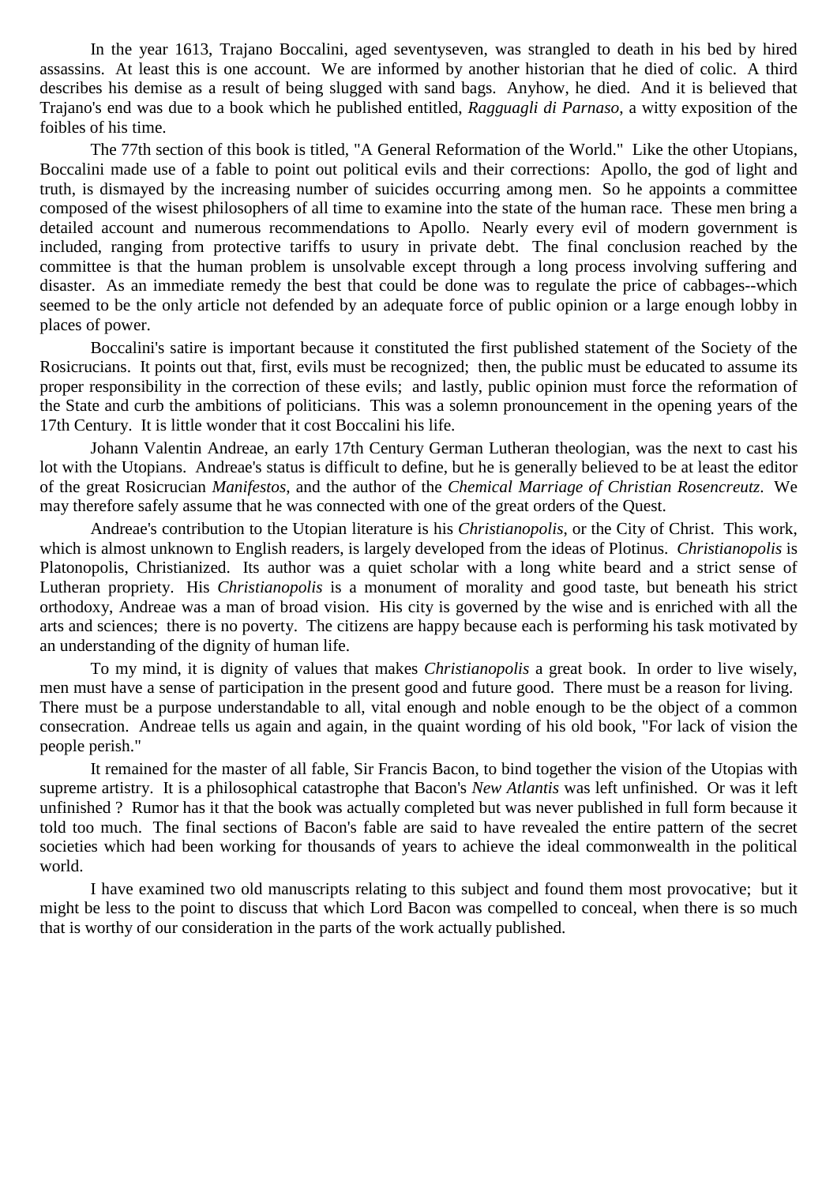In the year 1613, Trajano Boccalini, aged seventyseven, was strangled to death in his bed by hired assassins. At least this is one account. We are informed by another historian that he died of colic. A third describes his demise as a result of being slugged with sand bags. Anyhow, he died. And it is believed that Trajano's end was due to a book which he published entitled, *Ragguagli di Parnaso*, a witty exposition of the foibles of his time.

The 77th section of this book is titled, "A General Reformation of the World." Like the other Utopians, Boccalini made use of a fable to point out political evils and their corrections: Apollo, the god of light and truth, is dismayed by the increasing number of suicides occurring among men. So he appoints a committee composed of the wisest philosophers of all time to examine into the state of the human race. These men bring a detailed account and numerous recommendations to Apollo. Nearly every evil of modern government is included, ranging from protective tariffs to usury in private debt. The final conclusion reached by the committee is that the human problem is unsolvable except through a long process involving suffering and disaster. As an immediate remedy the best that could be done was to regulate the price of cabbages--which seemed to be the only article not defended by an adequate force of public opinion or a large enough lobby in places of power.

Boccalini's satire is important because it constituted the first published statement of the Society of the Rosicrucians. It points out that, first, evils must be recognized; then, the public must be educated to assume its proper responsibility in the correction of these evils; and lastly, public opinion must force the reformation of the State and curb the ambitions of politicians. This was a solemn pronouncement in the opening years of the 17th Century. It is little wonder that it cost Boccalini his life.

Johann Valentin Andreae, an early 17th Century German Lutheran theologian, was the next to cast his lot with the Utopians. Andreae's status is difficult to define, but he is generally believed to be at least the editor of the great Rosicrucian *Manifestos*, and the author of the *Chemical Marriage of Christian Rosencreutz*. We may therefore safely assume that he was connected with one of the great orders of the Quest.

Andreae's contribution to the Utopian literature is his *Christianopolis*, or the City of Christ. This work, which is almost unknown to English readers, is largely developed from the ideas of Plotinus. *Christianopolis* is Platonopolis, Christianized. Its author was a quiet scholar with a long white beard and a strict sense of Lutheran propriety. His *Christianopolis* is a monument of morality and good taste, but beneath his strict orthodoxy, Andreae was a man of broad vision. His city is governed by the wise and is enriched with all the arts and sciences; there is no poverty. The citizens are happy because each is performing his task motivated by an understanding of the dignity of human life.

To my mind, it is dignity of values that makes *Christianopolis* a great book. In order to live wisely, men must have a sense of participation in the present good and future good. There must be a reason for living. There must be a purpose understandable to all, vital enough and noble enough to be the object of a common consecration. Andreae tells us again and again, in the quaint wording of his old book, "For lack of vision the people perish."

It remained for the master of all fable, Sir Francis Bacon, to bind together the vision of the Utopias with supreme artistry. It is a philosophical catastrophe that Bacon's *New Atlantis* was left unfinished. Or was it left unfinished ? Rumor has it that the book was actually completed but was never published in full form because it told too much. The final sections of Bacon's fable are said to have revealed the entire pattern of the secret societies which had been working for thousands of years to achieve the ideal commonwealth in the political world.

I have examined two old manuscripts relating to this subject and found them most provocative; but it might be less to the point to discuss that which Lord Bacon was compelled to conceal, when there is so much that is worthy of our consideration in the parts of the work actually published.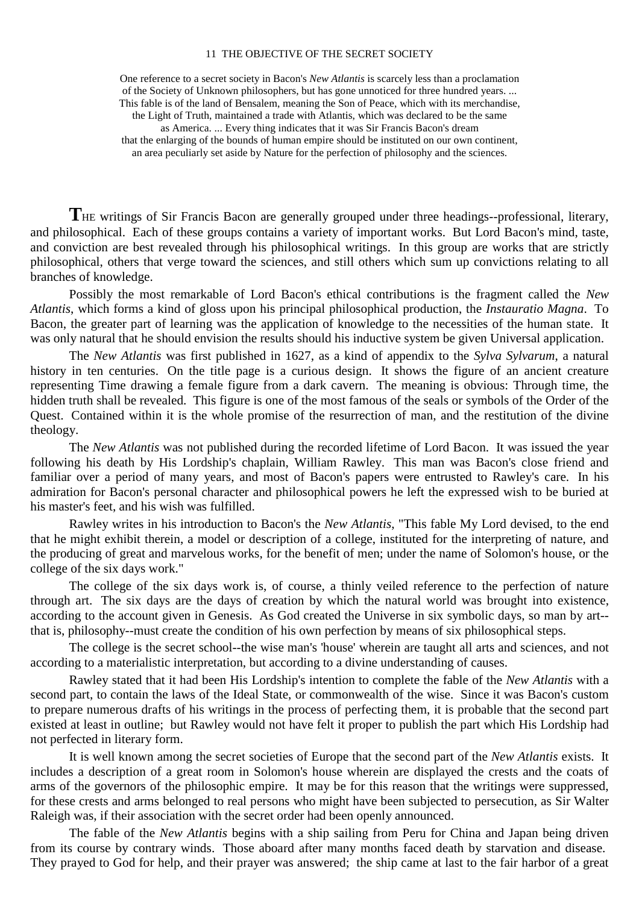## 11 THE OBJECTIVE OF THE SECRET SOCIETY

> One reference to a secret society in Bacon's *New Atlantis* is scarcely less than a proclamation of the Society of Unknown philosophers, but has gone unnoticed for three hundred years. ... This fable is of the land of Bensalem, meaning the Son of Peace, which with its merchandise, the Light of Truth, maintained a trade with Atlantis, which was declared to be the same as America. ... Every thing indicates that it was Sir Francis Bacon's dream that the enlarging of the bounds of human empire should be instituted on our own continent, an area peculiarly set aside by Nature for the perfection of philosophy and the sciences.

**T**HE writings of Sir Francis Bacon are generally grouped under three headings--professional, literary, and philosophical. Each of these groups contains a variety of important works. But Lord Bacon's mind, taste, and conviction are best revealed through his philosophical writings. In this group are works that are strictly philosophical, others that verge toward the sciences, and still others which sum up convictions relating to all branches of knowledge.

Possibly the most remarkable of Lord Bacon's ethical contributions is the fragment called the *New Atlantis*, which forms a kind of gloss upon his principal philosophical production, the *Instauratio Magna*. To Bacon, the greater part of learning was the application of knowledge to the necessities of the human state. It was only natural that he should envision the results should his inductive system be given Universal application.

The *New Atlantis* was first published in 1627, as a kind of appendix to the *Sylva Sylvarum*, a natural history in ten centuries. On the title page is a curious design. It shows the figure of an ancient creature representing Time drawing a female figure from a dark cavern. The meaning is obvious: Through time, the hidden truth shall be revealed. This figure is one of the most famous of the seals or symbols of the Order of the Quest. Contained within it is the whole promise of the resurrection of man, and the restitution of the divine theology.

The *New Atlantis* was not published during the recorded lifetime of Lord Bacon. It was issued the year following his death by His Lordship's chaplain, William Rawley. This man was Bacon's close friend and familiar over a period of many years, and most of Bacon's papers were entrusted to Rawley's care. In his admiration for Bacon's personal character and philosophical powers he left the expressed wish to be buried at his master's feet, and his wish was fulfilled.

Rawley writes in his introduction to Bacon's the *New Atlantis*, "This fable My Lord devised, to the end that he might exhibit therein, a model or description of a college, instituted for the interpreting of nature, and the producing of great and marvelous works, for the benefit of men; under the name of Solomon's house, or the college of the six days work."

The college of the six days work is, of course, a thinly veiled reference to the perfection of nature through art. The six days are the days of creation by which the natural world was brought into existence, according to the account given in Genesis. As God created the Universe in six symbolic days, so man by art--that is, philosophy--must create the condition of his own perfection by means of six philosophical steps.

The college is the secret school--the wise man's 'house' wherein are taught all arts and sciences, and not according to a materialistic interpretation, but according to a divine understanding of causes.

Rawley stated that it had been His Lordship's intention to complete the fable of the *New Atlantis* with a second part, to contain the laws of the Ideal State, or commonwealth of the wise. Since it was Bacon's custom to prepare numerous drafts of his writings in the process of perfecting them, it is probable that the second part existed at least in outline; but Rawley would not have felt it proper to publish the part which His Lordship had not perfected in literary form.

It is well known among the secret societies of Europe that the second part of the *New Atlantis* exists. It includes a description of a great room in Solomon's house wherein are displayed the crests and the coats of arms of the governors of the philosophic empire. It may be for this reason that the writings were suppressed, for these crests and arms belonged to real persons who might have been subjected to persecution, as Sir Walter Raleigh was, if their association with the secret order had been openly announced.

The fable of the *New Atlantis* begins with a ship sailing from Peru for China and Japan being driven from its course by contrary winds. Those aboard after many months faced death by starvation and disease. They prayed to God for help, and their prayer was answered; the ship came at last to the fair harbor of a great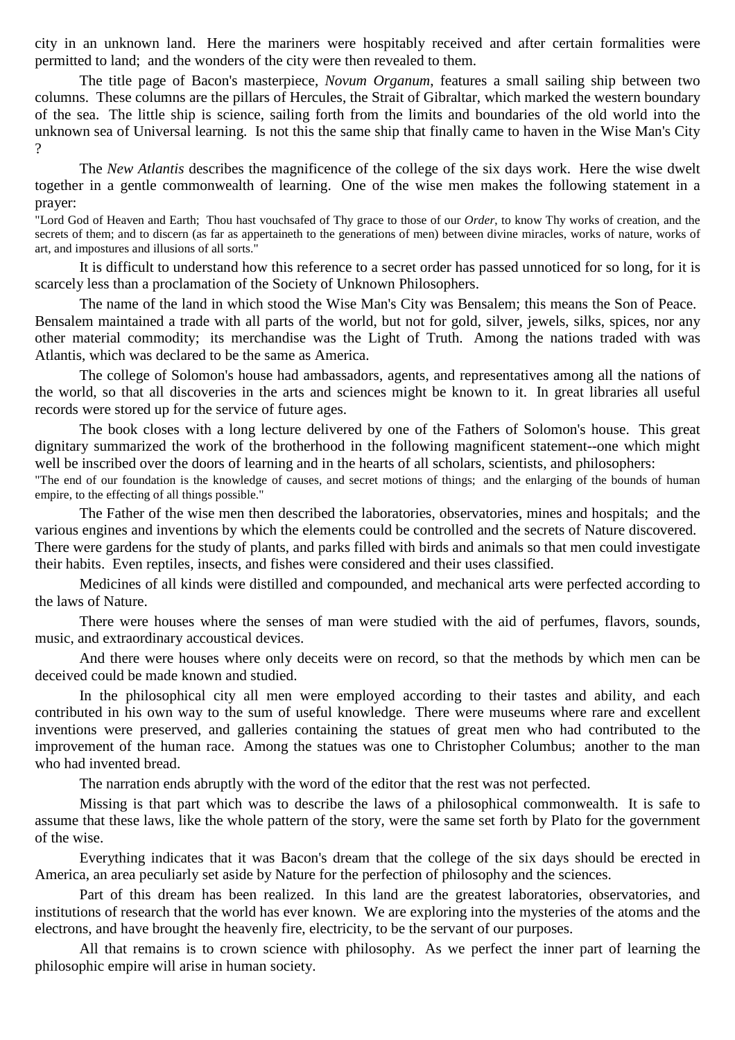city in an unknown land. Here the mariners were hospitably received and after certain formalities were permitted to land; and the wonders of the city were then revealed to them.

The title page of Bacon's masterpiece, *Novum Organum*, features a small sailing ship between two columns. These columns are the pillars of Hercules, the Strait of Gibraltar, which marked the western boundary of the sea. The little ship is science, sailing forth from the limits and boundaries of the old world into the unknown sea of Universal learning. Is not this the same ship that finally came to haven in the Wise Man's City ?

The *New Atlantis* describes the magnificence of the college of the six days work. Here the wise dwelt together in a gentle commonwealth of learning. One of the wise men makes the following statement in a prayer:

"Lord God of Heaven and Earth; Thou hast vouchsafed of Thy grace to those of our *Order*, to know Thy works of creation, and the secrets of them; and to discern (as far as appertaineth to the generations of men) between divine miracles, works of nature, works of art, and impostures and illusions of all sorts."

It is difficult to understand how this reference to a secret order has passed unnoticed for so long, for it is scarcely less than a proclamation of the Society of Unknown Philosophers.

The name of the land in which stood the Wise Man's City was Bensalem; this means the Son of Peace. Bensalem maintained a trade with all parts of the world, but not for gold, silver, jewels, silks, spices, nor any other material commodity; its merchandise was the Light of Truth. Among the nations traded with was Atlantis, which was declared to be the same as America.

The college of Solomon's house had ambassadors, agents, and representatives among all the nations of the world, so that all discoveries in the arts and sciences might be known to it. In great libraries all useful records were stored up for the service of future ages.

The book closes with a long lecture delivered by one of the Fathers of Solomon's house. This great dignitary summarized the work of the brotherhood in the following magnificent statement--one which might well be inscribed over the doors of learning and in the hearts of all scholars, scientists, and philosophers:

"The end of our foundation is the knowledge of causes, and secret motions of things; and the enlarging of the bounds of human empire, to the effecting of all things possible."

The Father of the wise men then described the laboratories, observatories, mines and hospitals; and the various engines and inventions by which the elements could be controlled and the secrets of Nature discovered. There were gardens for the study of plants, and parks filled with birds and animals so that men could investigate their habits. Even reptiles, insects, and fishes were considered and their uses classified.

Medicines of all kinds were distilled and compounded, and mechanical arts were perfected according to the laws of Nature.

There were houses where the senses of man were studied with the aid of perfumes, flavors, sounds, music, and extraordinary accoustical devices.

And there were houses where only deceits were on record, so that the methods by which men can be deceived could be made known and studied.

In the philosophical city all men were employed according to their tastes and ability, and each contributed in his own way to the sum of useful knowledge. There were museums where rare and excellent inventions were preserved, and galleries containing the statues of great men who had contributed to the improvement of the human race. Among the statues was one to Christopher Columbus; another to the man who had invented bread.

The narration ends abruptly with the word of the editor that the rest was not perfected.

Missing is that part which was to describe the laws of a philosophical commonwealth. It is safe to assume that these laws, like the whole pattern of the story, were the same set forth by Plato for the government of the wise.

Everything indicates that it was Bacon's dream that the college of the six days should be erected in America, an area peculiarly set aside by Nature for the perfection of philosophy and the sciences.

Part of this dream has been realized. In this land are the greatest laboratories, observatories, and institutions of research that the world has ever known. We are exploring into the mysteries of the atoms and the electrons, and have brought the heavenly fire, electricity, to be the servant of our purposes.

All that remains is to crown science with philosophy. As we perfect the inner part of learning the philosophic empire will arise in human society.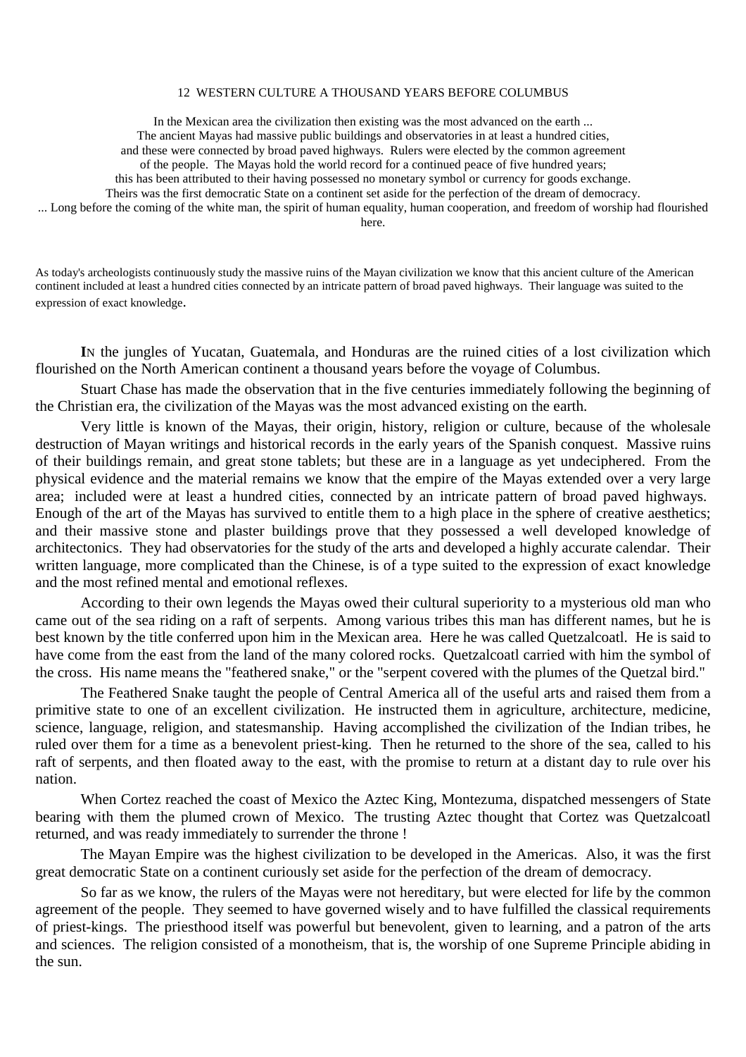## 12 WESTERN CULTURE A THOUSAND YEARS BEFORE COLUMBUS

In the Mexican area the civilization then existing was the most advanced on the earth ...
The ancient Mayas had massive public buildings and observatories in at least a hundred cities,
and these were connected by broad paved highways. Rulers were elected by the common agreement
of the people. The Mayas hold the world record for a continued peace of five hundred years;
this has been attributed to their having possessed no monetary symbol or currency for goods exchange.
Theirs was the first democratic State on a continent set aside for the perfection of the dream of democracy.
... Long before the coming of the white man, the spirit of human equality, human cooperation, and freedom of worship had flourished here.

As today's archeologists continuously study the massive ruins of the Mayan civilization we know that this ancient culture of the American continent included at least a hundred cities connected by an intricate pattern of broad paved highways. Their language was suited to the expression of exact knowledge.

**I**N the jungles of Yucatan, Guatemala, and Honduras are the ruined cities of a lost civilization which flourished on the North American continent a thousand years before the voyage of Columbus.

Stuart Chase has made the observation that in the five centuries immediately following the beginning of the Christian era, the civilization of the Mayas was the most advanced existing on the earth.

Very little is known of the Mayas, their origin, history, religion or culture, because of the wholesale destruction of Mayan writings and historical records in the early years of the Spanish conquest. Massive ruins of their buildings remain, and great stone tablets; but these are in a language as yet undeciphered. From the physical evidence and the material remains we know that the empire of the Mayas extended over a very large area; included were at least a hundred cities, connected by an intricate pattern of broad paved highways. Enough of the art of the Mayas has survived to entitle them to a high place in the sphere of creative aesthetics; and their massive stone and plaster buildings prove that they possessed a well developed knowledge of architectonics. They had observatories for the study of the arts and developed a highly accurate calendar. Their written language, more complicated than the Chinese, is of a type suited to the expression of exact knowledge and the most refined mental and emotional reflexes.

According to their own legends the Mayas owed their cultural superiority to a mysterious old man who came out of the sea riding on a raft of serpents. Among various tribes this man has different names, but he is best known by the title conferred upon him in the Mexican area. Here he was called Quetzalcoatl. He is said to have come from the east from the land of the many colored rocks. Quetzalcoatl carried with him the symbol of the cross. His name means the "feathered snake," or the "serpent covered with the plumes of the Quetzal bird."

The Feathered Snake taught the people of Central America all of the useful arts and raised them from a primitive state to one of an excellent civilization. He instructed them in agriculture, architecture, medicine, science, language, religion, and statesmanship. Having accomplished the civilization of the Indian tribes, he ruled over them for a time as a benevolent priest-king. Then he returned to the shore of the sea, called to his raft of serpents, and then floated away to the east, with the promise to return at a distant day to rule over his nation.

When Cortez reached the coast of Mexico the Aztec King, Montezuma, dispatched messengers of State bearing with them the plumed crown of Mexico. The trusting Aztec thought that Cortez was Quetzalcoatl returned, and was ready immediately to surrender the throne !

The Mayan Empire was the highest civilization to be developed in the Americas. Also, it was the first great democratic State on a continent curiously set aside for the perfection of the dream of democracy.

So far as we know, the rulers of the Mayas were not hereditary, but were elected for life by the common agreement of the people. They seemed to have governed wisely and to have fulfilled the classical requirements of priest-kings. The priesthood itself was powerful but benevolent, given to learning, and a patron of the arts and sciences. The religion consisted of a monotheism, that is, the worship of one Supreme Principle abiding in the sun.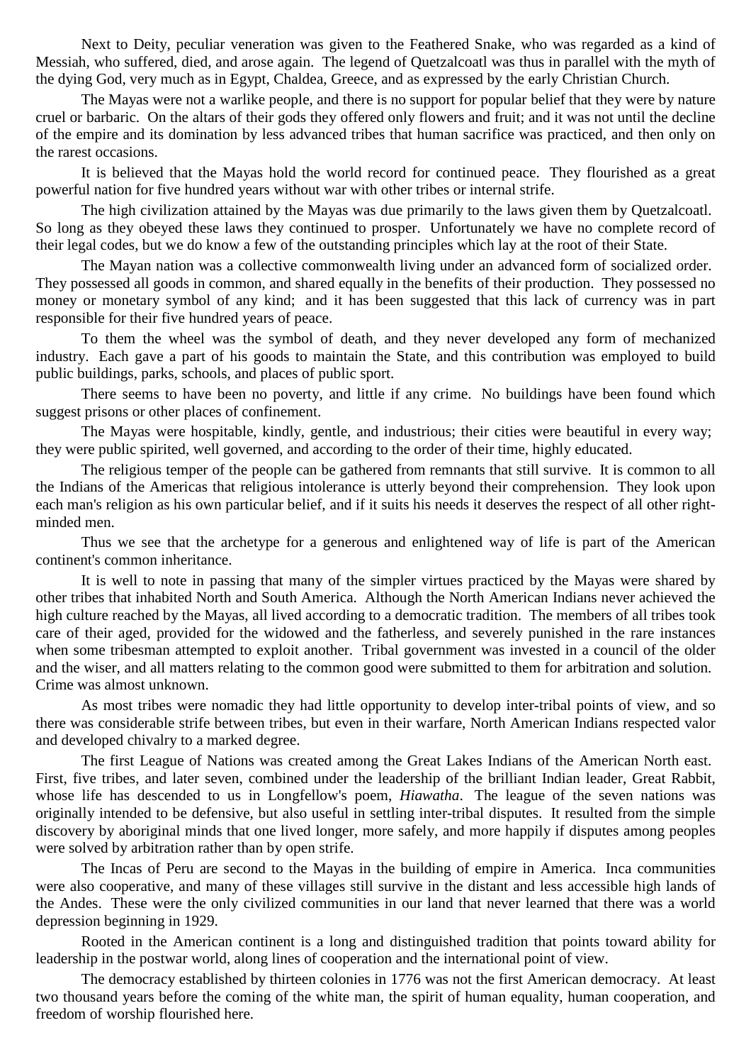Next to Deity, peculiar veneration was given to the Feathered Snake, who was regarded as a kind of Messiah, who suffered, died, and arose again. The legend of Quetzalcoatl was thus in parallel with the myth of the dying God, very much as in Egypt, Chaldea, Greece, and as expressed by the early Christian Church.

The Mayas were not a warlike people, and there is no support for popular belief that they were by nature cruel or barbaric. On the altars of their gods they offered only flowers and fruit; and it was not until the decline of the empire and its domination by less advanced tribes that human sacrifice was practiced, and then only on the rarest occasions.

It is believed that the Mayas hold the world record for continued peace. They flourished as a great powerful nation for five hundred years without war with other tribes or internal strife.

The high civilization attained by the Mayas was due primarily to the laws given them by Quetzalcoatl. So long as they obeyed these laws they continued to prosper. Unfortunately we have no complete record of their legal codes, but we do know a few of the outstanding principles which lay at the root of their State.

The Mayan nation was a collective commonwealth living under an advanced form of socialized order. They possessed all goods in common, and shared equally in the benefits of their production. They possessed no money or monetary symbol of any kind; and it has been suggested that this lack of currency was in part responsible for their five hundred years of peace.

To them the wheel was the symbol of death, and they never developed any form of mechanized industry. Each gave a part of his goods to maintain the State, and this contribution was employed to build public buildings, parks, schools, and places of public sport.

There seems to have been no poverty, and little if any crime. No buildings have been found which suggest prisons or other places of confinement.

The Mayas were hospitable, kindly, gentle, and industrious; their cities were beautiful in every way; they were public spirited, well governed, and according to the order of their time, highly educated.

The religious temper of the people can be gathered from remnants that still survive. It is common to all the Indians of the Americas that religious intolerance is utterly beyond their comprehension. They look upon each man's religion as his own particular belief, and if it suits his needs it deserves the respect of all other right-minded men.

Thus we see that the archetype for a generous and enlightened way of life is part of the American continent's common inheritance.

It is well to note in passing that many of the simpler virtues practiced by the Mayas were shared by other tribes that inhabited North and South America. Although the North American Indians never achieved the high culture reached by the Mayas, all lived according to a democratic tradition. The members of all tribes took care of their aged, provided for the widowed and the fatherless, and severely punished in the rare instances when some tribesman attempted to exploit another. Tribal government was invested in a council of the older and the wiser, and all matters relating to the common good were submitted to them for arbitration and solution. Crime was almost unknown.

As most tribes were nomadic they had little opportunity to develop inter-tribal points of view, and so there was considerable strife between tribes, but even in their warfare, North American Indians respected valor and developed chivalry to a marked degree.

The first League of Nations was created among the Great Lakes Indians of the American North east. First, five tribes, and later seven, combined under the leadership of the brilliant Indian leader, Great Rabbit, whose life has descended to us in Longfellow's poem, *Hiawatha*. The league of the seven nations was originally intended to be defensive, but also useful in settling inter-tribal disputes. It resulted from the simple discovery by aboriginal minds that one lived longer, more safely, and more happily if disputes among peoples were solved by arbitration rather than by open strife.

The Incas of Peru are second to the Mayas in the building of empire in America. Inca communities were also cooperative, and many of these villages still survive in the distant and less accessible high lands of the Andes. These were the only civilized communities in our land that never learned that there was a world depression beginning in 1929.

Rooted in the American continent is a long and distinguished tradition that points toward ability for leadership in the postwar world, along lines of cooperation and the international point of view.

The democracy established by thirteen colonies in 1776 was not the first American democracy. At least two thousand years before the coming of the white man, the spirit of human equality, human cooperation, and freedom of worship flourished here.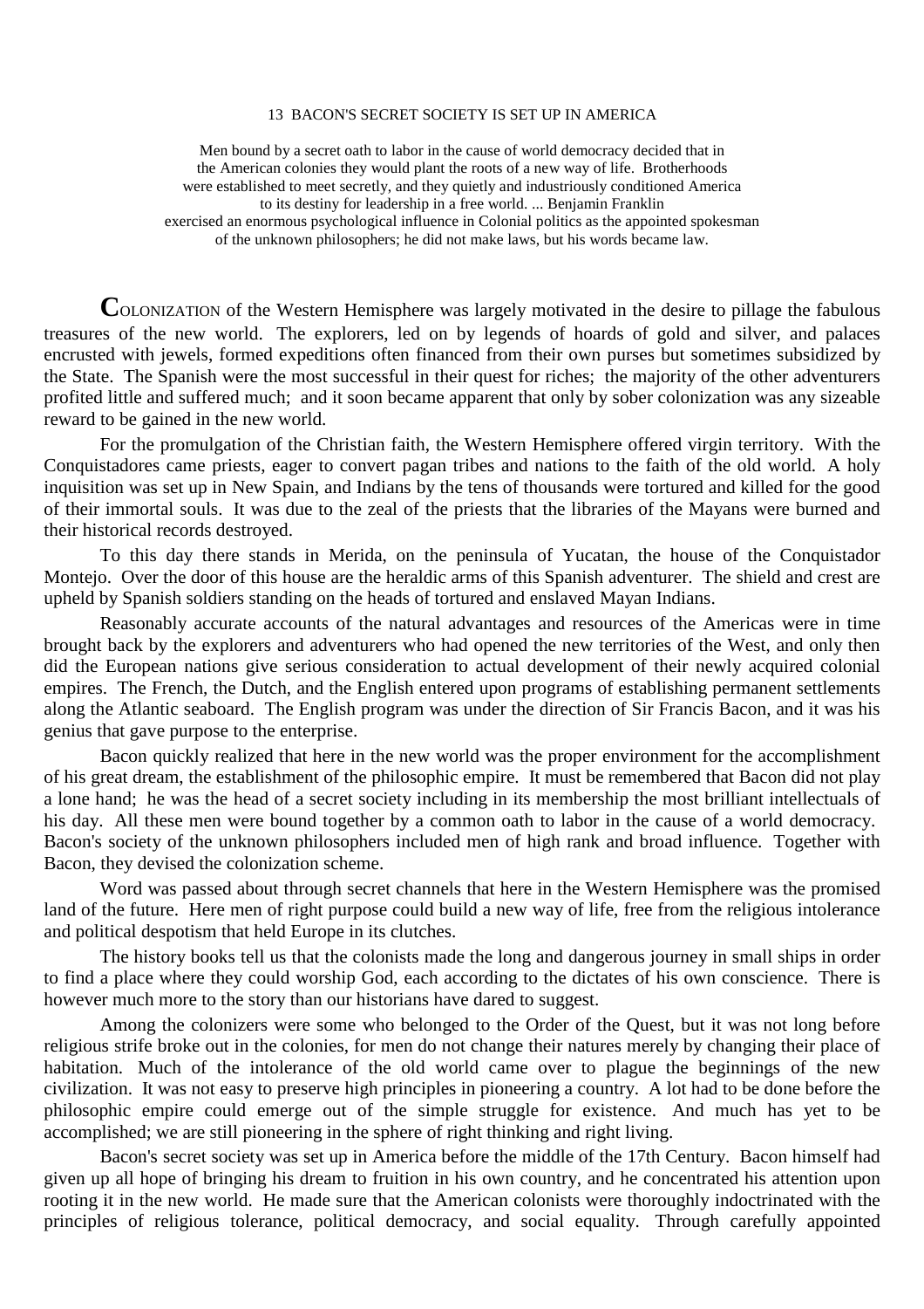## 13 BACON'S SECRET SOCIETY IS SET UP IN AMERICA

Men bound by a secret oath to labor in the cause of world democracy decided that in the American colonies they would plant the roots of a new way of life. Brotherhoods were established to meet secretly, and they quietly and industriously conditioned America to its destiny for leadership in a free world. ... Benjamin Franklin exercised an enormous psychological influence in Colonial politics as the appointed spokesman of the unknown philosophers; he did not make laws, but his words became law.

**C**OLONIZATION of the Western Hemisphere was largely motivated in the desire to pillage the fabulous treasures of the new world. The explorers, led on by legends of hoards of gold and silver, and palaces encrusted with jewels, formed expeditions often financed from their own purses but sometimes subsidized by the State. The Spanish were the most successful in their quest for riches; the majority of the other adventurers profited little and suffered much; and it soon became apparent that only by sober colonization was any sizeable reward to be gained in the new world.

For the promulgation of the Christian faith, the Western Hemisphere offered virgin territory. With the Conquistadores came priests, eager to convert pagan tribes and nations to the faith of the old world. A holy inquisition was set up in New Spain, and Indians by the tens of thousands were tortured and killed for the good of their immortal souls. It was due to the zeal of the priests that the libraries of the Mayans were burned and their historical records destroyed.

To this day there stands in Merida, on the peninsula of Yucatan, the house of the Conquistador Montejo. Over the door of this house are the heraldic arms of this Spanish adventurer. The shield and crest are upheld by Spanish soldiers standing on the heads of tortured and enslaved Mayan Indians.

Reasonably accurate accounts of the natural advantages and resources of the Americas were in time brought back by the explorers and adventurers who had opened the new territories of the West, and only then did the European nations give serious consideration to actual development of their newly acquired colonial empires. The French, the Dutch, and the English entered upon programs of establishing permanent settlements along the Atlantic seaboard. The English program was under the direction of Sir Francis Bacon, and it was his genius that gave purpose to the enterprise.

Bacon quickly realized that here in the new world was the proper environment for the accomplishment of his great dream, the establishment of the philosophic empire. It must be remembered that Bacon did not play a lone hand; he was the head of a secret society including in its membership the most brilliant intellectuals of his day. All these men were bound together by a common oath to labor in the cause of a world democracy. Bacon's society of the unknown philosophers included men of high rank and broad influence. Together with Bacon, they devised the colonization scheme.

Word was passed about through secret channels that here in the Western Hemisphere was the promised land of the future. Here men of right purpose could build a new way of life, free from the religious intolerance and political despotism that held Europe in its clutches.

The history books tell us that the colonists made the long and dangerous journey in small ships in order to find a place where they could worship God, each according to the dictates of his own conscience. There is however much more to the story than our historians have dared to suggest.

Among the colonizers were some who belonged to the Order of the Quest, but it was not long before religious strife broke out in the colonies, for men do not change their natures merely by changing their place of habitation. Much of the intolerance of the old world came over to plague the beginnings of the new civilization. It was not easy to preserve high principles in pioneering a country. A lot had to be done before the philosophic empire could emerge out of the simple struggle for existence. And much has yet to be accomplished; we are still pioneering in the sphere of right thinking and right living.

Bacon's secret society was set up in America before the middle of the 17th Century. Bacon himself had given up all hope of bringing his dream to fruition in his own country, and he concentrated his attention upon rooting it in the new world. He made sure that the American colonists were thoroughly indoctrinated with the principles of religious tolerance, political democracy, and social equality. Through carefully appointed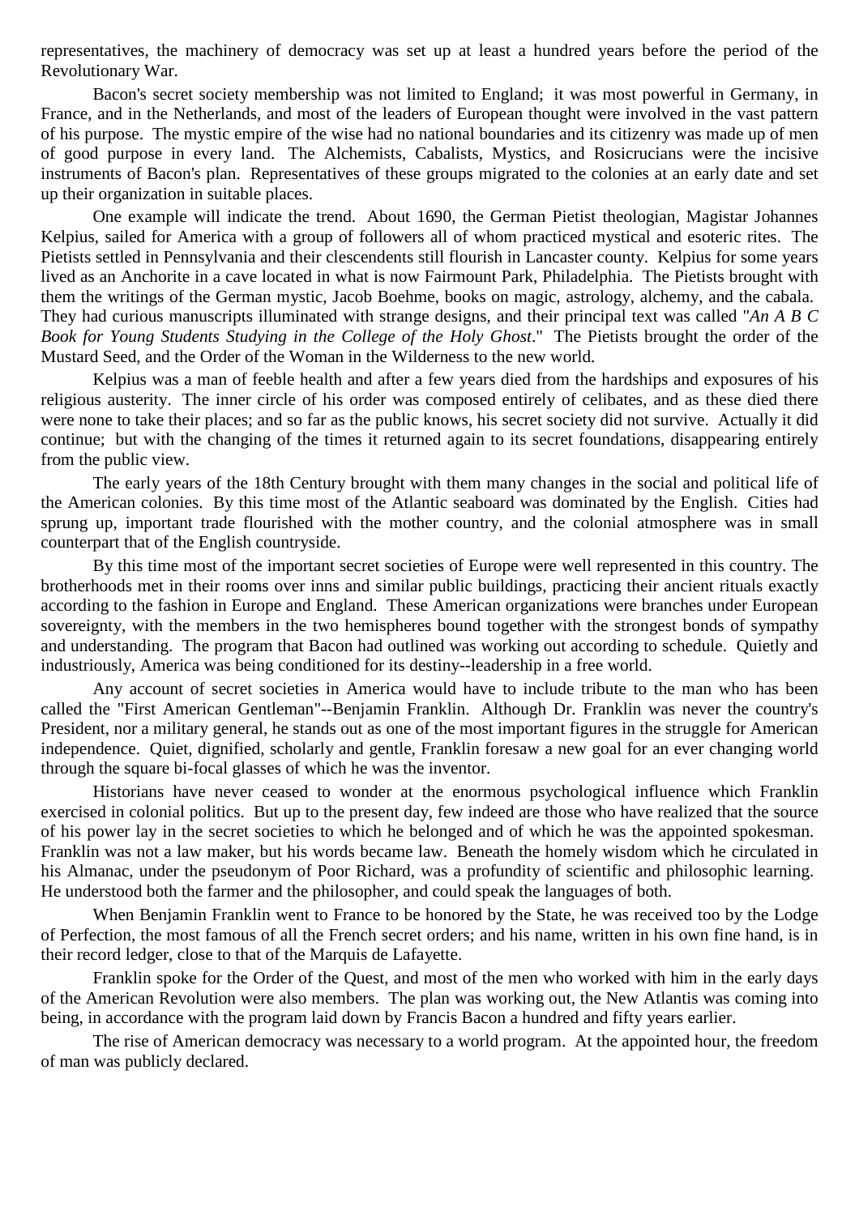representatives, the machinery of democracy was set up at least a hundred years before the period of the Revolutionary War.

Bacon's secret society membership was not limited to England; it was most powerful in Germany, in France, and in the Netherlands, and most of the leaders of European thought were involved in the vast pattern of his purpose. The mystic empire of the wise had no national boundaries and its citizenry was made up of men of good purpose in every land. The Alchemists, Cabalists, Mystics, and Rosicrucians were the incisive instruments of Bacon's plan. Representatives of these groups migrated to the colonies at an early date and set up their organization in suitable places.

One example will indicate the trend. About 1690, the German Pietist theologian, Magistar Johannes Kelpius, sailed for America with a group of followers all of whom practiced mystical and esoteric rites. The Pietists settled in Pennsylvania and their clescendents still flourish in Lancaster county. Kelpius for some years lived as an Anchorite in a cave located in what is now Fairmount Park, Philadelphia. The Pietists brought with them the writings of the German mystic, Jacob Boehme, books on magic, astrology, alchemy, and the cabala. They had curious manuscripts illuminated with strange designs, and their principal text was called "*An A B C Book for Young Students Studying in the College of the Holy Ghost*." The Pietists brought the order of the Mustard Seed, and the Order of the Woman in the Wilderness to the new world.

Kelpius was a man of feeble health and after a few years died from the hardships and exposures of his religious austerity. The inner circle of his order was composed entirely of celibates, and as these died there were none to take their places; and so far as the public knows, his secret society did not survive. Actually it did continue; but with the changing of the times it returned again to its secret foundations, disappearing entirely from the public view.

The early years of the 18th Century brought with them many changes in the social and political life of the American colonies. By this time most of the Atlantic seaboard was dominated by the English. Cities had sprung up, important trade flourished with the mother country, and the colonial atmosphere was in small counterpart that of the English countryside.

By this time most of the important secret societies of Europe were well represented in this country. The brotherhoods met in their rooms over inns and similar public buildings, practicing their ancient rituals exactly according to the fashion in Europe and England. These American organizations were branches under European sovereignty, with the members in the two hemispheres bound together with the strongest bonds of sympathy and understanding. The program that Bacon had outlined was working out according to schedule. Quietly and industriously, America was being conditioned for its destiny--leadership in a free world.

Any account of secret societies in America would have to include tribute to the man who has been called the "First American Gentleman"--Benjamin Franklin. Although Dr. Franklin was never the country's President, nor a military general, he stands out as one of the most important figures in the struggle for American independence. Quiet, dignified, scholarly and gentle, Franklin foresaw a new goal for an ever changing world through the square bi-focal glasses of which he was the inventor.

Historians have never ceased to wonder at the enormous psychological influence which Franklin exercised in colonial politics. But up to the present day, few indeed are those who have realized that the source of his power lay in the secret societies to which he belonged and of which he was the appointed spokesman. Franklin was not a law maker, but his words became law. Beneath the homely wisdom which he circulated in his Almanac, under the pseudonym of Poor Richard, was a profundity of scientific and philosophic learning. He understood both the farmer and the philosopher, and could speak the languages of both.

When Benjamin Franklin went to France to be honored by the State, he was received too by the Lodge of Perfection, the most famous of all the French secret orders; and his name, written in his own fine hand, is in their record ledger, close to that of the Marquis de Lafayette.

Franklin spoke for the Order of the Quest, and most of the men who worked with him in the early days of the American Revolution were also members. The plan was working out, the New Atlantis was coming into being, in accordance with the program laid down by Francis Bacon a hundred and fifty years earlier.

The rise of American democracy was necessary to a world program. At the appointed hour, the freedom of man was publicly declared.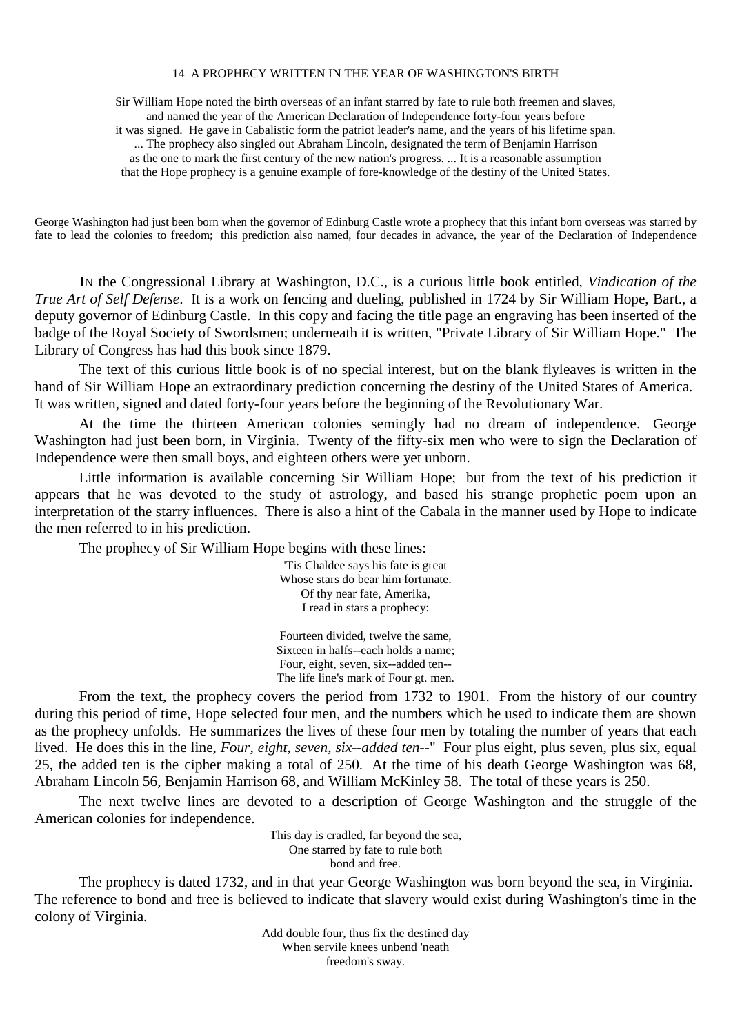## 14 A PROPHECY WRITTEN IN THE YEAR OF WASHINGTON'S BIRTH

Sir William Hope noted the birth overseas of an infant starred by fate to rule both freemen and slaves, and named the year of the American Declaration of Independence forty-four years before it was signed. He gave in Cabalistic form the patriot leader's name, and the years of his lifetime span. ... The prophecy also singled out Abraham Lincoln, designated the term of Benjamin Harrison as the one to mark the first century of the new nation's progress. ... It is a reasonable assumption that the Hope prophecy is a genuine example of fore-knowledge of the destiny of the United States.

George Washington had just been born when the governor of Edinburg Castle wrote a prophecy that this infant born overseas was starred by fate to lead the colonies to freedom; this prediction also named, four decades in advance, the year of the Declaration of Independence

**I**N the Congressional Library at Washington, D.C., is a curious little book entitled, *Vindication of the True Art of Self Defense*. It is a work on fencing and dueling, published in 1724 by Sir William Hope, Bart., a deputy governor of Edinburg Castle. In this copy and facing the title page an engraving has been inserted of the badge of the Royal Society of Swordsmen; underneath it is written, "Private Library of Sir William Hope." The Library of Congress has had this book since 1879.

The text of this curious little book is of no special interest, but on the blank flyleaves is written in the hand of Sir William Hope an extraordinary prediction concerning the destiny of the United States of America. It was written, signed and dated forty-four years before the beginning of the Revolutionary War.

At the time the thirteen American colonies semingly had no dream of independence. George Washington had just been born, in Virginia. Twenty of the fifty-six men who were to sign the Declaration of Independence were then small boys, and eighteen others were yet unborn.

Little information is available concerning Sir William Hope; but from the text of his prediction it appears that he was devoted to the study of astrology, and based his strange prophetic poem upon an interpretation of the starry influences. There is also a hint of the Cabala in the manner used by Hope to indicate the men referred to in his prediction.

The prophecy of Sir William Hope begins with these lines:

'Tis Chaldee says his fate is great  
Whose stars do bear him fortunate.  
Of thy near fate, Amerika,  
I read in stars a prophecy:

Fourteen divided, twelve the same,  
Sixteen in halfs--each holds a name;  
Four, eight, seven, six--added ten--  
The life line's mark of Four gt. men.

From the text, the prophecy covers the period from 1732 to 1901. From the history of our country during this period of time, Hope selected four men, and the numbers which he used to indicate them are shown as the prophecy unfolds. He summarizes the lives of these four men by totaling the number of years that each lived. He does this in the line, *Four, eight, seven, six--added ten--*" Four plus eight, plus seven, plus six, equal 25, the added ten is the cipher making a total of 250. At the time of his death George Washington was 68, Abraham Lincoln 56, Benjamin Harrison 68, and William McKinley 58. The total of these years is 250.

The next twelve lines are devoted to a description of George Washington and the struggle of the American colonies for independence.

This day is cradled, far beyond the sea,  
One starred by fate to rule both  
bond and free.

The prophecy is dated 1732, and in that year George Washington was born beyond the sea, in Virginia. The reference to bond and free is believed to indicate that slavery would exist during Washington's time in the colony of Virginia.

Add double four, thus fix the destined day  
When servile knees unbend 'neath  
freedom's sway.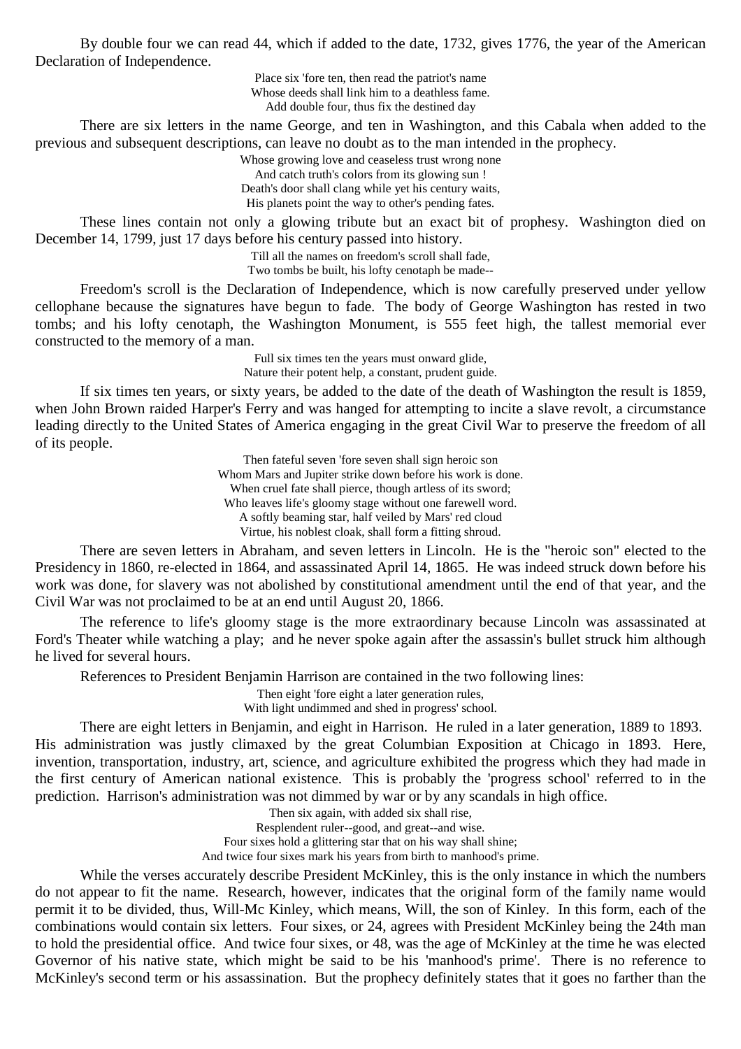By double four we can read 44, which if added to the date, 1732, gives 1776, the year of the American Declaration of Independence.

Place six 'fore ten, then read the patriot's name
Whose deeds shall link him to a deathless fame.
Add double four, thus fix the destined day

There are six letters in the name George, and ten in Washington, and this Cabala when added to the previous and subsequent descriptions, can leave no doubt as to the man intended in the prophecy.

Whose growing love and ceaseless trust wrong none
And catch truth's colors from its glowing sun !
Death's door shall clang while yet his century waits,
His planets point the way to other's pending fates.

These lines contain not only a glowing tribute but an exact bit of prophesy. Washington died on December 14, 1799, just 17 days before his century passed into history.

Till all the names on freedom's scroll shall fade,
Two tombs be built, his lofty cenotaph be made--

Freedom's scroll is the Declaration of Independence, which is now carefully preserved under yellow cellophane because the signatures have begun to fade. The body of George Washington has rested in two tombs; and his lofty cenotaph, the Washington Monument, is 555 feet high, the tallest memorial ever constructed to the memory of a man.

Full six times ten the years must onward glide,
Nature their potent help, a constant, prudent guide.

If six times ten years, or sixty years, be added to the date of the death of Washington the result is 1859, when John Brown raided Harper's Ferry and was hanged for attempting to incite a slave revolt, a circumstance leading directly to the United States of America engaging in the great Civil War to preserve the freedom of all of its people.

Then fateful seven 'fore seven shall sign heroic son
Whom Mars and Jupiter strike down before his work is done.
When cruel fate shall pierce, though artless of its sword;
Who leaves life's gloomy stage without one farewell word.
A softly beaming star, half veiled by Mars' red cloud
Virtue, his noblest cloak, shall form a fitting shroud.

There are seven letters in Abraham, and seven letters in Lincoln. He is the "heroic son" elected to the Presidency in 1860, re-elected in 1864, and assassinated April 14, 1865. He was indeed struck down before his work was done, for slavery was not abolished by constitutional amendment until the end of that year, and the Civil War was not proclaimed to be at an end until August 20, 1866.

The reference to life's gloomy stage is the more extraordinary because Lincoln was assassinated at Ford's Theater while watching a play; and he never spoke again after the assassin's bullet struck him although he lived for several hours.

References to President Benjamin Harrison are contained in the two following lines:

Then eight 'fore eight a later generation rules,
With light undimmed and shed in progress' school.

There are eight letters in Benjamin, and eight in Harrison. He ruled in a later generation, 1889 to 1893. His administration was justly climaxed by the great Columbian Exposition at Chicago in 1893. Here, invention, transportation, industry, art, science, and agriculture exhibited the progress which they had made in the first century of American national existence. This is probably the 'progress school' referred to in the prediction. Harrison's administration was not dimmed by war or by any scandals in high office.

Then six again, with added six shall rise,
Resplendent ruler--good, and great--and wise.
Four sixes hold a glittering star that on his way shall shine;
And twice four sixes mark his years from birth to manhood's prime.

While the verses accurately describe President McKinley, this is the only instance in which the numbers do not appear to fit the name. Research, however, indicates that the original form of the family name would permit it to be divided, thus, Will-Mc Kinley, which means, Will, the son of Kinley. In this form, each of the combinations would contain six letters. Four sixes, or 24, agrees with President McKinley being the 24th man to hold the presidential office. And twice four sixes, or 48, was the age of McKinley at the time he was elected Governor of his native state, which might be said to be his 'manhood's prime'. There is no reference to McKinley's second term or his assassination. But the prophecy definitely states that it goes no farther than the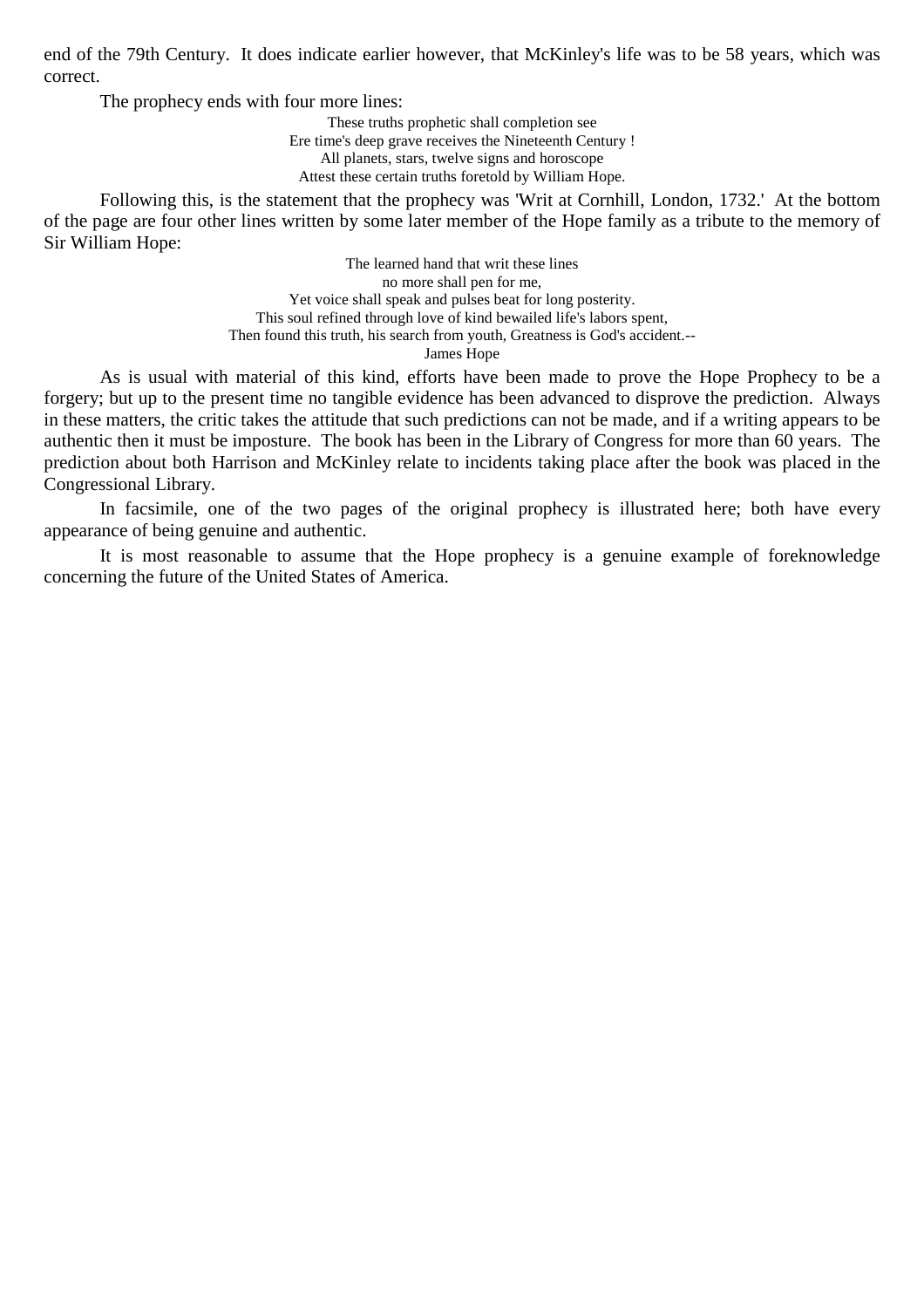end of the 79th Century. It does indicate earlier however, that McKinley's life was to be 58 years, which was correct.

The prophecy ends with four more lines:

These truths prophetic shall completion see  
Ere time's deep grave receives the Nineteenth Century !  
All planets, stars, twelve signs and horoscope  
Attest these certain truths foretold by William Hope.

Following this, is the statement that the prophecy was 'Writ at Cornhill, London, 1732.' At the bottom of the page are four other lines written by some later member of the Hope family as a tribute to the memory of Sir William Hope:

The learned hand that writ these lines  
no more shall pen for me,  
Yet voice shall speak and pulses beat for long posterity.  
This soul refined through love of kind bewailed life's labors spent,  
Then found this truth, his search from youth, Greatness is God's accident.--  
James Hope

As is usual with material of this kind, efforts have been made to prove the Hope Prophecy to be a forgery; but up to the present time no tangible evidence has been advanced to disprove the prediction. Always in these matters, the critic takes the attitude that such predictions can not be made, and if a writing appears to be authentic then it must be imposture. The book has been in the Library of Congress for more than 60 years. The prediction about both Harrison and McKinley relate to incidents taking place after the book was placed in the Congressional Library.

In facsimile, one of the two pages of the original prophecy is illustrated here; both have every appearance of being genuine and authentic.

It is most reasonable to assume that the Hope prophecy is a genuine example of foreknowledge concerning the future of the United States of America.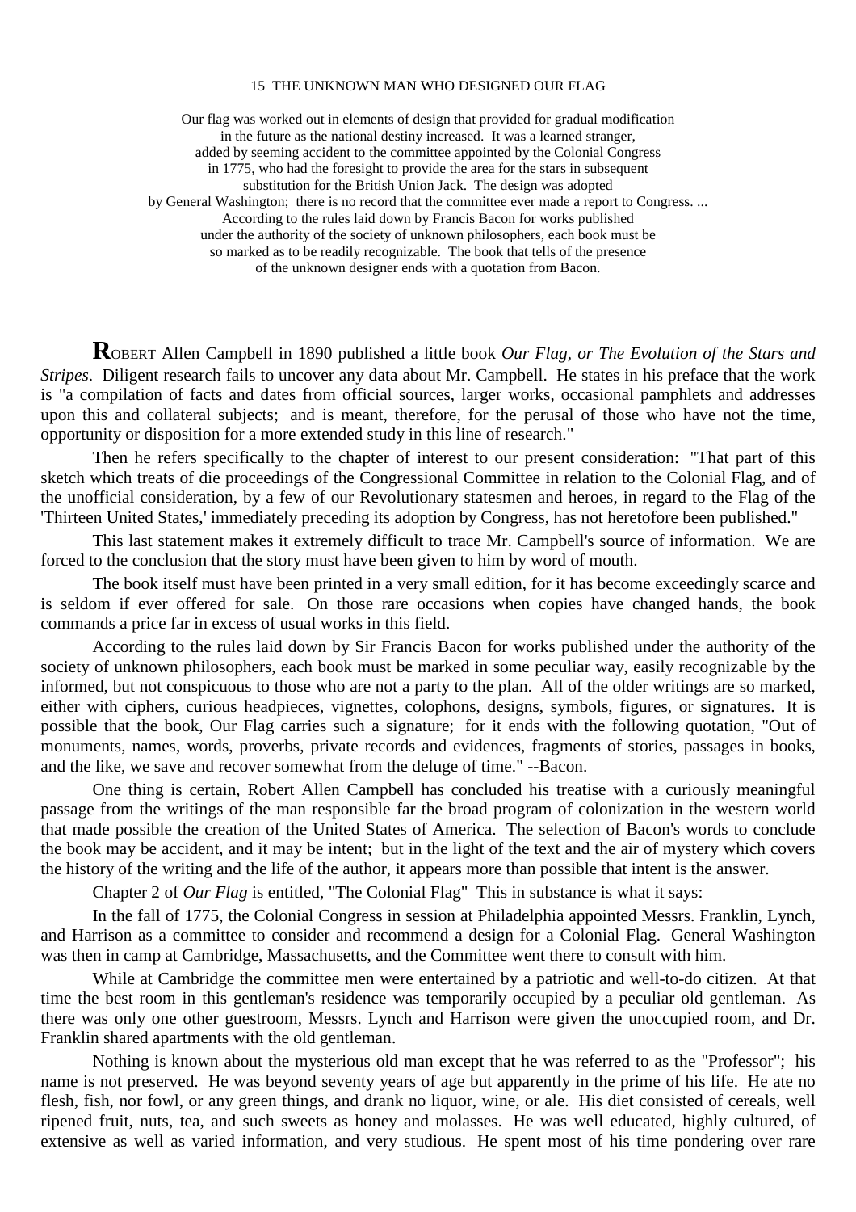## 15 THE UNKNOWN MAN WHO DESIGNED OUR FLAG

Our flag was worked out in elements of design that provided for gradual modification in the future as the national destiny increased. It was a learned stranger, added by seeming accident to the committee appointed by the Colonial Congress in 1775, who had the foresight to provide the area for the stars in subsequent substitution for the British Union Jack. The design was adopted by General Washington; there is no record that the committee ever made a report to Congress. ... According to the rules laid down by Francis Bacon for works published under the authority of the society of unknown philosophers, each book must be so marked as to be readily recognizable. The book that tells of the presence of the unknown designer ends with a quotation from Bacon.

**R**OBERT Allen Campbell in 1890 published a little book *Our Flag, or The Evolution of the Stars and Stripes*. Diligent research fails to uncover any data about Mr. Campbell. He states in his preface that the work is "a compilation of facts and dates from official sources, larger works, occasional pamphlets and addresses upon this and collateral subjects; and is meant, therefore, for the perusal of those who have not the time, opportunity or disposition for a more extended study in this line of research."

Then he refers specifically to the chapter of interest to our present consideration: "That part of this sketch which treats of die proceedings of the Congressional Committee in relation to the Colonial Flag, and of the unofficial consideration, by a few of our Revolutionary statesmen and heroes, in regard to the Flag of the 'Thirteen United States,' immediately preceding its adoption by Congress, has not heretofore been published."

This last statement makes it extremely difficult to trace Mr. Campbell's source of information. We are forced to the conclusion that the story must have been given to him by word of mouth.

The book itself must have been printed in a very small edition, for it has become exceedingly scarce and is seldom if ever offered for sale. On those rare occasions when copies have changed hands, the book commands a price far in excess of usual works in this field.

According to the rules laid down by Sir Francis Bacon for works published under the authority of the society of unknown philosophers, each book must be marked in some peculiar way, easily recognizable by the informed, but not conspicuous to those who are not a party to the plan. All of the older writings are so marked, either with ciphers, curious headpieces, vignettes, colophons, designs, symbols, figures, or signatures. It is possible that the book, Our Flag carries such a signature; for it ends with the following quotation, "Out of monuments, names, words, proverbs, private records and evidences, fragments of stories, passages in books, and the like, we save and recover somewhat from the deluge of time." --Bacon.

One thing is certain, Robert Allen Campbell has concluded his treatise with a curiously meaningful passage from the writings of the man responsible far the broad program of colonization in the western world that made possible the creation of the United States of America. The selection of Bacon's words to conclude the book may be accident, and it may be intent; but in the light of the text and the air of mystery which covers the history of the writing and the life of the author, it appears more than possible that intent is the answer.

Chapter 2 of *Our Flag* is entitled, "The Colonial Flag" This in substance is what it says:

In the fall of 1775, the Colonial Congress in session at Philadelphia appointed Messrs. Franklin, Lynch, and Harrison as a committee to consider and recommend a design for a Colonial Flag. General Washington was then in camp at Cambridge, Massachusetts, and the Committee went there to consult with him.

While at Cambridge the committee men were entertained by a patriotic and well-to-do citizen. At that time the best room in this gentleman's residence was temporarily occupied by a peculiar old gentleman. As there was only one other guestroom, Messrs. Lynch and Harrison were given the unoccupied room, and Dr. Franklin shared apartments with the old gentleman.

Nothing is known about the mysterious old man except that he was referred to as the "Professor"; his name is not preserved. He was beyond seventy years of age but apparently in the prime of his life. He ate no flesh, fish, nor fowl, or any green things, and drank no liquor, wine, or ale. His diet consisted of cereals, well ripened fruit, nuts, tea, and such sweets as honey and molasses. He was well educated, highly cultured, of extensive as well as varied information, and very studious. He spent most of his time pondering over rare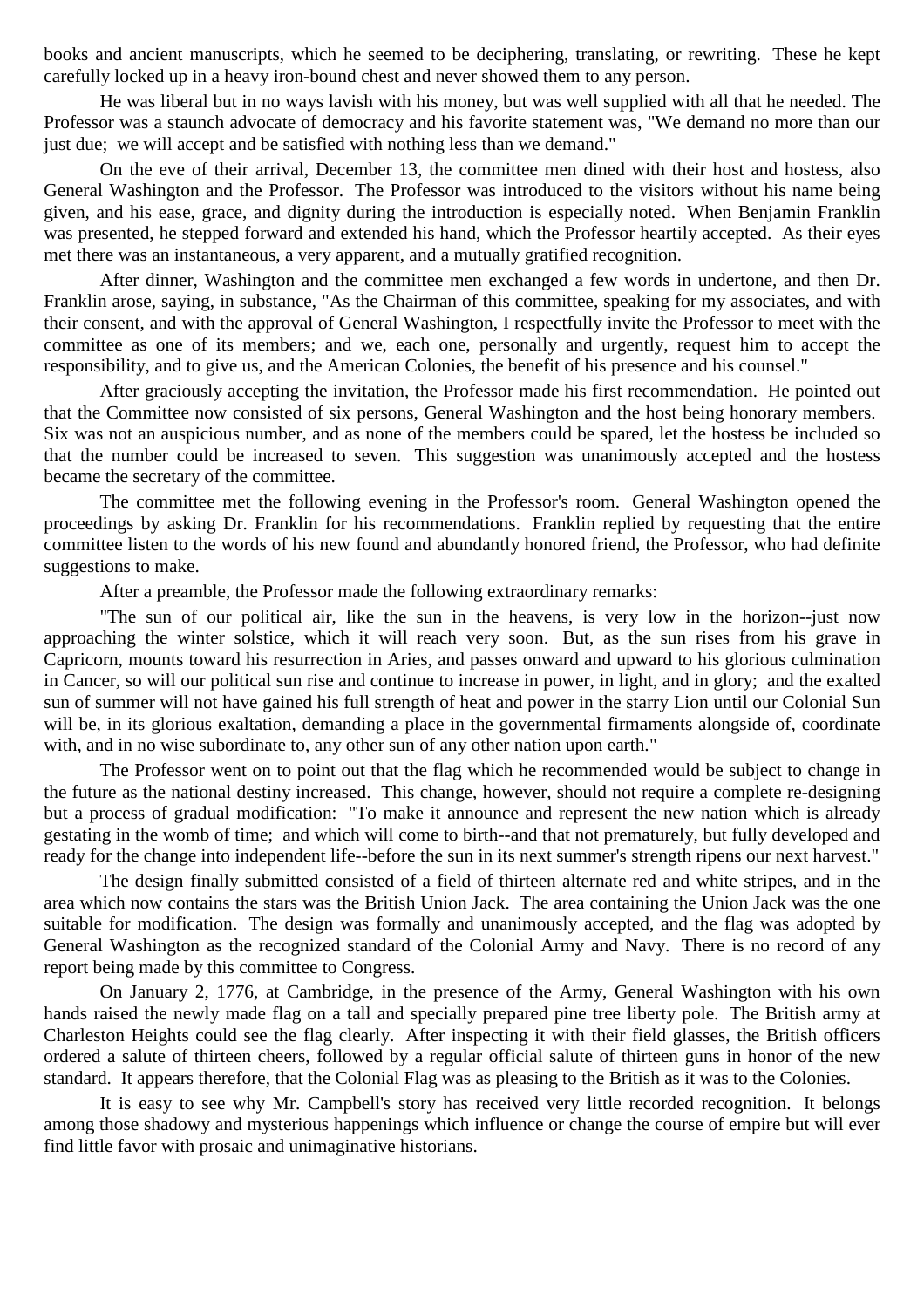books and ancient manuscripts, which he seemed to be deciphering, translating, or rewriting. These he kept carefully locked up in a heavy iron-bound chest and never showed them to any person.

He was liberal but in no ways lavish with his money, but was well supplied with all that he needed. The Professor was a staunch advocate of democracy and his favorite statement was, "We demand no more than our just due; we will accept and be satisfied with nothing less than we demand."

On the eve of their arrival, December 13, the committee men dined with their host and hostess, also General Washington and the Professor. The Professor was introduced to the visitors without his name being given, and his ease, grace, and dignity during the introduction is especially noted. When Benjamin Franklin was presented, he stepped forward and extended his hand, which the Professor heartily accepted. As their eyes met there was an instantaneous, a very apparent, and a mutually gratified recognition.

After dinner, Washington and the committee men exchanged a few words in undertone, and then Dr. Franklin arose, saying, in substance, "As the Chairman of this committee, speaking for my associates, and with their consent, and with the approval of General Washington, I respectfully invite the Professor to meet with the committee as one of its members; and we, each one, personally and urgently, request him to accept the responsibility, and to give us, and the American Colonies, the benefit of his presence and his counsel."

After graciously accepting the invitation, the Professor made his first recommendation. He pointed out that the Committee now consisted of six persons, General Washington and the host being honorary members. Six was not an auspicious number, and as none of the members could be spared, let the hostess be included so that the number could be increased to seven. This suggestion was unanimously accepted and the hostess became the secretary of the committee.

The committee met the following evening in the Professor's room. General Washington opened the proceedings by asking Dr. Franklin for his recommendations. Franklin replied by requesting that the entire committee listen to the words of his new found and abundantly honored friend, the Professor, who had definite suggestions to make.

After a preamble, the Professor made the following extraordinary remarks:

"The sun of our political air, like the sun in the heavens, is very low in the horizon--just now approaching the winter solstice, which it will reach very soon. But, as the sun rises from his grave in Capricorn, mounts toward his resurrection in Aries, and passes onward and upward to his glorious culmination in Cancer, so will our political sun rise and continue to increase in power, in light, and in glory; and the exalted sun of summer will not have gained his full strength of heat and power in the starry Lion until our Colonial Sun will be, in its glorious exaltation, demanding a place in the governmental firmaments alongside of, coordinate with, and in no wise subordinate to, any other sun of any other nation upon earth."

The Professor went on to point out that the flag which he recommended would be subject to change in the future as the national destiny increased. This change, however, should not require a complete re-designing but a process of gradual modification: "To make it announce and represent the new nation which is already gestating in the womb of time; and which will come to birth--and that not prematurely, but fully developed and ready for the change into independent life--before the sun in its next summer's strength ripens our next harvest."

The design finally submitted consisted of a field of thirteen alternate red and white stripes, and in the area which now contains the stars was the British Union Jack. The area containing the Union Jack was the one suitable for modification. The design was formally and unanimously accepted, and the flag was adopted by General Washington as the recognized standard of the Colonial Army and Navy. There is no record of any report being made by this committee to Congress.

On January 2, 1776, at Cambridge, in the presence of the Army, General Washington with his own hands raised the newly made flag on a tall and specially prepared pine tree liberty pole. The British army at Charleston Heights could see the flag clearly. After inspecting it with their field glasses, the British officers ordered a salute of thirteen cheers, followed by a regular official salute of thirteen guns in honor of the new standard. It appears therefore, that the Colonial Flag was as pleasing to the British as it was to the Colonies.

It is easy to see why Mr. Campbell's story has received very little recorded recognition. It belongs among those shadowy and mysterious happenings which influence or change the course of empire but will ever find little favor with prosaic and unimaginative historians.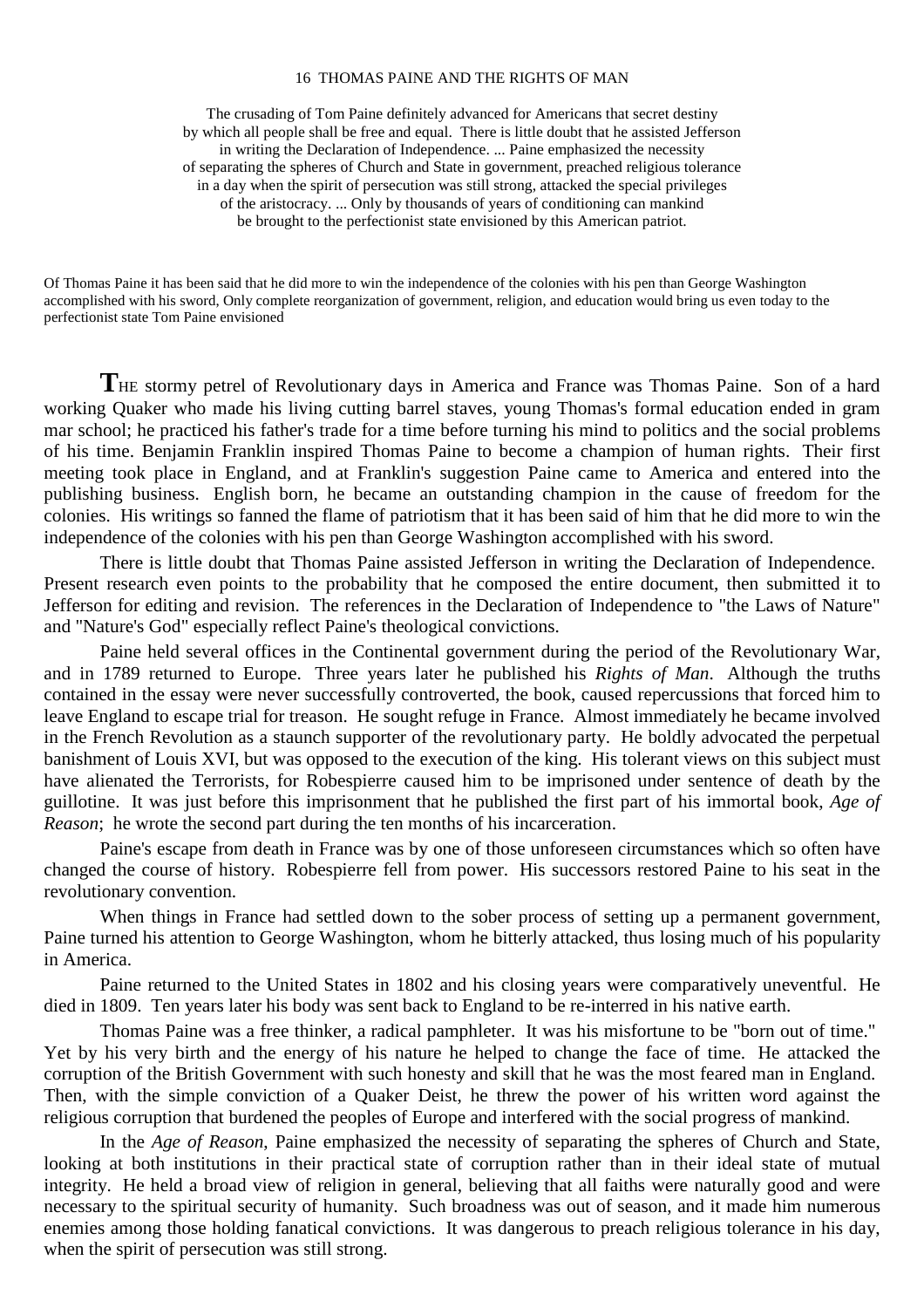# 16 THOMAS PAINE AND THE RIGHTS OF MAN

The crusading of Tom Paine definitely advanced for Americans that secret destiny by which all people shall be free and equal. There is little doubt that he assisted Jefferson in writing the Declaration of Independence. ... Paine emphasized the necessity of separating the spheres of Church and State in government, preached religious tolerance in a day when the spirit of persecution was still strong, attacked the special privileges of the aristocracy. ... Only by thousands of years of conditioning can mankind be brought to the perfectionist state envisioned by this American patriot.

Of Thomas Paine it has been said that he did more to win the independence of the colonies with his pen than George Washington accomplished with his sword, Only complete reorganization of government, religion, and education would bring us even today to the perfectionist state Tom Paine envisioned

**T**HE stormy petrel of Revolutionary days in America and France was Thomas Paine. Son of a hard working Quaker who made his living cutting barrel staves, young Thomas's formal education ended in gram mar school; he practiced his father's trade for a time before turning his mind to politics and the social problems of his time. Benjamin Franklin inspired Thomas Paine to become a champion of human rights. Their first meeting took place in England, and at Franklin's suggestion Paine came to America and entered into the publishing business. English born, he became an outstanding champion in the cause of freedom for the colonies. His writings so fanned the flame of patriotism that it has been said of him that he did more to win the independence of the colonies with his pen than George Washington accomplished with his sword.

There is little doubt that Thomas Paine assisted Jefferson in writing the Declaration of Independence. Present research even points to the probability that he composed the entire document, then submitted it to Jefferson for editing and revision. The references in the Declaration of Independence to "the Laws of Nature" and "Nature's God" especially reflect Paine's theological convictions.

Paine held several offices in the Continental government during the period of the Revolutionary War, and in 1789 returned to Europe. Three years later he published his *Rights of Man*. Although the truths contained in the essay were never successfully controverted, the book, caused repercussions that forced him to leave England to escape trial for treason. He sought refuge in France. Almost immediately he became involved in the French Revolution as a staunch supporter of the revolutionary party. He boldly advocated the perpetual banishment of Louis XVI, but was opposed to the execution of the king. His tolerant views on this subject must have alienated the Terrorists, for Robespierre caused him to be imprisoned under sentence of death by the guillotine. It was just before this imprisonment that he published the first part of his immortal book, *Age of Reason*; he wrote the second part during the ten months of his incarceration.

Paine's escape from death in France was by one of those unforeseen circumstances which so often have changed the course of history. Robespierre fell from power. His successors restored Paine to his seat in the revolutionary convention.

When things in France had settled down to the sober process of setting up a permanent government, Paine turned his attention to George Washington, whom he bitterly attacked, thus losing much of his popularity in America.

Paine returned to the United States in 1802 and his closing years were comparatively uneventful. He died in 1809. Ten years later his body was sent back to England to be re-interred in his native earth.

Thomas Paine was a free thinker, a radical pamphleter. It was his misfortune to be "born out of time." Yet by his very birth and the energy of his nature he helped to change the face of time. He attacked the corruption of the British Government with such honesty and skill that he was the most feared man in England. Then, with the simple conviction of a Quaker Deist, he threw the power of his written word against the religious corruption that burdened the peoples of Europe and interfered with the social progress of mankind.

In the *Age of Reason*, Paine emphasized the necessity of separating the spheres of Church and State, looking at both institutions in their practical state of corruption rather than in their ideal state of mutual integrity. He held a broad view of religion in general, believing that all faiths were naturally good and were necessary to the spiritual security of humanity. Such broadness was out of season, and it made him numerous enemies among those holding fanatical convictions. It was dangerous to preach religious tolerance in his day, when the spirit of persecution was still strong.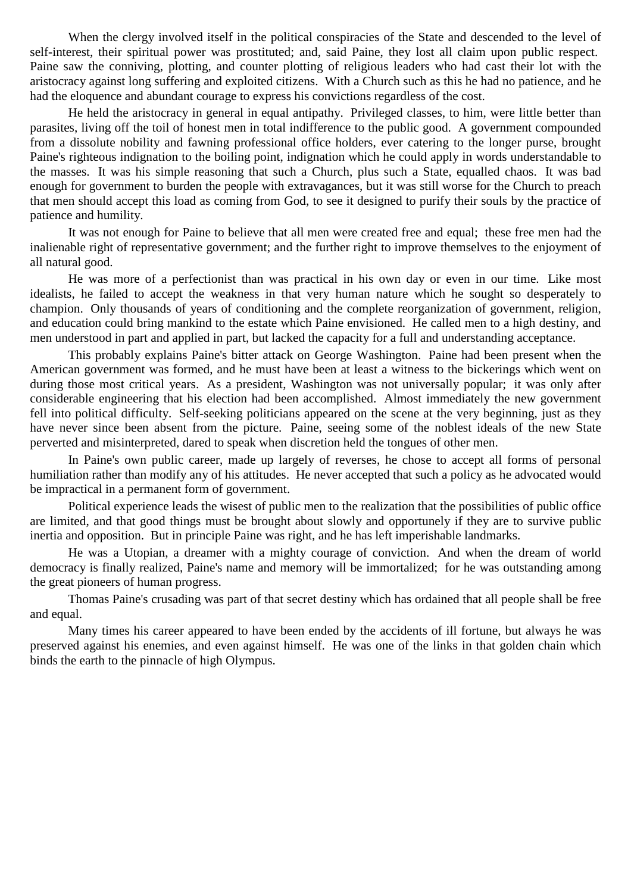When the clergy involved itself in the political conspiracies of the State and descended to the level of self-interest, their spiritual power was prostituted; and, said Paine, they lost all claim upon public respect. Paine saw the conniving, plotting, and counter plotting of religious leaders who had cast their lot with the aristocracy against long suffering and exploited citizens. With a Church such as this he had no patience, and he had the eloquence and abundant courage to express his convictions regardless of the cost.

He held the aristocracy in general in equal antipathy. Privileged classes, to him, were little better than parasites, living off the toil of honest men in total indifference to the public good. A government compounded from a dissolute nobility and fawning professional office holders, ever catering to the longer purse, brought Paine's righteous indignation to the boiling point, indignation which he could apply in words understandable to the masses. It was his simple reasoning that such a Church, plus such a State, equalled chaos. It was bad enough for government to burden the people with extravagances, but it was still worse for the Church to preach that men should accept this load as coming from God, to see it designed to purify their souls by the practice of patience and humility.

It was not enough for Paine to believe that all men were created free and equal; these free men had the inalienable right of representative government; and the further right to improve themselves to the enjoyment of all natural good.

He was more of a perfectionist than was practical in his own day or even in our time. Like most idealists, he failed to accept the weakness in that very human nature which he sought so desperately to champion. Only thousands of years of conditioning and the complete reorganization of government, religion, and education could bring mankind to the estate which Paine envisioned. He called men to a high destiny, and men understood in part and applied in part, but lacked the capacity for a full and understanding acceptance.

This probably explains Paine's bitter attack on George Washington. Paine had been present when the American government was formed, and he must have been at least a witness to the bickerings which went on during those most critical years. As a president, Washington was not universally popular; it was only after considerable engineering that his election had been accomplished. Almost immediately the new government fell into political difficulty. Self-seeking politicians appeared on the scene at the very beginning, just as they have never since been absent from the picture. Paine, seeing some of the noblest ideals of the new State perverted and misinterpreted, dared to speak when discretion held the tongues of other men.

In Paine's own public career, made up largely of reverses, he chose to accept all forms of personal humiliation rather than modify any of his attitudes. He never accepted that such a policy as he advocated would be impractical in a permanent form of government.

Political experience leads the wisest of public men to the realization that the possibilities of public office are limited, and that good things must be brought about slowly and opportunely if they are to survive public inertia and opposition. But in principle Paine was right, and he has left imperishable landmarks.

He was a Utopian, a dreamer with a mighty courage of conviction. And when the dream of world democracy is finally realized, Paine's name and memory will be immortalized; for he was outstanding among the great pioneers of human progress.

Thomas Paine's crusading was part of that secret destiny which has ordained that all people shall be free and equal.

Many times his career appeared to have been ended by the accidents of ill fortune, but always he was preserved against his enemies, and even against himself. He was one of the links in that golden chain which binds the earth to the pinnacle of high Olympus.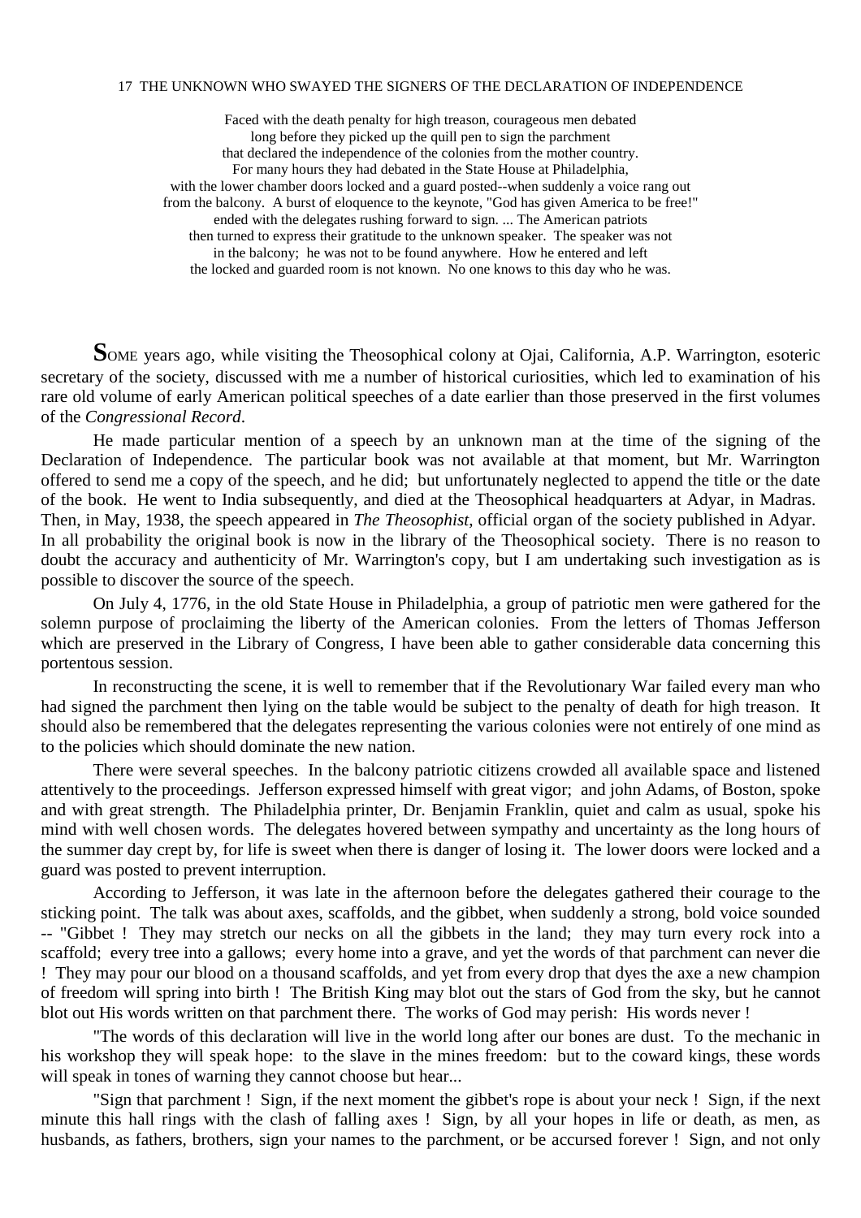## 17 THE UNKNOWN WHO SWAYED THE SIGNERS OF THE DECLARATION OF INDEPENDENCE

Faced with the death penalty for high treason, courageous men debated
long before they picked up the quill pen to sign the parchment
that declared the independence of the colonies from the mother country.
For many hours they had debated in the State House at Philadelphia,
with the lower chamber doors locked and a guard posted--when suddenly a voice rang out
from the balcony. A burst of eloquence to the keynote, "God has given America to be free!"
ended with the delegates rushing forward to sign. ... The American patriots
then turned to express their gratitude to the unknown speaker. The speaker was not
in the balcony; he was not to be found anywhere. How he entered and left
the locked and guarded room is not known. No one knows to this day who he was.

**S**OME years ago, while visiting the Theosophical colony at Ojai, California, A.P. Warrington, esoteric secretary of the society, discussed with me a number of historical curiosities, which led to examination of his rare old volume of early American political speeches of a date earlier than those preserved in the first volumes of the *Congressional Record*.

He made particular mention of a speech by an unknown man at the time of the signing of the Declaration of Independence. The particular book was not available at that moment, but Mr. Warrington offered to send me a copy of the speech, and he did; but unfortunately neglected to append the title or the date of the book. He went to India subsequently, and died at the Theosophical headquarters at Adyar, in Madras. Then, in May, 1938, the speech appeared in *The Theosophist*, official organ of the society published in Adyar. In all probability the original book is now in the library of the Theosophical society. There is no reason to doubt the accuracy and authenticity of Mr. Warrington's copy, but I am undertaking such investigation as is possible to discover the source of the speech.

On July 4, 1776, in the old State House in Philadelphia, a group of patriotic men were gathered for the solemn purpose of proclaiming the liberty of the American colonies. From the letters of Thomas Jefferson which are preserved in the Library of Congress, I have been able to gather considerable data concerning this portentous session.

In reconstructing the scene, it is well to remember that if the Revolutionary War failed every man who had signed the parchment then lying on the table would be subject to the penalty of death for high treason. It should also be remembered that the delegates representing the various colonies were not entirely of one mind as to the policies which should dominate the new nation.

There were several speeches. In the balcony patriotic citizens crowded all available space and listened attentively to the proceedings. Jefferson expressed himself with great vigor; and john Adams, of Boston, spoke and with great strength. The Philadelphia printer, Dr. Benjamin Franklin, quiet and calm as usual, spoke his mind with well chosen words. The delegates hovered between sympathy and uncertainty as the long hours of the summer day crept by, for life is sweet when there is danger of losing it. The lower doors were locked and a guard was posted to prevent interruption.

According to Jefferson, it was late in the afternoon before the delegates gathered their courage to the sticking point. The talk was about axes, scaffolds, and the gibbet, when suddenly a strong, bold voice sounded -- "Gibbet ! They may stretch our necks on all the gibbets in the land; they may turn every rock into a scaffold; every tree into a gallows; every home into a grave, and yet the words of that parchment can never die ! They may pour our blood on a thousand scaffolds, and yet from every drop that dyes the axe a new champion of freedom will spring into birth ! The British King may blot out the stars of God from the sky, but he cannot blot out His words written on that parchment there. The works of God may perish: His words never !

"The words of this declaration will live in the world long after our bones are dust. To the mechanic in his workshop they will speak hope: to the slave in the mines freedom: but to the coward kings, these words will speak in tones of warning they cannot choose but hear...

"Sign that parchment ! Sign, if the next moment the gibbet's rope is about your neck ! Sign, if the next minute this hall rings with the clash of falling axes ! Sign, by all your hopes in life or death, as men, as husbands, as fathers, brothers, sign your names to the parchment, or be accursed forever ! Sign, and not only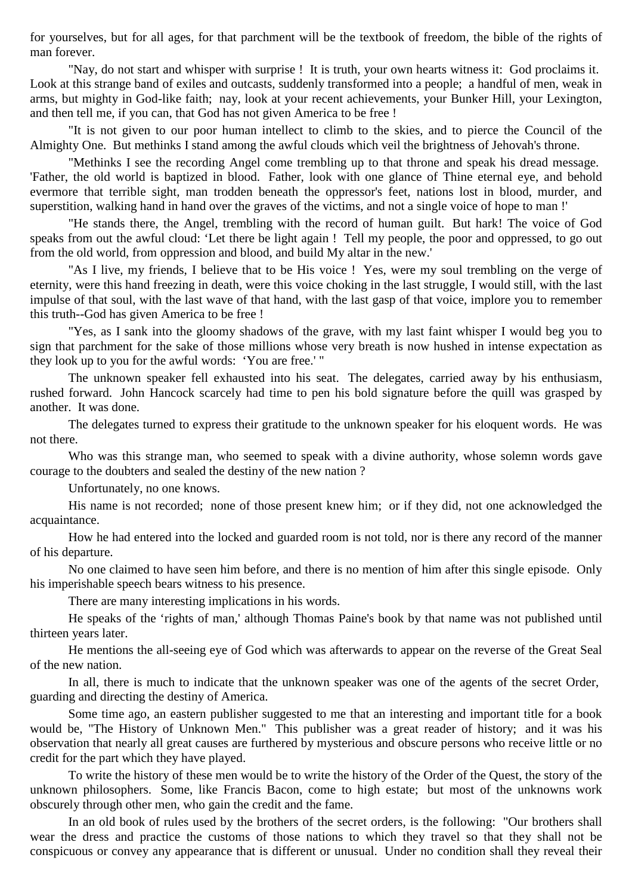for yourselves, but for all ages, for that parchment will be the textbook of freedom, the bible of the rights of man forever.

"Nay, do not start and whisper with surprise ! It is truth, your own hearts witness it: God proclaims it. Look at this strange band of exiles and outcasts, suddenly transformed into a people; a handful of men, weak in arms, but mighty in God-like faith; nay, look at your recent achievements, your Bunker Hill, your Lexington, and then tell me, if you can, that God has not given America to be free !

"It is not given to our poor human intellect to climb to the skies, and to pierce the Council of the Almighty One. But methinks I stand among the awful clouds which veil the brightness of Jehovah's throne.

"Methinks I see the recording Angel come trembling up to that throne and speak his dread message. 'Father, the old world is baptized in blood. Father, look with one glance of Thine eternal eye, and behold evermore that terrible sight, man trodden beneath the oppressor's feet, nations lost in blood, murder, and superstition, walking hand in hand over the graves of the victims, and not a single voice of hope to man !'

"He stands there, the Angel, trembling with the record of human guilt. But hark! The voice of God speaks from out the awful cloud: 'Let there be light again ! Tell my people, the poor and oppressed, to go out from the old world, from oppression and blood, and build My altar in the new.'

"As I live, my friends, I believe that to be His voice ! Yes, were my soul trembling on the verge of eternity, were this hand freezing in death, were this voice choking in the last struggle, I would still, with the last impulse of that soul, with the last wave of that hand, with the last gasp of that voice, implore you to remember this truth--God has given America to be free !

"Yes, as I sank into the gloomy shadows of the grave, with my last faint whisper I would beg you to sign that parchment for the sake of those millions whose very breath is now hushed in intense expectation as they look up to you for the awful words: 'You are free.' "

The unknown speaker fell exhausted into his seat. The delegates, carried away by his enthusiasm, rushed forward. John Hancock scarcely had time to pen his bold signature before the quill was grasped by another. It was done.

The delegates turned to express their gratitude to the unknown speaker for his eloquent words. He was not there.

Who was this strange man, who seemed to speak with a divine authority, whose solemn words gave courage to the doubters and sealed the destiny of the new nation ?

Unfortunately, no one knows.

His name is not recorded; none of those present knew him; or if they did, not one acknowledged the acquaintance.

How he had entered into the locked and guarded room is not told, nor is there any record of the manner of his departure.

No one claimed to have seen him before, and there is no mention of him after this single episode. Only his imperishable speech bears witness to his presence.

There are many interesting implications in his words.

He speaks of the 'rights of man,' although Thomas Paine's book by that name was not published until thirteen years later.

He mentions the all-seeing eye of God which was afterwards to appear on the reverse of the Great Seal of the new nation.

In all, there is much to indicate that the unknown speaker was one of the agents of the secret Order, guarding and directing the destiny of America.

Some time ago, an eastern publisher suggested to me that an interesting and important title for a book would be, "The History of Unknown Men." This publisher was a great reader of history; and it was his observation that nearly all great causes are furthered by mysterious and obscure persons who receive little or no credit for the part which they have played.

To write the history of these men would be to write the history of the Order of the Quest, the story of the unknown philosophers. Some, like Francis Bacon, come to high estate; but most of the unknowns work obscurely through other men, who gain the credit and the fame.

In an old book of rules used by the brothers of the secret orders, is the following: "Our brothers shall wear the dress and practice the customs of those nations to which they travel so that they shall not be conspicuous or convey any appearance that is different or unusual. Under no condition shall they reveal their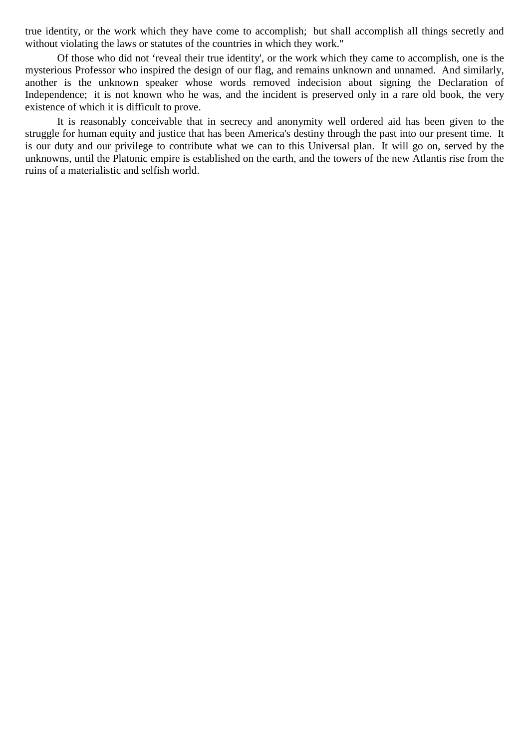true identity, or the work which they have come to accomplish; but shall accomplish all things secretly and without violating the laws or statutes of the countries in which they work."

Of those who did not ‘reveal their true identity', or the work which they came to accomplish, one is the mysterious Professor who inspired the design of our flag, and remains unknown and unnamed. And similarly, another is the unknown speaker whose words removed indecision about signing the Declaration of Independence; it is not known who he was, and the incident is preserved only in a rare old book, the very existence of which it is difficult to prove.

It is reasonably conceivable that in secrecy and anonymity well ordered aid has been given to the struggle for human equity and justice that has been America's destiny through the past into our present time. It is our duty and our privilege to contribute what we can to this Universal plan. It will go on, served by the unknowns, until the Platonic empire is established on the earth, and the towers of the new Atlantis rise from the ruins of a materialistic and selfish world.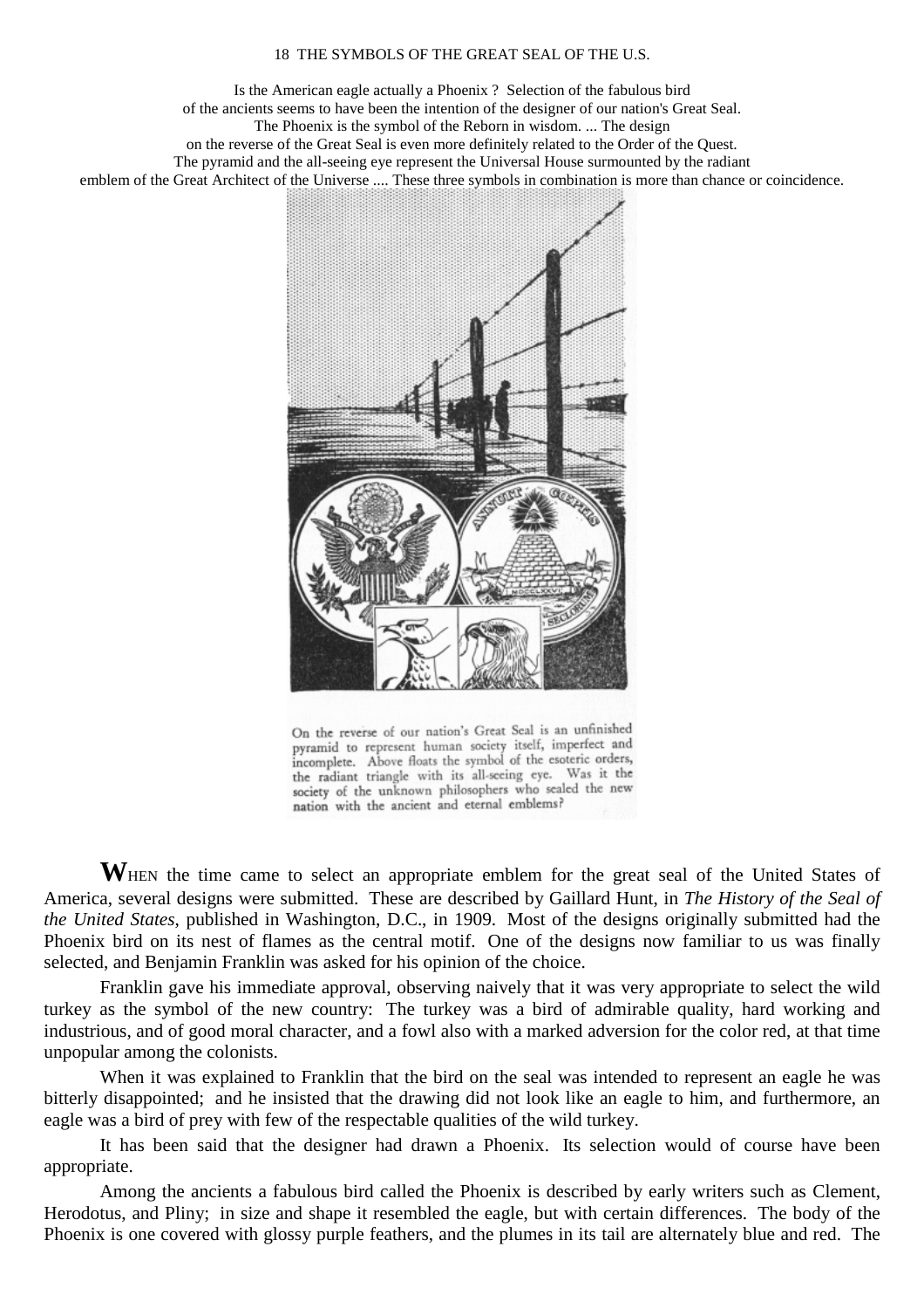Is the American eagle actually a Phoenix ? Selection of the fabulous bird of the ancients seems to have been the intention of the designer of our nation's Great Seal. The Phoenix is the symbol of the Reborn in wisdom. ... The design on the reverse of the Great Seal is even more definitely related to the Order of the Quest. The pyramid and the all-seeing eye represent the Universal House surmounted by the radiant emblem of the Great Architect of the Universe .... These three symbols in combination is more than chance or coincidence.

On the reverse of our nation's Great Seal is an unfinished pyramid to represent human society itself, imperfect and incomplete. Above floats the symbol of the esoteric orders, the radiant triangle with its all-seeing eye. Was it the society of the unknown philosophers who sealed the new nation with the ancient and eternal emblems?

**W**HEN the time came to select an appropriate emblem for the great seal of the United States of America, several designs were submitted. These are described by Gaillard Hunt, in *The History of the Seal of the United States*, published in Washington, D.C., in 1909. Most of the designs originally submitted had the Phoenix bird on its nest of flames as the central motif. One of the designs now familiar to us was finally selected, and Benjamin Franklin was asked for his opinion of the choice.

Franklin gave his immediate approval, observing naively that it was very appropriate to select the wild turkey as the symbol of the new country: The turkey was a bird of admirable quality, hard working and industrious, and of good moral character, and a fowl also with a marked adversion for the color red, at that time unpopular among the colonists.

When it was explained to Franklin that the bird on the seal was intended to represent an eagle he was bitterly disappointed; and he insisted that the drawing did not look like an eagle to him, and furthermore, an eagle was a bird of prey with few of the respectable qualities of the wild turkey.

It has been said that the designer had drawn a Phoenix. Its selection would of course have been appropriate.

Among the ancients a fabulous bird called the Phoenix is described by early writers such as Clement, Herodotus, and Pliny; in size and shape it resembled the eagle, but with certain differences. The body of the Phoenix is one covered with glossy purple feathers, and the plumes in its tail are alternately blue and red. The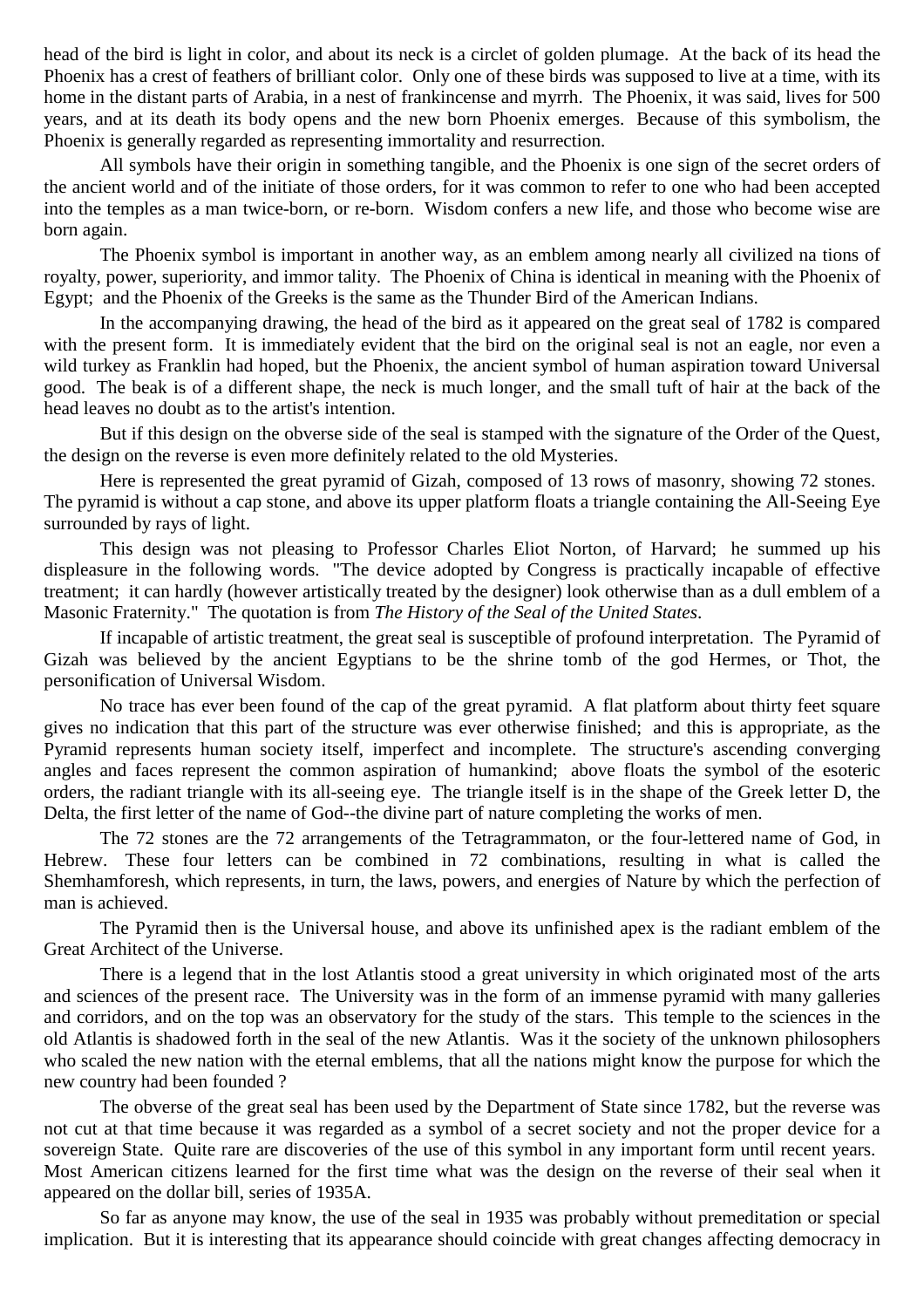head of the bird is light in color, and about its neck is a circlet of golden plumage. At the back of its head the Phoenix has a crest of feathers of brilliant color. Only one of these birds was supposed to live at a time, with its home in the distant parts of Arabia, in a nest of frankincense and myrrh. The Phoenix, it was said, lives for 500 years, and at its death its body opens and the new born Phoenix emerges. Because of this symbolism, the Phoenix is generally regarded as representing immortality and resurrection.

All symbols have their origin in something tangible, and the Phoenix is one sign of the secret orders of the ancient world and of the initiate of those orders, for it was common to refer to one who had been accepted into the temples as a man twice-born, or re-born. Wisdom confers a new life, and those who become wise are born again.

The Phoenix symbol is important in another way, as an emblem among nearly all civilized na tions of royalty, power, superiority, and immor tality. The Phoenix of China is identical in meaning with the Phoenix of Egypt; and the Phoenix of the Greeks is the same as the Thunder Bird of the American Indians.

In the accompanying drawing, the head of the bird as it appeared on the great seal of 1782 is compared with the present form. It is immediately evident that the bird on the original seal is not an eagle, nor even a wild turkey as Franklin had hoped, but the Phoenix, the ancient symbol of human aspiration toward Universal good. The beak is of a different shape, the neck is much longer, and the small tuft of hair at the back of the head leaves no doubt as to the artist's intention.

But if this design on the obverse side of the seal is stamped with the signature of the Order of the Quest, the design on the reverse is even more definitely related to the old Mysteries.

Here is represented the great pyramid of Gizah, composed of 13 rows of masonry, showing 72 stones. The pyramid is without a cap stone, and above its upper platform floats a triangle containing the All-Seeing Eye surrounded by rays of light.

This design was not pleasing to Professor Charles Eliot Norton, of Harvard; he summed up his displeasure in the following words. "The device adopted by Congress is practically incapable of effective treatment; it can hardly (however artistically treated by the designer) look otherwise than as a dull emblem of a Masonic Fraternity." The quotation is from *The History of the Seal of the United States*.

If incapable of artistic treatment, the great seal is susceptible of profound interpretation. The Pyramid of Gizah was believed by the ancient Egyptians to be the shrine tomb of the god Hermes, or Thot, the personification of Universal Wisdom.

No trace has ever been found of the cap of the great pyramid. A flat platform about thirty feet square gives no indication that this part of the structure was ever otherwise finished; and this is appropriate, as the Pyramid represents human society itself, imperfect and incomplete. The structure's ascending converging angles and faces represent the common aspiration of humankind; above floats the symbol of the esoteric orders, the radiant triangle with its all-seeing eye. The triangle itself is in the shape of the Greek letter D, the Delta, the first letter of the name of God--the divine part of nature completing the works of men.

The 72 stones are the 72 arrangements of the Tetragrammaton, or the four-lettered name of God, in Hebrew. These four letters can be combined in 72 combinations, resulting in what is called the Shemhamforesh, which represents, in turn, the laws, powers, and energies of Nature by which the perfection of man is achieved.

The Pyramid then is the Universal house, and above its unfinished apex is the radiant emblem of the Great Architect of the Universe.

There is a legend that in the lost Atlantis stood a great university in which originated most of the arts and sciences of the present race. The University was in the form of an immense pyramid with many galleries and corridors, and on the top was an observatory for the study of the stars. This temple to the sciences in the old Atlantis is shadowed forth in the seal of the new Atlantis. Was it the society of the unknown philosophers who scaled the new nation with the eternal emblems, that all the nations might know the purpose for which the new country had been founded ?

The obverse of the great seal has been used by the Department of State since 1782, but the reverse was not cut at that time because it was regarded as a symbol of a secret society and not the proper device for a sovereign State. Quite rare are discoveries of the use of this symbol in any important form until recent years. Most American citizens learned for the first time what was the design on the reverse of their seal when it appeared on the dollar bill, series of 1935A.

So far as anyone may know, the use of the seal in 1935 was probably without premeditation or special implication. But it is interesting that its appearance should coincide with great changes affecting democracy in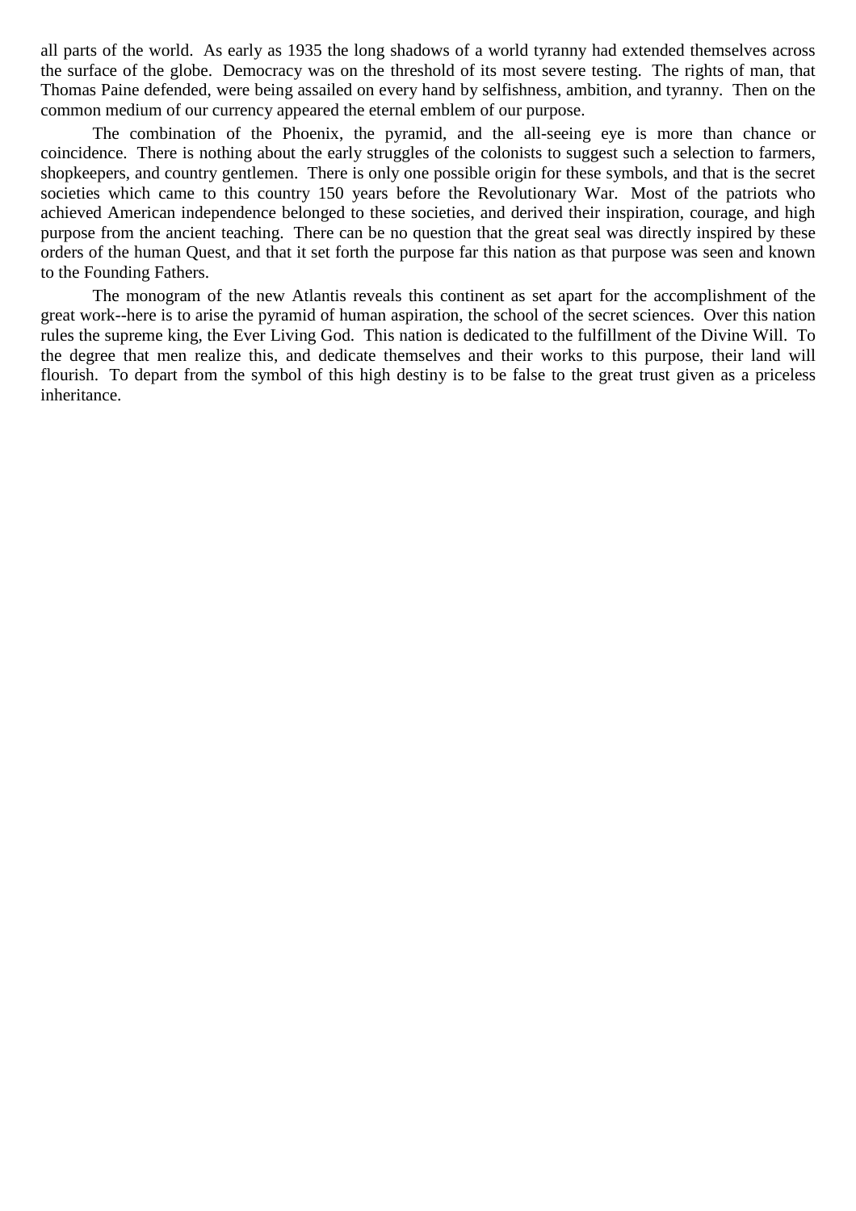all parts of the world. As early as 1935 the long shadows of a world tyranny had extended themselves across the surface of the globe. Democracy was on the threshold of its most severe testing. The rights of man, that Thomas Paine defended, were being assailed on every hand by selfishness, ambition, and tyranny. Then on the common medium of our currency appeared the eternal emblem of our purpose.

The combination of the Phoenix, the pyramid, and the all-seeing eye is more than chance or coincidence. There is nothing about the early struggles of the colonists to suggest such a selection to farmers, shopkeepers, and country gentlemen. There is only one possible origin for these symbols, and that is the secret societies which came to this country 150 years before the Revolutionary War. Most of the patriots who achieved American independence belonged to these societies, and derived their inspiration, courage, and high purpose from the ancient teaching. There can be no question that the great seal was directly inspired by these orders of the human Quest, and that it set forth the purpose far this nation as that purpose was seen and known to the Founding Fathers.

The monogram of the new Atlantis reveals this continent as set apart for the accomplishment of the great work--here is to arise the pyramid of human aspiration, the school of the secret sciences. Over this nation rules the supreme king, the Ever Living God. This nation is dedicated to the fulfillment of the Divine Will. To the degree that men realize this, and dedicate themselves and their works to this purpose, their land will flourish. To depart from the symbol of this high destiny is to be false to the great trust given as a priceless inheritance.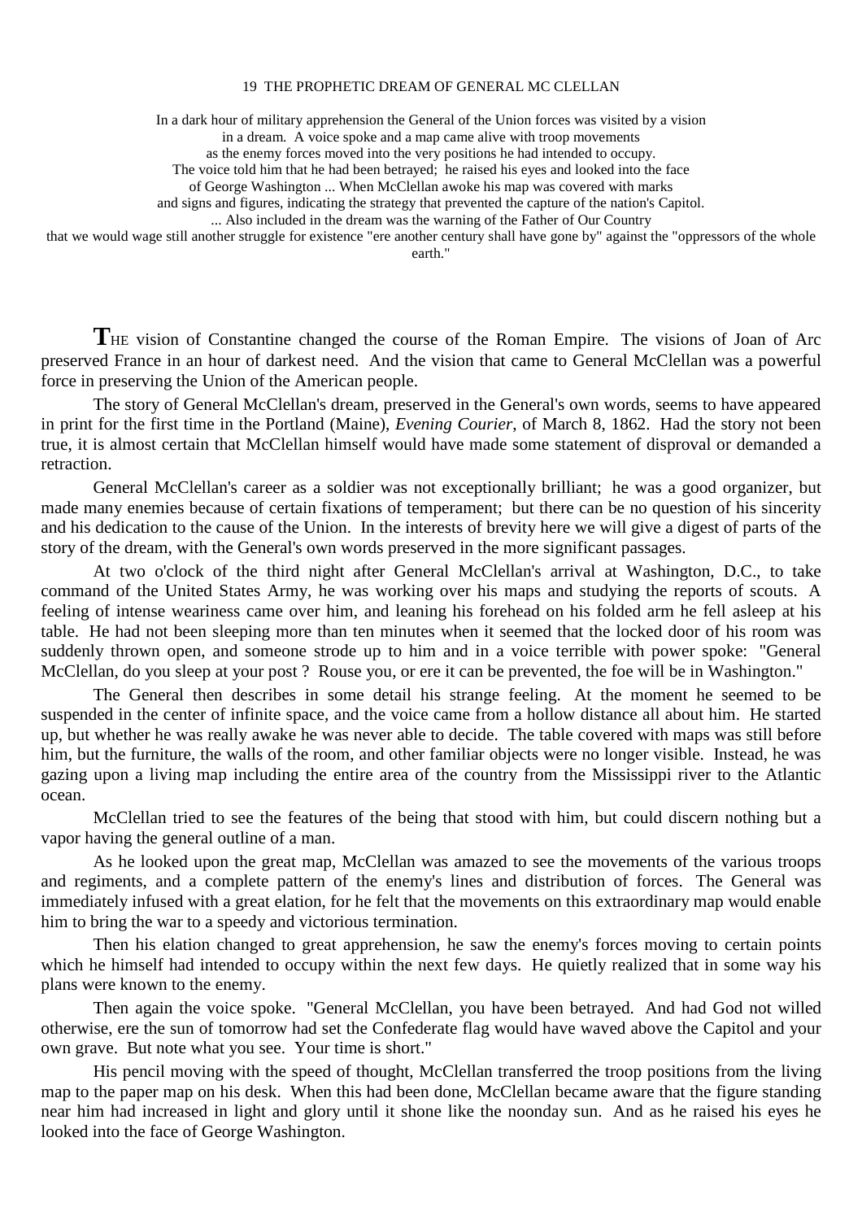## 19 THE PROPHETIC DREAM OF GENERAL MC CLELLAN

In a dark hour of military apprehension the General of the Union forces was visited by a vision in a dream. A voice spoke and a map came alive with troop movements as the enemy forces moved into the very positions he had intended to occupy. The voice told him that he had been betrayed; he raised his eyes and looked into the face of George Washington ... When McClellan awoke his map was covered with marks and signs and figures, indicating the strategy that prevented the capture of the nation's Capitol. ... Also included in the dream was the warning of the Father of Our Country that we would wage still another struggle for existence "ere another century shall have gone by" against the "oppressors of the whole earth."

**T**HE vision of Constantine changed the course of the Roman Empire. The visions of Joan of Arc preserved France in an hour of darkest need. And the vision that came to General McClellan was a powerful force in preserving the Union of the American people.

The story of General McClellan's dream, preserved in the General's own words, seems to have appeared in print for the first time in the Portland (Maine), *Evening Courier*, of March 8, 1862. Had the story not been true, it is almost certain that McClellan himself would have made some statement of disproval or demanded a retraction.

General McClellan's career as a soldier was not exceptionally brilliant; he was a good organizer, but made many enemies because of certain fixations of temperament; but there can be no question of his sincerity and his dedication to the cause of the Union. In the interests of brevity here we will give a digest of parts of the story of the dream, with the General's own words preserved in the more significant passages.

At two o'clock of the third night after General McClellan's arrival at Washington, D.C., to take command of the United States Army, he was working over his maps and studying the reports of scouts. A feeling of intense weariness came over him, and leaning his forehead on his folded arm he fell asleep at his table. He had not been sleeping more than ten minutes when it seemed that the locked door of his room was suddenly thrown open, and someone strode up to him and in a voice terrible with power spoke: "General McClellan, do you sleep at your post ? Rouse you, or ere it can be prevented, the foe will be in Washington."

The General then describes in some detail his strange feeling. At the moment he seemed to be suspended in the center of infinite space, and the voice came from a hollow distance all about him. He started up, but whether he was really awake he was never able to decide. The table covered with maps was still before him, but the furniture, the walls of the room, and other familiar objects were no longer visible. Instead, he was gazing upon a living map including the entire area of the country from the Mississippi river to the Atlantic ocean.

McClellan tried to see the features of the being that stood with him, but could discern nothing but a vapor having the general outline of a man.

As he looked upon the great map, McClellan was amazed to see the movements of the various troops and regiments, and a complete pattern of the enemy's lines and distribution of forces. The General was immediately infused with a great elation, for he felt that the movements on this extraordinary map would enable him to bring the war to a speedy and victorious termination.

Then his elation changed to great apprehension, he saw the enemy's forces moving to certain points which he himself had intended to occupy within the next few days. He quietly realized that in some way his plans were known to the enemy.

Then again the voice spoke. "General McClellan, you have been betrayed. And had God not willed otherwise, ere the sun of tomorrow had set the Confederate flag would have waved above the Capitol and your own grave. But note what you see. Your time is short."

His pencil moving with the speed of thought, McClellan transferred the troop positions from the living map to the paper map on his desk. When this had been done, McClellan became aware that the figure standing near him had increased in light and glory until it shone like the noonday sun. And as he raised his eyes he looked into the face of George Washington.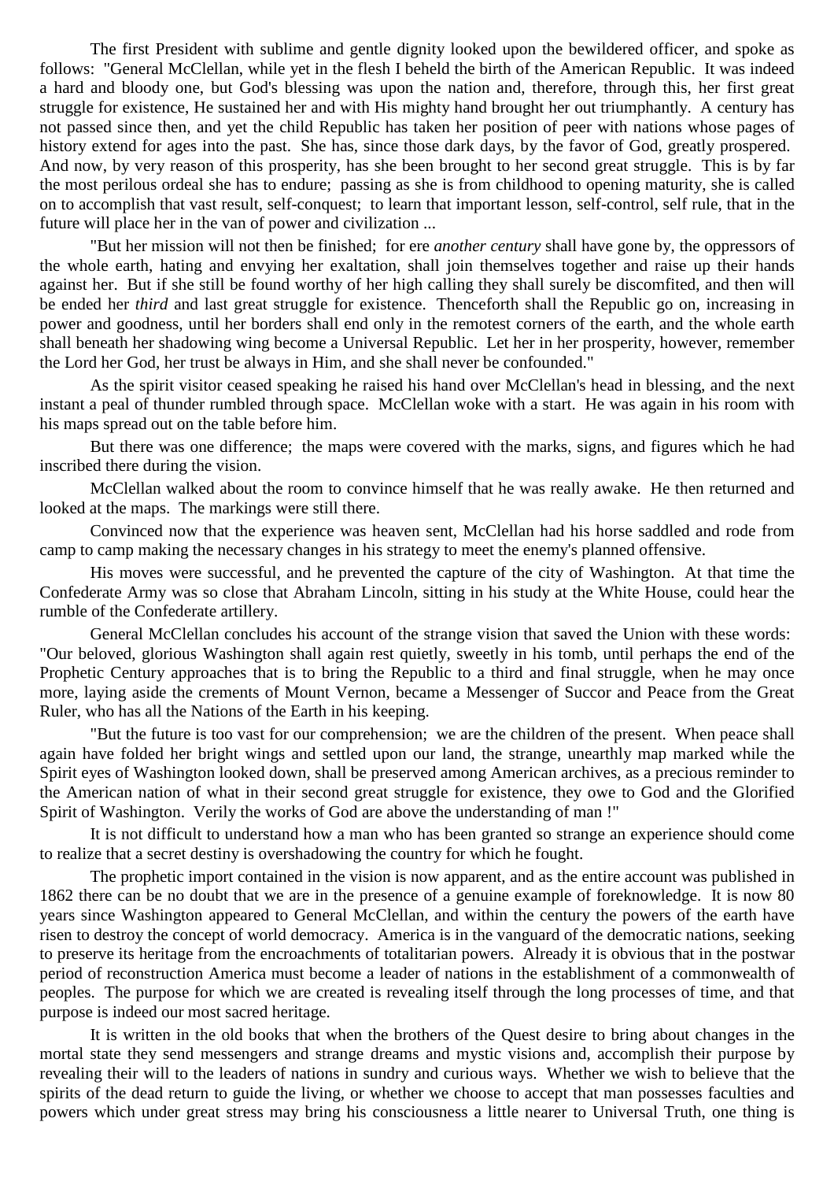The first President with sublime and gentle dignity looked upon the bewildered officer, and spoke as follows: "General McClellan, while yet in the flesh I beheld the birth of the American Republic. It was indeed a hard and bloody one, but God's blessing was upon the nation and, therefore, through this, her first great struggle for existence, He sustained her and with His mighty hand brought her out triumphantly. A century has not passed since then, and yet the child Republic has taken her position of peer with nations whose pages of history extend for ages into the past. She has, since those dark days, by the favor of God, greatly prospered. And now, by very reason of this prosperity, has she been brought to her second great struggle. This is by far the most perilous ordeal she has to endure; passing as she is from childhood to opening maturity, she is called on to accomplish that vast result, self-conquest; to learn that important lesson, self-control, self rule, that in the future will place her in the van of power and civilization ...

"But her mission will not then be finished; for ere *another century* shall have gone by, the oppressors of the whole earth, hating and envying her exaltation, shall join themselves together and raise up their hands against her. But if she still be found worthy of her high calling they shall surely be discomfited, and then will be ended her *third* and last great struggle for existence. Thenceforth shall the Republic go on, increasing in power and goodness, until her borders shall end only in the remotest corners of the earth, and the whole earth shall beneath her shadowing wing become a Universal Republic. Let her in her prosperity, however, remember the Lord her God, her trust be always in Him, and she shall never be confounded."

As the spirit visitor ceased speaking he raised his hand over McClellan's head in blessing, and the next instant a peal of thunder rumbled through space. McClellan woke with a start. He was again in his room with his maps spread out on the table before him.

But there was one difference; the maps were covered with the marks, signs, and figures which he had inscribed there during the vision.

McClellan walked about the room to convince himself that he was really awake. He then returned and looked at the maps. The markings were still there.

Convinced now that the experience was heaven sent, McClellan had his horse saddled and rode from camp to camp making the necessary changes in his strategy to meet the enemy's planned offensive.

His moves were successful, and he prevented the capture of the city of Washington. At that time the Confederate Army was so close that Abraham Lincoln, sitting in his study at the White House, could hear the rumble of the Confederate artillery.

General McClellan concludes his account of the strange vision that saved the Union with these words: "Our beloved, glorious Washington shall again rest quietly, sweetly in his tomb, until perhaps the end of the Prophetic Century approaches that is to bring the Republic to a third and final struggle, when he may once more, laying aside the cements of Mount Vernon, became a Messenger of Succor and Peace from the Great Ruler, who has all the Nations of the Earth in his keeping.

"But the future is too vast for our comprehension; we are the children of the present. When peace shall again have folded her bright wings and settled upon our land, the strange, unearthly map marked while the Spirit eyes of Washington looked down, shall be preserved among American archives, as a precious reminder to the American nation of what in their second great struggle for existence, they owe to God and the Glorified Spirit of Washington. Verily the works of God are above the understanding of man !"

It is not difficult to understand how a man who has been granted so strange an experience should come to realize that a secret destiny is overshadowing the country for which he fought.

The prophetic import contained in the vision is now apparent, and as the entire account was published in 1862 there can be no doubt that we are in the presence of a genuine example of foreknowledge. It is now 80 years since Washington appeared to General McClellan, and within the century the powers of the earth have risen to destroy the concept of world democracy. America is in the vanguard of the democratic nations, seeking to preserve its heritage from the encroachments of totalitarian powers. Already it is obvious that in the postwar period of reconstruction America must become a leader of nations in the establishment of a commonwealth of peoples. The purpose for which we are created is revealing itself through the long processes of time, and that purpose is indeed our most sacred heritage.

It is written in the old books that when the brothers of the Quest desire to bring about changes in the mortal state they send messengers and strange dreams and mystic visions and, accomplish their purpose by revealing their will to the leaders of nations in sundry and curious ways. Whether we wish to believe that the spirits of the dead return to guide the living, or whether we choose to accept that man possesses faculties and powers which under great stress may bring his consciousness a little nearer to Universal Truth, one thing is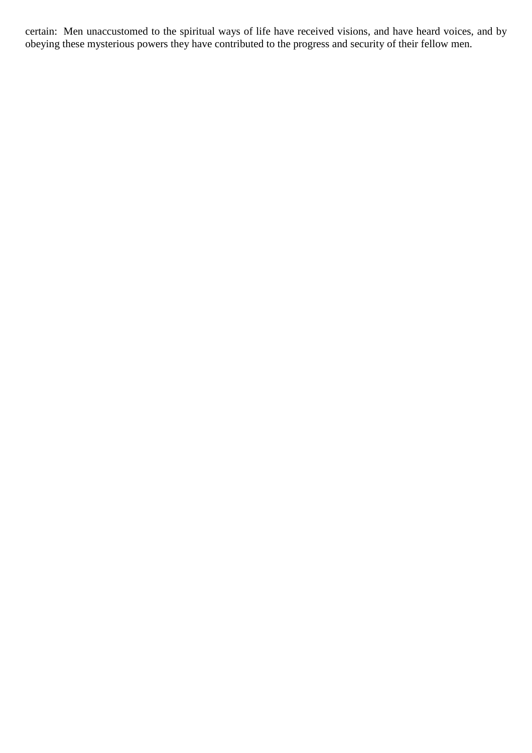certain: Men unaccustomed to the spiritual ways of life have received visions, and have heard voices, and by obeying these mysterious powers they have contributed to the progress and security of their fellow men.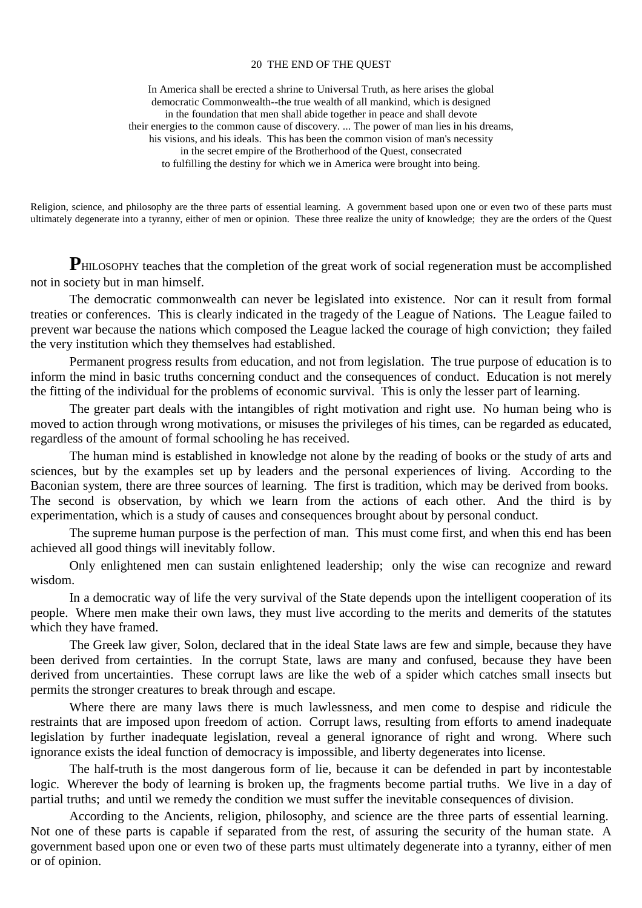## 20 THE END OF THE QUEST

In America shall be erected a shrine to Universal Truth, as here arises the global democratic Commonwealth--the true wealth of all mankind, which is designed in the foundation that men shall abide together in peace and shall devote their energies to the common cause of discovery. ... The power of man lies in his dreams, his visions, and his ideals. This has been the common vision of man's necessity in the secret empire of the Brotherhood of the Quest, consecrated to fulfilling the destiny for which we in America were brought into being.

Religion, science, and philosophy are the three parts of essential learning. A government based upon one or even two of these parts must ultimately degenerate into a tyranny, either of men or opinion. These three realize the unity of knowledge; they are the orders of the Quest

**P**HILOSOPHY teaches that the completion of the great work of social regeneration must be accomplished not in society but in man himself.

The democratic commonwealth can never be legislated into existence. Nor can it result from formal treaties or conferences. This is clearly indicated in the tragedy of the League of Nations. The League failed to prevent war because the nations which composed the League lacked the courage of high conviction; they failed the very institution which they themselves had established.

Permanent progress results from education, and not from legislation. The true purpose of education is to inform the mind in basic truths concerning conduct and the consequences of conduct. Education is not merely the fitting of the individual for the problems of economic survival. This is only the lesser part of learning.

The greater part deals with the intangibles of right motivation and right use. No human being who is moved to action through wrong motivations, or misuses the privileges of his times, can be regarded as educated, regardless of the amount of formal schooling he has received.

The human mind is established in knowledge not alone by the reading of books or the study of arts and sciences, but by the examples set up by leaders and the personal experiences of living. According to the Baconian system, there are three sources of learning. The first is tradition, which may be derived from books. The second is observation, by which we learn from the actions of each other. And the third is by experimentation, which is a study of causes and consequences brought about by personal conduct.

The supreme human purpose is the perfection of man. This must come first, and when this end has been achieved all good things will inevitably follow.

Only enlightened men can sustain enlightened leadership; only the wise can recognize and reward wisdom.

In a democratic way of life the very survival of the State depends upon the intelligent cooperation of its people. Where men make their own laws, they must live according to the merits and demerits of the statutes which they have framed.

The Greek law giver, Solon, declared that in the ideal State laws are few and simple, because they have been derived from certainties. In the corrupt State, laws are many and confused, because they have been derived from uncertainties. These corrupt laws are like the web of a spider which catches small insects but permits the stronger creatures to break through and escape.

Where there are many laws there is much lawlessness, and men come to despise and ridicule the restraints that are imposed upon freedom of action. Corrupt laws, resulting from efforts to amend inadequate legislation by further inadequate legislation, reveal a general ignorance of right and wrong. Where such ignorance exists the ideal function of democracy is impossible, and liberty degenerates into license.

The half-truth is the most dangerous form of lie, because it can be defended in part by incontestable logic. Wherever the body of learning is broken up, the fragments become partial truths. We live in a day of partial truths; and until we remedy the condition we must suffer the inevitable consequences of division.

According to the Ancients, religion, philosophy, and science are the three parts of essential learning. Not one of these parts is capable if separated from the rest, of assuring the security of the human state. A government based upon one or even two of these parts must ultimately degenerate into a tyranny, either of men or of opinion.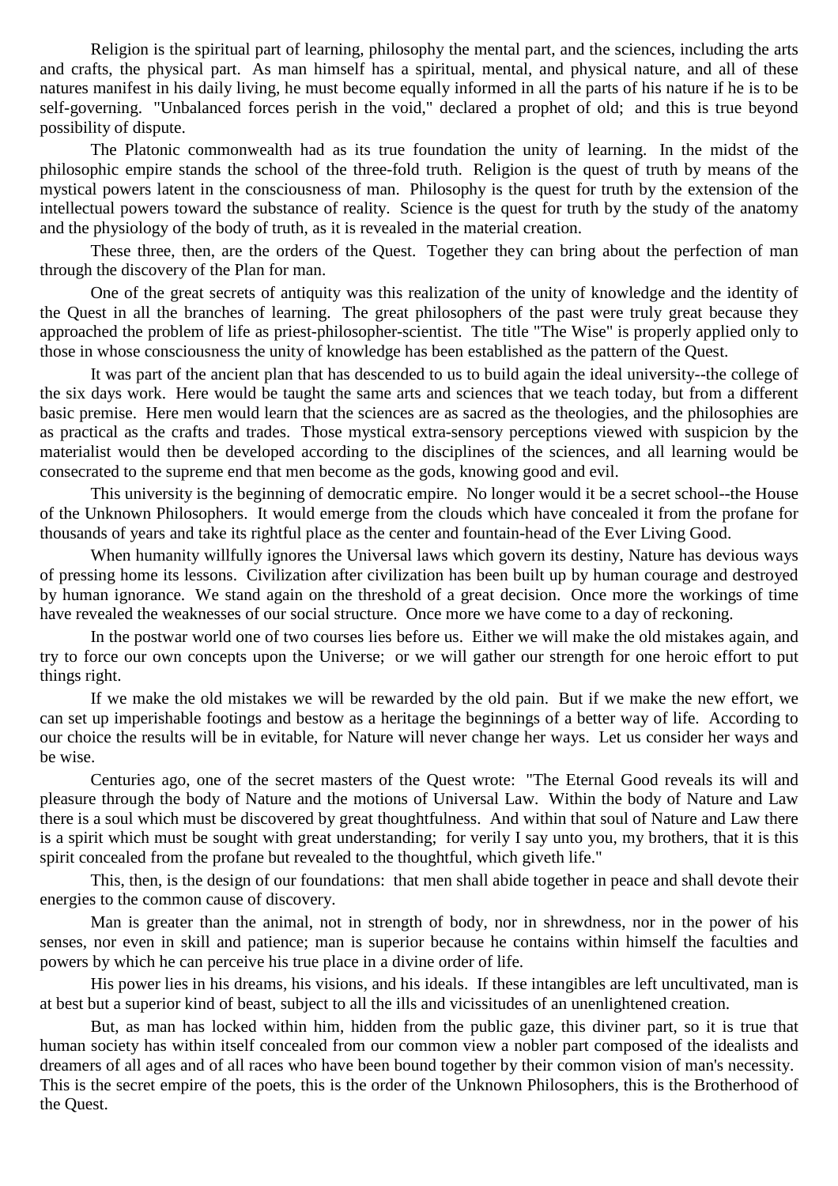Religion is the spiritual part of learning, philosophy the mental part, and the sciences, including the arts and crafts, the physical part. As man himself has a spiritual, mental, and physical nature, and all of these natures manifest in his daily living, he must become equally informed in all the parts of his nature if he is to be self-governing. "Unbalanced forces perish in the void," declared a prophet of old; and this is true beyond possibility of dispute.

The Platonic commonwealth had as its true foundation the unity of learning. In the midst of the philosophic empire stands the school of the three-fold truth. Religion is the quest of truth by means of the mystical powers latent in the consciousness of man. Philosophy is the quest for truth by the extension of the intellectual powers toward the substance of reality. Science is the quest for truth by the study of the anatomy and the physiology of the body of truth, as it is revealed in the material creation.

These three, then, are the orders of the Quest. Together they can bring about the perfection of man through the discovery of the Plan for man.

One of the great secrets of antiquity was this realization of the unity of knowledge and the identity of the Quest in all the branches of learning. The great philosophers of the past were truly great because they approached the problem of life as priest-philosopher-scientist. The title "The Wise" is properly applied only to those in whose consciousness the unity of knowledge has been established as the pattern of the Quest.

It was part of the ancient plan that has descended to us to build again the ideal university--the college of the six days work. Here would be taught the same arts and sciences that we teach today, but from a different basic premise. Here men would learn that the sciences are as sacred as the theologies, and the philosophies are as practical as the crafts and trades. Those mystical extra-sensory perceptions viewed with suspicion by the materialist would then be developed according to the disciplines of the sciences, and all learning would be consecrated to the supreme end that men become as the gods, knowing good and evil.

This university is the beginning of democratic empire. No longer would it be a secret school--the House of the Unknown Philosophers. It would emerge from the clouds which have concealed it from the profane for thousands of years and take its rightful place as the center and fountain-head of the Ever Living Good.

When humanity willfully ignores the Universal laws which govern its destiny, Nature has devious ways of pressing home its lessons. Civilization after civilization has been built up by human courage and destroyed by human ignorance. We stand again on the threshold of a great decision. Once more the workings of time have revealed the weaknesses of our social structure. Once more we have come to a day of reckoning.

In the postwar world one of two courses lies before us. Either we will make the old mistakes again, and try to force our own concepts upon the Universe; or we will gather our strength for one heroic effort to put things right.

If we make the old mistakes we will be rewarded by the old pain. But if we make the new effort, we can set up imperishable footings and bestow as a heritage the beginnings of a better way of life. According to our choice the results will be in evitable, for Nature will never change her ways. Let us consider her ways and be wise.

Centuries ago, one of the secret masters of the Quest wrote: "The Eternal Good reveals its will and pleasure through the body of Nature and the motions of Universal Law. Within the body of Nature and Law there is a soul which must be discovered by great thoughtfulness. And within that soul of Nature and Law there is a spirit which must be sought with great understanding; for verily I say unto you, my brothers, that it is this spirit concealed from the profane but revealed to the thoughtful, which giveth life."

This, then, is the design of our foundations: that men shall abide together in peace and shall devote their energies to the common cause of discovery.

Man is greater than the animal, not in strength of body, nor in shrewdness, nor in the power of his senses, nor even in skill and patience; man is superior because he contains within himself the faculties and powers by which he can perceive his true place in a divine order of life.

His power lies in his dreams, his visions, and his ideals. If these intangibles are left uncultivated, man is at best but a superior kind of beast, subject to all the ills and vicissitudes of an unenlightened creation.

But, as man has locked within him, hidden from the public gaze, this diviner part, so it is true that human society has within itself concealed from our common view a nobler part composed of the idealists and dreamers of all ages and of all races who have been bound together by their common vision of man's necessity. This is the secret empire of the poets, this is the order of the Unknown Philosophers, this is the Brotherhood of the Quest.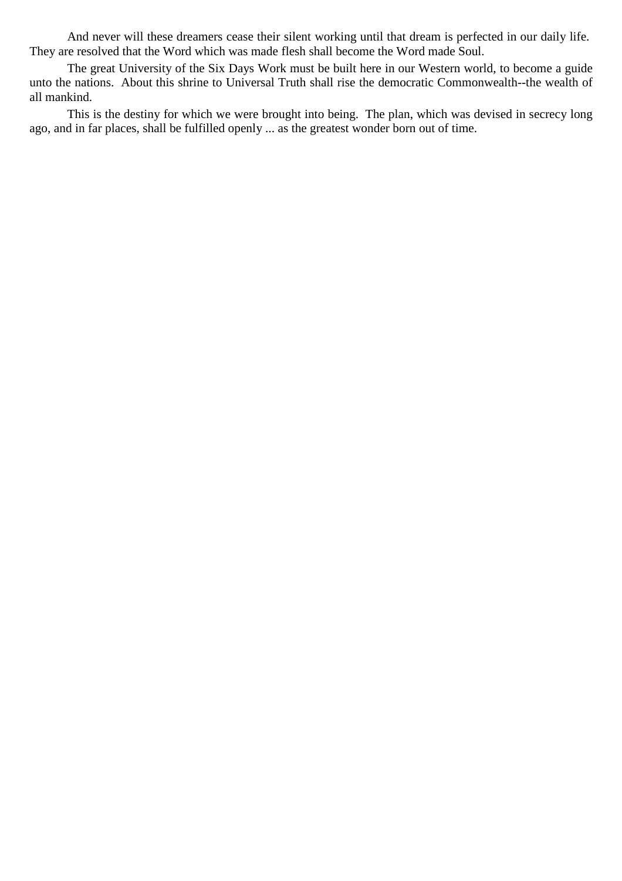And never will these dreamers cease their silent working until that dream is perfected in our daily life. They are resolved that the Word which was made flesh shall become the Word made Soul.

The great University of the Six Days Work must be built here in our Western world, to become a guide unto the nations. About this shrine to Universal Truth shall rise the democratic Commonwealth--the wealth of all mankind.

This is the destiny for which we were brought into being. The plan, which was devised in secrecy long ago, and in far places, shall be fulfilled openly ... as the greatest wonder born out of time.